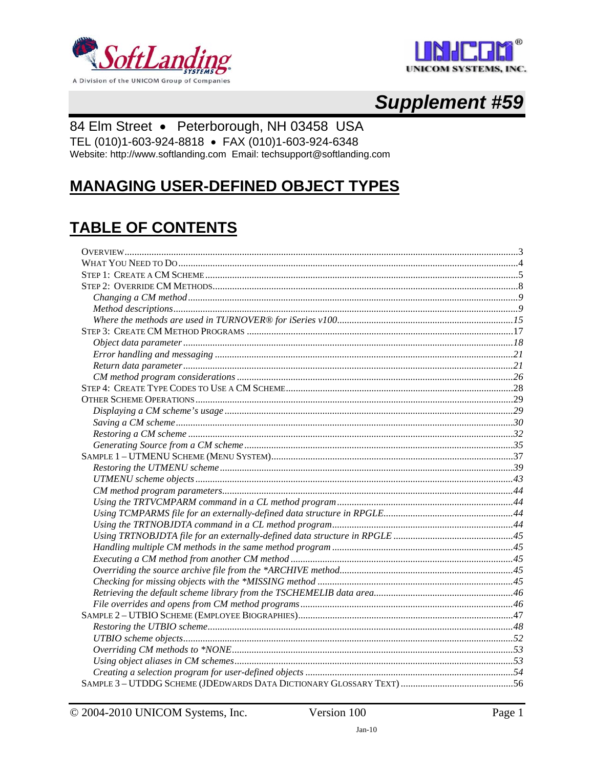# Supplement #59

84 Elm Street • Peterborough, NH 03458 USA

TEL (010)1-603-924-8818 • FAX (010)1-603-924-6348

Website: http://www.softlanding.com Email: techsupport@softlanding.com

## MANAGING USER-DEFINED OBJECT TYPES

## TABLE OF CONTENTS

- Overview ..... 3
- What You Need to Do ..... 4
- Step 1: Create a CM Scheme ..... 5
- Step 2: Override CM Methods ..... 8
  - *Changing a CM method* ..... 9
  - *Method descriptions* ..... 9
  - *Where the methods are used in TURNOVER® for iSeries v100* ..... 15
- Step 3: Create CM Method Programs ..... 17
  - *Object data parameter* ..... 18
  - *Error handling and messaging* ..... 21
  - *Return data parameter* ..... 21
  - *CM method program considerations* ..... 26
- Step 4: Create Type Codes to Use a CM Scheme ..... 28
- Other Scheme Operations ..... 29
  - *Displaying a CM scheme's usage* ..... 29
  - *Saving a CM scheme* ..... 30
  - *Restoring a CM scheme* ..... 32
  - *Generating Source from a CM scheme* ..... 35
- Sample 1 – UTMENU Scheme (Menu System) ..... 37
  - *Restoring the UTMENU scheme* ..... 39
  - *UTMENU scheme objects* ..... 43
  - *CM method program parameters* ..... 44
  - *Using the TRTVCMPARM command in a CL method program* ..... 44
  - *Using TCMPARMS file for an externally-defined data structure in RPGLE* ..... 44
  - *Using the TRTNOBJDTA command in a CL method program* ..... 44
  - *Using TRTNOBJDTA file for an externally-defined data structure in RPGLE* ..... 45
  - *Handling multiple CM methods in the same method program* ..... 45
  - *Executing a CM method from another CM method* ..... 45
  - *Overriding the source archive file from the *ARCHIVE method* ..... 45
  - *Checking for missing objects with the *MISSING method* ..... 45
  - *Retrieving the default scheme library from the TSCHEMELIB data area* ..... 46
  - *File overrides and opens from CM method programs* ..... 46
- Sample 2 – UTBIO Scheme (Employee Biographies) ..... 47
  - *Restoring the UTBIO scheme* ..... 48
  - *UTBIO scheme objects* ..... 52
  - *Overriding CM methods to *NONE* ..... 53
  - *Using object aliases in CM schemes* ..... 53
  - *Creating a selection program for user-defined objects* ..... 54
- Sample 3 – UTDDG Scheme (JDEdwards Data Dictionary Glossary Text) ..... 56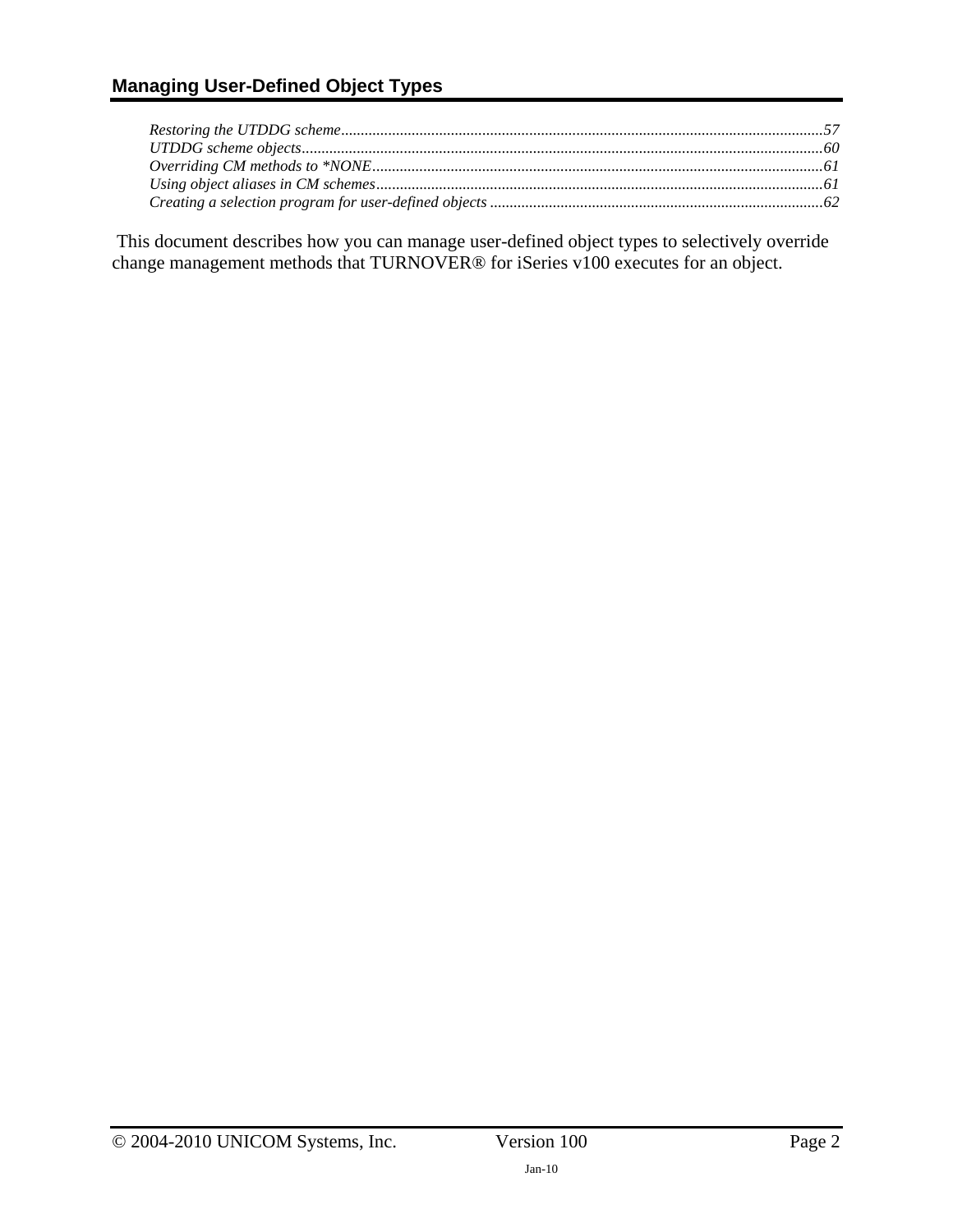*Restoring the UTDDG scheme*..........................................................................................................................57
*UTDDG scheme objects*...................................................................................................................................60
*Overriding CM methods to *NONE*..................................................................................................................61
*Using object aliases in CM schemes*.................................................................................................................61
*Creating a selection program for user-defined objects* ....................................................................................62

This document describes how you can manage user-defined object types to selectively override change management methods that TURNOVER® for iSeries v100 executes for an object.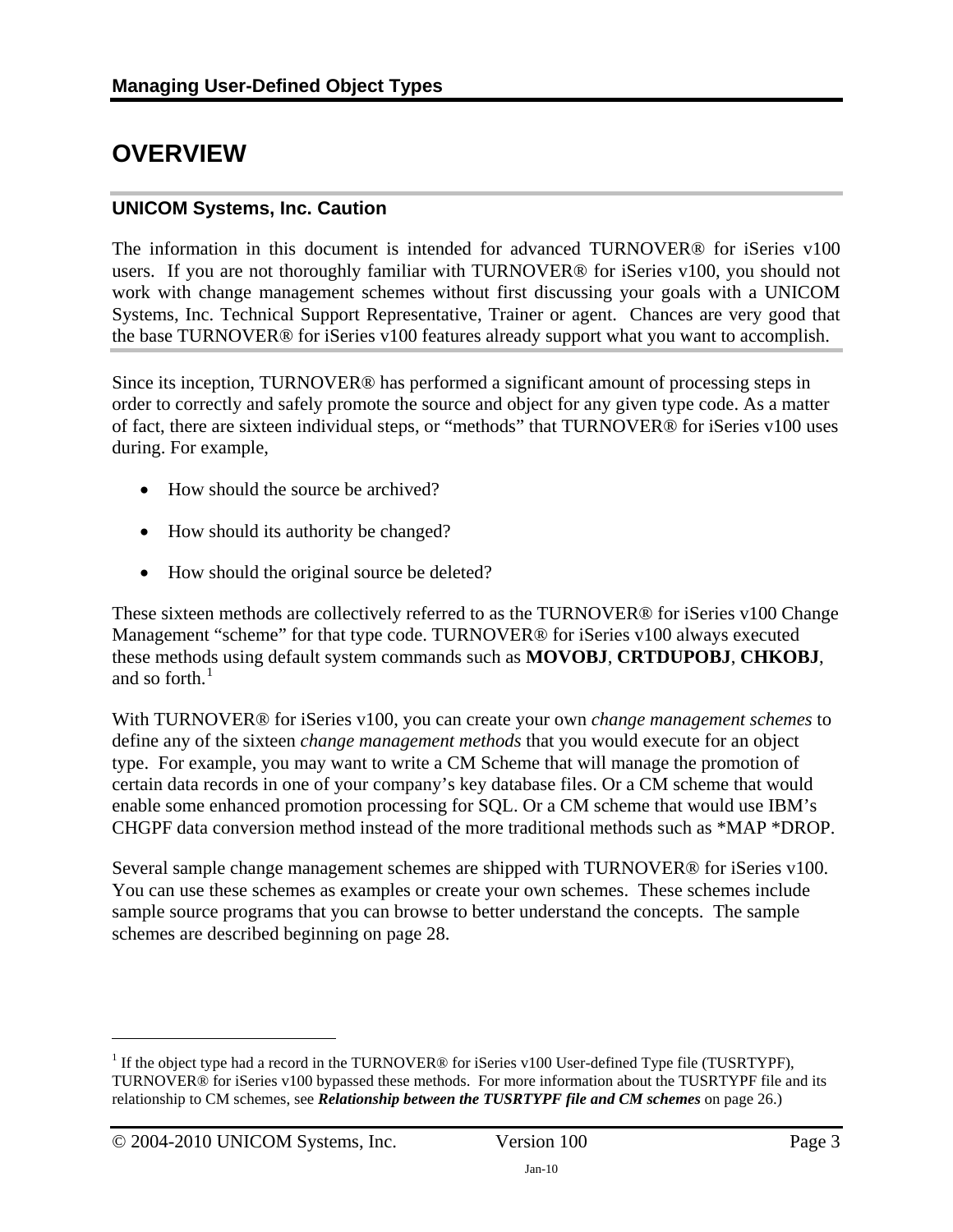# OVERVIEW

## UNICOM Systems, Inc. Caution

The information in this document is intended for advanced TURNOVER® for iSeries v100 users. If you are not thoroughly familiar with TURNOVER® for iSeries v100, you should not work with change management schemes without first discussing your goals with a UNICOM Systems, Inc. Technical Support Representative, Trainer or agent. Chances are very good that the base TURNOVER® for iSeries v100 features already support what you want to accomplish.

Since its inception, TURNOVER® has performed a significant amount of processing steps in order to correctly and safely promote the source and object for any given type code. As a matter of fact, there are sixteen individual steps, or "methods" that TURNOVER® for iSeries v100 uses during. For example,

- How should the source be archived?
- How should its authority be changed?
- How should the original source be deleted?

These sixteen methods are collectively referred to as the TURNOVER® for iSeries v100 Change Management "scheme" for that type code. TURNOVER® for iSeries v100 always executed these methods using default system commands such as **MOVOBJ**, **CRTDUPOBJ**, **CHKOBJ**, and so forth.[1]

With TURNOVER® for iSeries v100, you can create your own *change management schemes* to define any of the sixteen *change management methods* that you would execute for an object type. For example, you may want to write a CM Scheme that will manage the promotion of certain data records in one of your company's key database files. Or a CM scheme that would enable some enhanced promotion processing for SQL. Or a CM scheme that would use IBM's CHGPF data conversion method instead of the more traditional methods such as *MAP *DROP.

Several sample change management schemes are shipped with TURNOVER® for iSeries v100. You can use these schemes as examples or create your own schemes. These schemes include sample source programs that you can browse to better understand the concepts. The sample schemes are described beginning on page 28.

---

[1] If the object type had a record in the TURNOVER® for iSeries v100 User-defined Type file (TUSRTYPF), TURNOVER® for iSeries v100 bypassed these methods. For more information about the TUSRTYPF file and its relationship to CM schemes, see ***Relationship between the TUSRTYPF file and CM schemes*** on page 26.)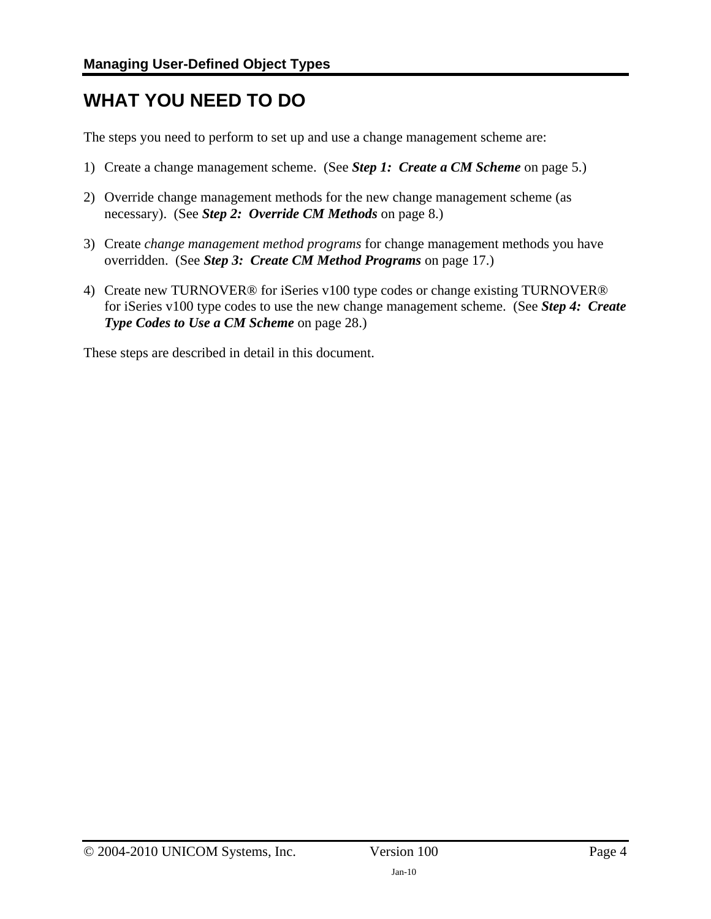# WHAT YOU NEED TO DO

The steps you need to perform to set up and use a change management scheme are:

1) Create a change management scheme. (See ***Step 1: Create a CM Scheme*** on page 5.)

2) Override change management methods for the new change management scheme (as necessary). (See ***Step 2: Override CM Methods*** on page 8.)

3) Create *change management method programs* for change management methods you have overridden. (See ***Step 3: Create CM Method Programs*** on page 17.)

4) Create new TURNOVER® for iSeries v100 type codes or change existing TURNOVER® for iSeries v100 type codes to use the new change management scheme. (See ***Step 4: Create Type Codes to Use a CM Scheme*** on page 28.)

These steps are described in detail in this document.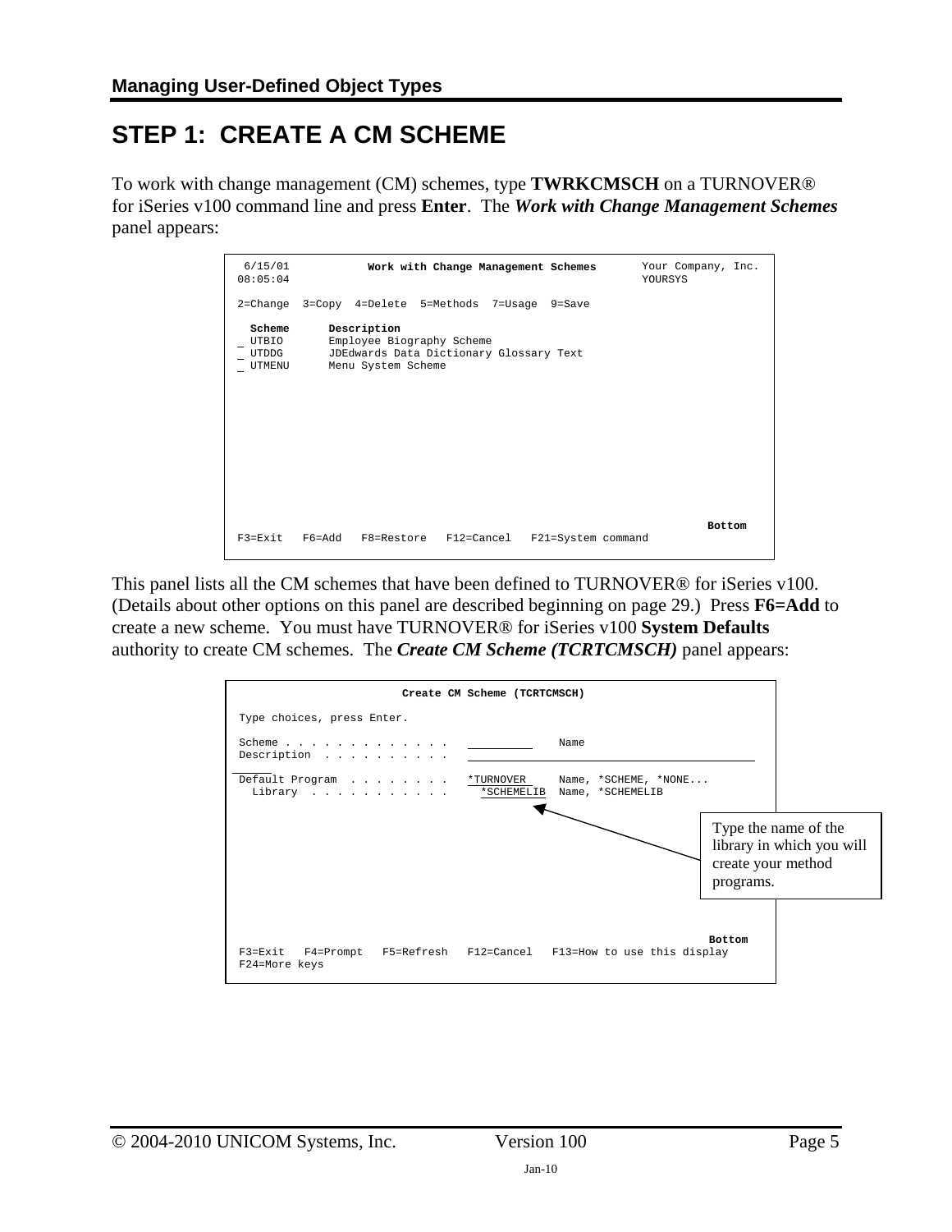# STEP 1: CREATE A CM SCHEME

To work with change management (CM) schemes, type **TWRKCMSCH** on a TURNOVER® for iSeries v100 command line and press **Enter**. The ***Work with Change Management Schemes*** panel appears:

```
 6/15/01          Work with Change Management Schemes        Your Company, Inc.
08:05:04                                                      YOURSYS

2=Change  3=Copy  4=Delete  5=Methods  7=Usage  9=Save

  Scheme      Description
_ UTBIO       Employee Biography Scheme
_ UTDDG       JDEdwards Data Dictionary Glossary Text
_ UTMENU      Menu System Scheme




                                                                   Bottom
F3=Exit   F6=Add   F8=Restore   F12=Cancel   F21=System command
```

This panel lists all the CM schemes that have been defined to TURNOVER® for iSeries v100. (Details about other options on this panel are described beginning on page 29.) Press **F6=Add** to create a new scheme. You must have TURNOVER® for iSeries v100 **System Defaults** authority to create CM schemes. The ***Create CM Scheme (TCRTCMSCH)*** panel appears:

```
                    Create CM Scheme (TCRTCMSCH)

 Type choices, press Enter.

 Scheme . . . . . . . . . . . . .   __________    Name
 Description  . . . . . . . . . .   ____________________________________

 Default Program  . . . . . . . .   *TURNOVER     Name, *SCHEME, *NONE...
   Library  . . . . . . . . . . .     *SCHEMELIB  Name, *SCHEMELIB




                                                                   Bottom
 F3=Exit   F4=Prompt   F5=Refresh   F12=Cancel   F13=How to use this display
 F24=More keys
```

Type the name of the library in which you will create your method programs.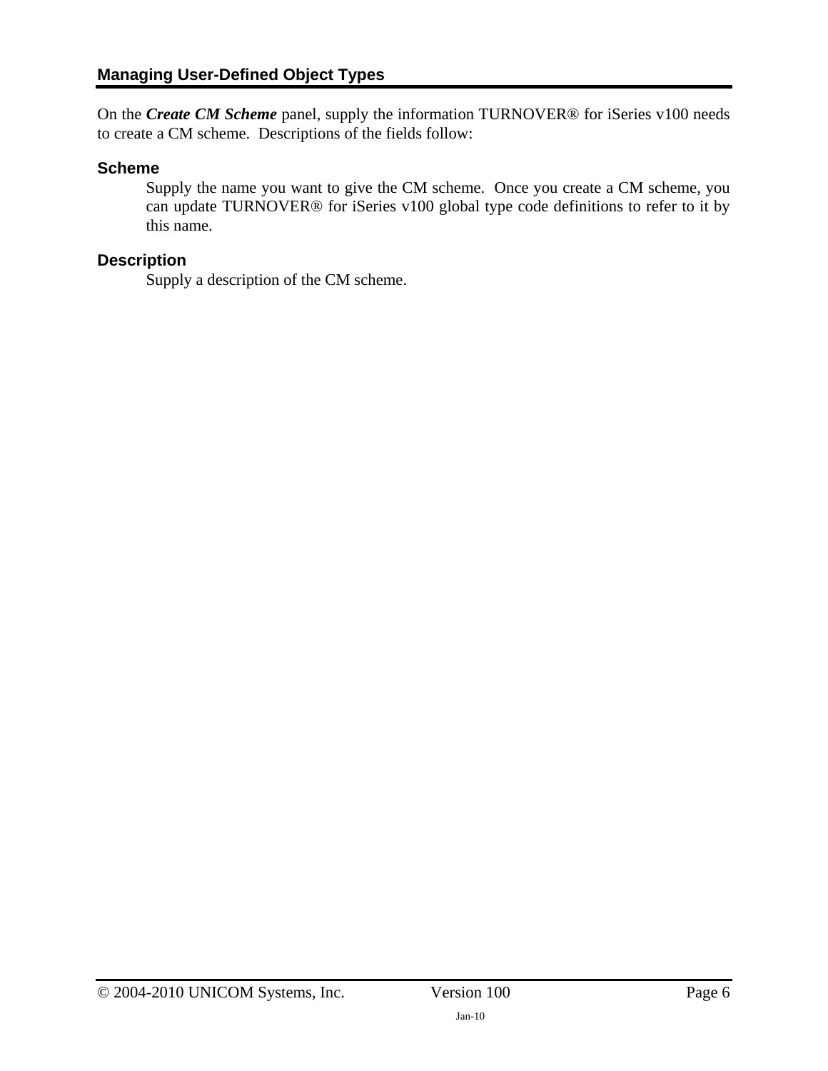On the ***Create CM Scheme*** panel, supply the information TURNOVER® for iSeries v100 needs to create a CM scheme. Descriptions of the fields follow:

### Scheme

Supply the name you want to give the CM scheme. Once you create a CM scheme, you can update TURNOVER® for iSeries v100 global type code definitions to refer to it by this name.

### Description

Supply a description of the CM scheme.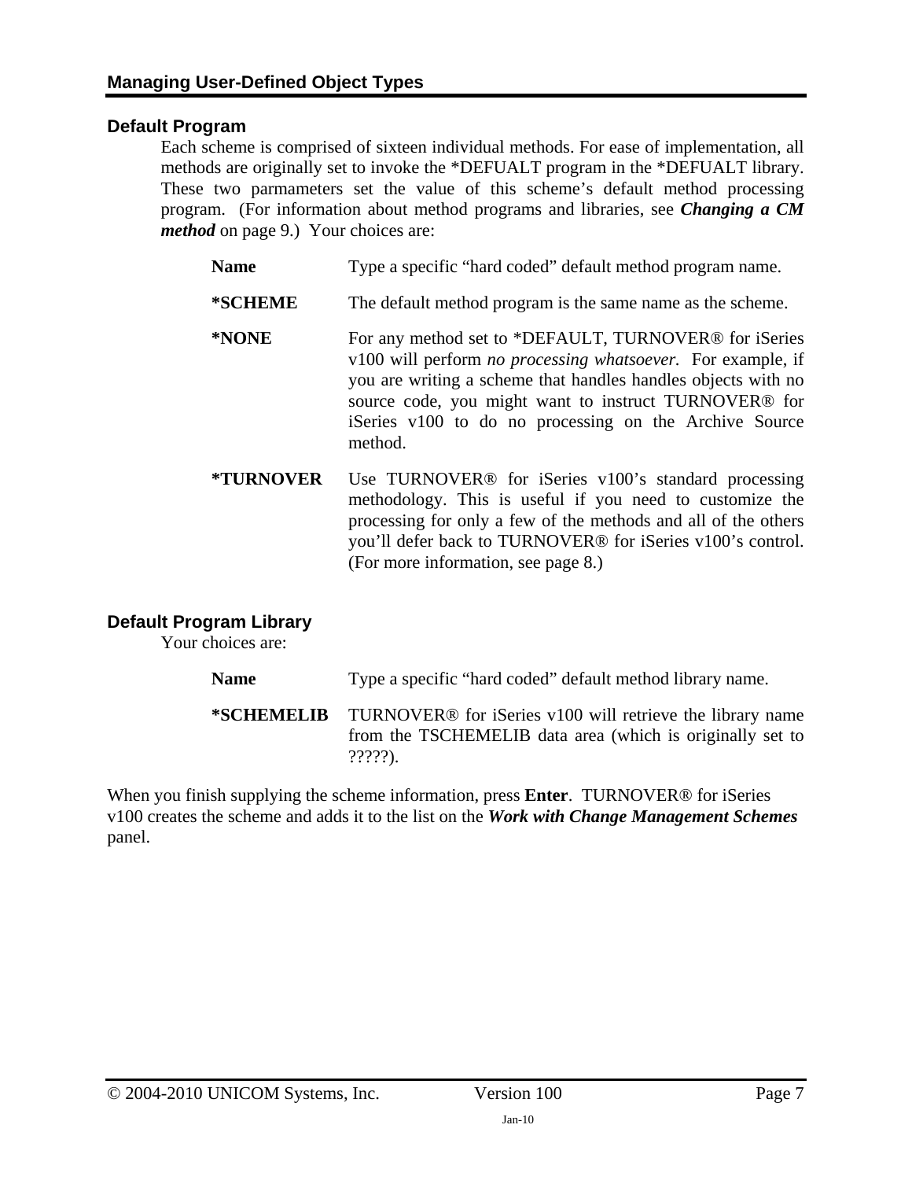## Default Program

Each scheme is comprised of sixteen individual methods. For ease of implementation, all methods are originally set to invoke the *DEFUALT program in the *DEFUALT library. These two parmameters set the value of this scheme's default method processing program. (For information about method programs and libraries, see ***Changing a CM method*** on page 9.) Your choices are:

**Name** Type a specific "hard coded" default method program name.

**\*SCHEME** The default method program is the same name as the scheme.

**\*NONE** For any method set to *DEFAULT, TURNOVER® for iSeries v100 will perform *no processing whatsoever.* For example, if you are writing a scheme that handles handles objects with no source code, you might want to instruct TURNOVER® for iSeries v100 to do no processing on the Archive Source method.

**\*TURNOVER** Use TURNOVER® for iSeries v100's standard processing methodology. This is useful if you need to customize the processing for only a few of the methods and all of the others you'll defer back to TURNOVER® for iSeries v100's control. (For more information, see page 8.)

## Default Program Library

Your choices are:

**Name** Type a specific "hard coded" default method library name.

**\*SCHEMELIB** TURNOVER® for iSeries v100 will retrieve the library name from the TSCHEMELIB data area (which is originally set to ?????).

When you finish supplying the scheme information, press **Enter**. TURNOVER® for iSeries v100 creates the scheme and adds it to the list on the ***Work with Change Management Schemes*** panel.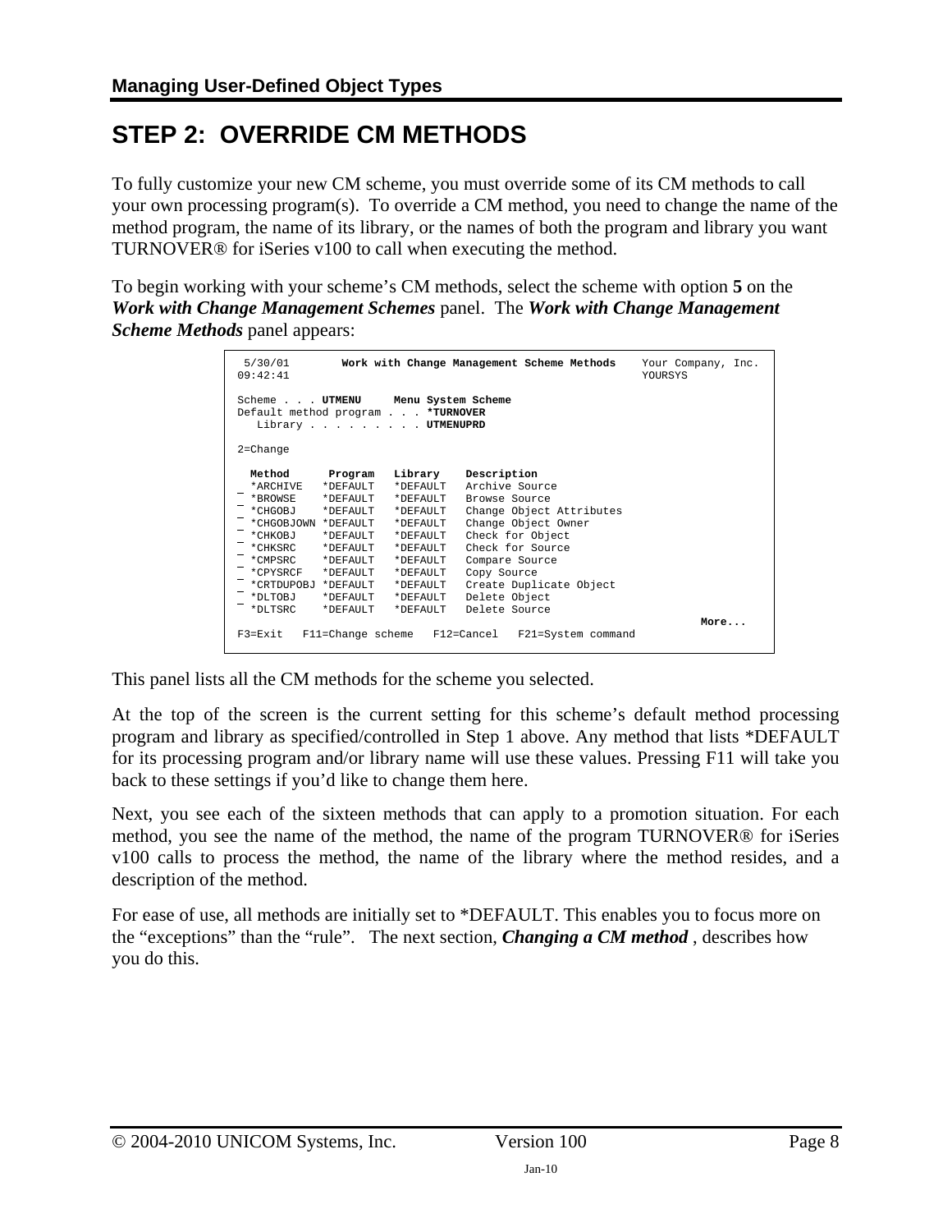## STEP 2: OVERRIDE CM METHODS

To fully customize your new CM scheme, you must override some of its CM methods to call your own processing program(s). To override a CM method, you need to change the name of the method program, the name of its library, or the names of both the program and library you want TURNOVER® for iSeries v100 to call when executing the method.

To begin working with your scheme's CM methods, select the scheme with option **5** on the ***Work with Change Management Schemes*** panel. The ***Work with Change Management Scheme Methods*** panel appears:

```
 5/30/01        Work with Change Management Scheme Methods    Your Company, Inc.
09:42:41                                                      YOURSYS

Scheme . . . UTMENU     Menu System Scheme
Default method program . . . *TURNOVER
   Library . . . . . . . . . UTMENUPRD

2=Change

  Method      Program   Library    Description
_ *ARCHIVE   *DEFAULT   *DEFAULT   Archive Source
_ *BROWSE    *DEFAULT   *DEFAULT   Browse Source
_ *CHGOBJ    *DEFAULT   *DEFAULT   Change Object Attributes
_ *CHGOBJOWN *DEFAULT   *DEFAULT   Change Object Owner
_ *CHKOBJ    *DEFAULT   *DEFAULT   Check for Object
_ *CHKSRC    *DEFAULT   *DEFAULT   Check for Source
_ *CMPSRC    *DEFAULT   *DEFAULT   Compare Source
_ *CPYSRCF   *DEFAULT   *DEFAULT   Copy Source
_ *CRTDUPOBJ *DEFAULT   *DEFAULT   Create Duplicate Object
_ *DLTOBJ    *DEFAULT   *DEFAULT   Delete Object
_ *DLTSRC    *DEFAULT   *DEFAULT   Delete Source
                                                                        More...
F3=Exit   F11=Change scheme   F12=Cancel   F21=System command
```

This panel lists all the CM methods for the scheme you selected.

At the top of the screen is the current setting for this scheme's default method processing program and library as specified/controlled in Step 1 above. Any method that lists *DEFAULT for its processing program and/or library name will use these values. Pressing F11 will take you back to these settings if you'd like to change them here.

Next, you see each of the sixteen methods that can apply to a promotion situation. For each method, you see the name of the method, the name of the program TURNOVER® for iSeries v100 calls to process the method, the name of the library where the method resides, and a description of the method.

For ease of use, all methods are initially set to *DEFAULT. This enables you to focus more on the "exceptions" than the "rule". The next section, ***Changing a CM method*** , describes how you do this.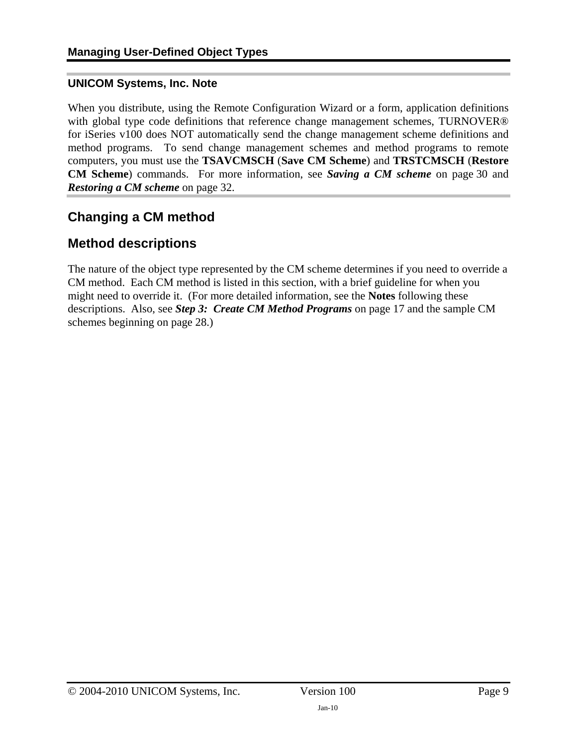### UNICOM Systems, Inc. Note

When you distribute, using the Remote Configuration Wizard or a form, application definitions with global type code definitions that reference change management schemes, TURNOVER® for iSeries v100 does NOT automatically send the change management scheme definitions and method programs. To send change management schemes and method programs to remote computers, you must use the **TSAVCMSCH** (**Save CM Scheme**) and **TRSTCMSCH** (**Restore CM Scheme**) commands. For more information, see ***Saving a CM scheme*** on page 30 and ***Restoring a CM scheme*** on page 32.

## Changing a CM method

## Method descriptions

The nature of the object type represented by the CM scheme determines if you need to override a CM method. Each CM method is listed in this section, with a brief guideline for when you might need to override it. (For more detailed information, see the **Notes** following these descriptions. Also, see ***Step 3: Create CM Method Programs*** on page 17 and the sample CM schemes beginning on page 28.)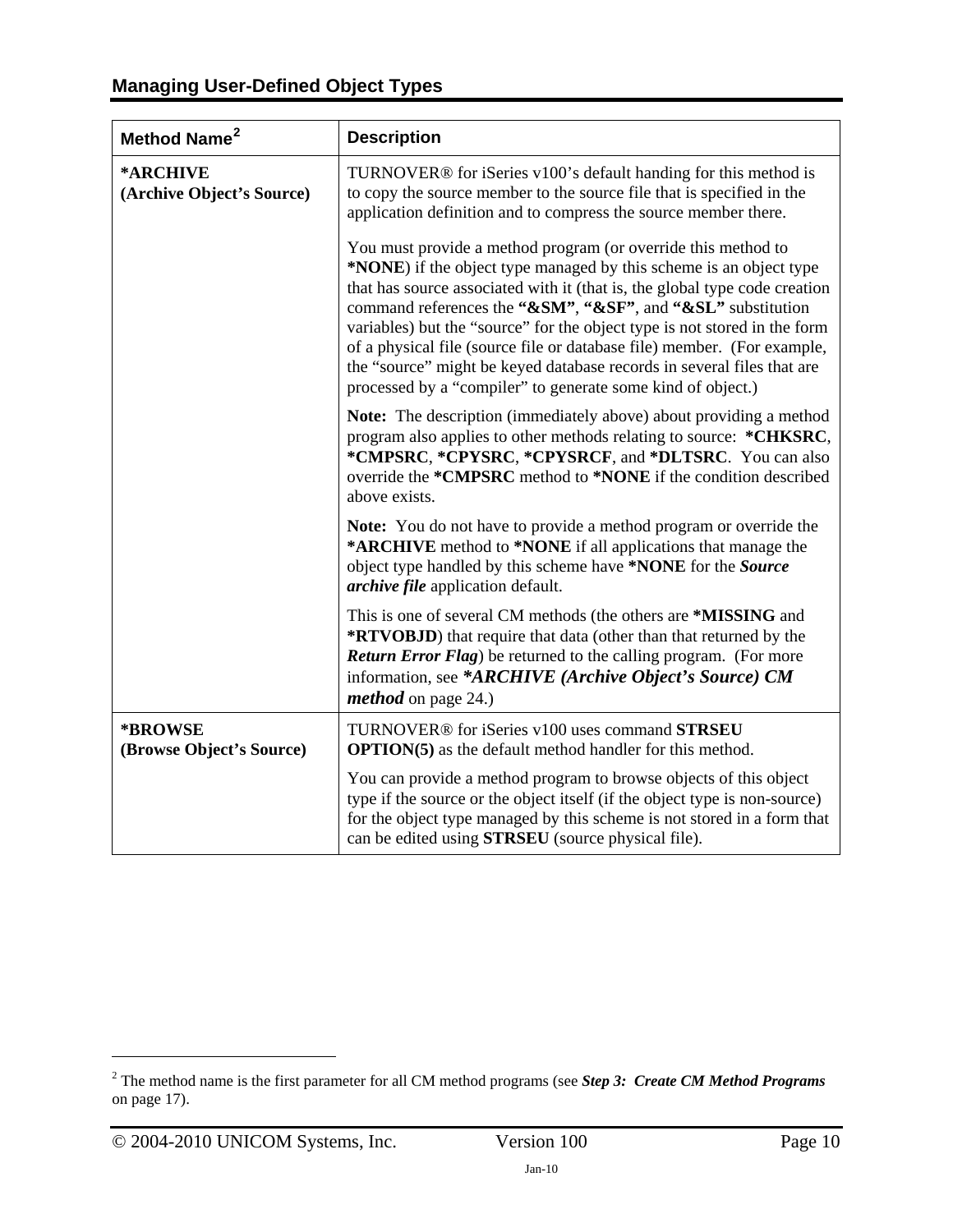| Method Name[2] | Description |
| --- | --- |
| ***ARCHIVE** <br> **(Archive Object's Source)** | TURNOVER® for iSeries v100's default handing for this method is to copy the source member to the source file that is specified in the application definition and to compress the source member there. <br><br> You must provide a method program (or override this method to ***NONE**) if the object type managed by this scheme is an object type that has source associated with it (that is, the global type code creation command references the **"&SM"**, **"&SF"**, and **"&SL"** substitution variables) but the "source" for the object type is not stored in the form of a physical file (source file or database file) member. (For example, the "source" might be keyed database records in several files that are processed by a "compiler" to generate some kind of object.) <br><br> **Note:** The description (immediately above) about providing a method program also applies to other methods relating to source: ***CHKSRC**, ***CMPSRC**, ***CPYSRC**, ***CPYSRCF**, and ***DLTSRC**. You can also override the ***CMPSRC** method to ***NONE** if the condition described above exists. <br><br> **Note:** You do not have to provide a method program or override the ***ARCHIVE** method to ***NONE** if all applications that manage the object type handled by this scheme have ***NONE** for the ***Source archive file*** application default. <br><br> This is one of several CM methods (the others are ***MISSING** and ***RTVOBJD**) that require that data (other than that returned by the ***Return Error Flag***) be returned to the calling program. (For more information, see ****ARCHIVE (Archive Object's Source) CM method*** on page 24.) |
| ***BROWSE** <br> **(Browse Object's Source)** | TURNOVER® for iSeries v100 uses command **STRSEU OPTION(5)** as the default method handler for this method. <br><br> You can provide a method program to browse objects of this object type if the source or the object itself (if the object type is non-source) for the object type managed by this scheme is not stored in a form that can be edited using **STRSEU** (source physical file). |

[2] The method name is the first parameter for all CM method programs (see ***Step 3: Create CM Method Programs*** on page 17).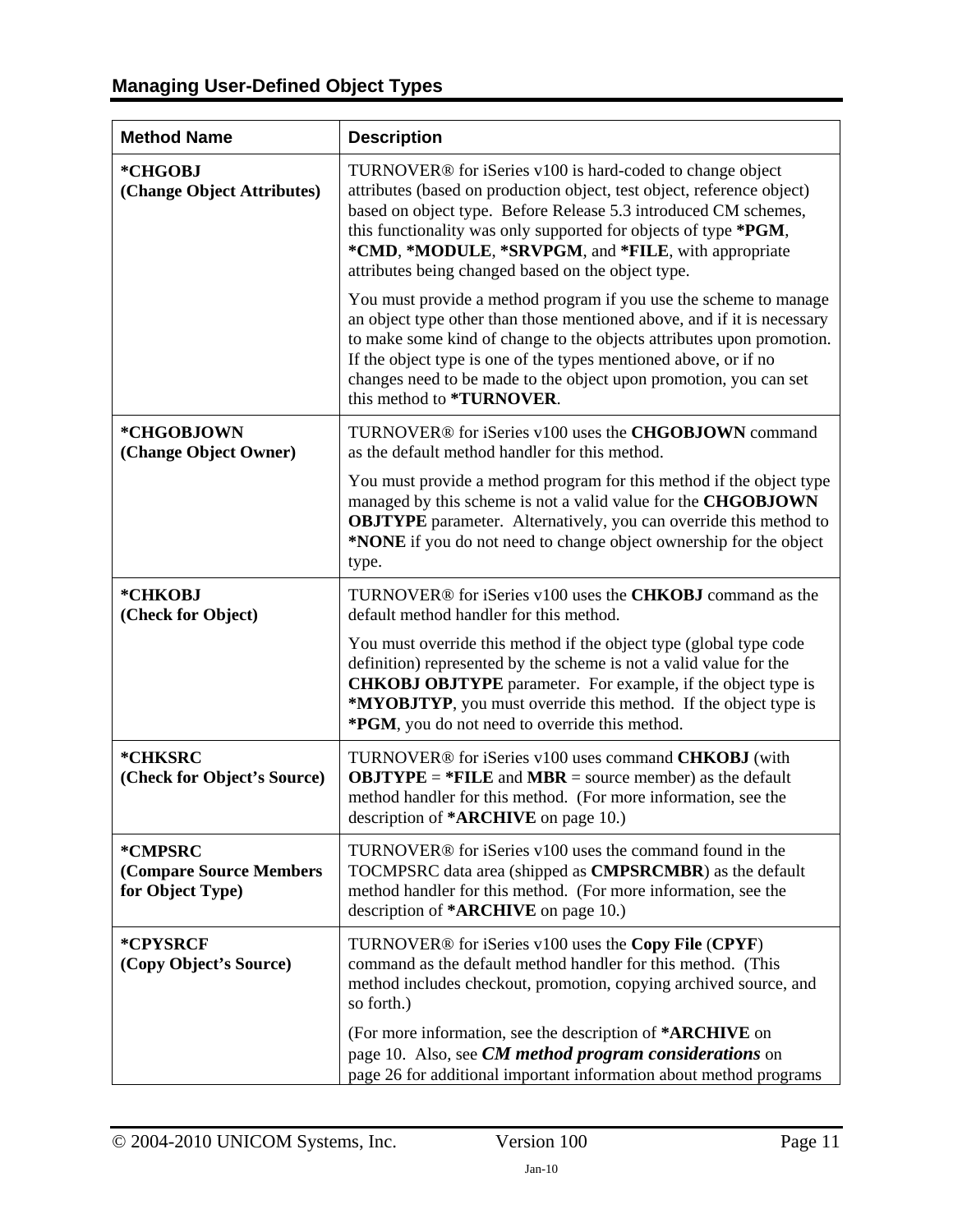| Method Name | Description |
| --- | --- |
| **\*CHGOBJ (Change Object Attributes)** | TURNOVER® for iSeries v100 is hard-coded to change object attributes (based on production object, test object, reference object) based on object type. Before Release 5.3 introduced CM schemes, this functionality was only supported for objects of type **\*PGM**, **\*CMD**, **\*MODULE**, **\*SRVPGM**, and **\*FILE**, with appropriate attributes being changed based on the object type.<br><br>You must provide a method program if you use the scheme to manage an object type other than those mentioned above, and if it is necessary to make some kind of change to the objects attributes upon promotion. If the object type is one of the types mentioned above, or if no changes need to be made to the object upon promotion, you can set this method to **\*TURNOVER**. |
| **\*CHGOBJOWN (Change Object Owner)** | TURNOVER® for iSeries v100 uses the **CHGOBJOWN** command as the default method handler for this method.<br><br>You must provide a method program for this method if the object type managed by this scheme is not a valid value for the **CHGOBJOWN OBJTYPE** parameter. Alternatively, you can override this method to **\*NONE** if you do not need to change object ownership for the object type. |
| **\*CHKOBJ (Check for Object)** | TURNOVER® for iSeries v100 uses the **CHKOBJ** command as the default method handler for this method.<br><br>You must override this method if the object type (global type code definition) represented by the scheme is not a valid value for the **CHKOBJ OBJTYPE** parameter. For example, if the object type is **\*MYOBJTYP**, you must override this method. If the object type is **\*PGM**, you do not need to override this method. |
| **\*CHKSRC (Check for Object's Source)** | TURNOVER® for iSeries v100 uses command **CHKOBJ** (with **OBJTYPE** = **\*FILE** and **MBR** = source member) as the default method handler for this method. (For more information, see the description of **\*ARCHIVE** on page 10.) |
| **\*CMPSRC (Compare Source Members for Object Type)** | TURNOVER® for iSeries v100 uses the command found in the TOCMPSRC data area (shipped as **CMPSRCMBR**) as the default method handler for this method. (For more information, see the description of **\*ARCHIVE** on page 10.) |
| **\*CPYSRCF (Copy Object's Source)** | TURNOVER® for iSeries v100 uses the **Copy File** (**CPYF**) command as the default method handler for this method. (This method includes checkout, promotion, copying archived source, and so forth.)<br><br>(For more information, see the description of **\*ARCHIVE** on page 10. Also, see ***CM method program considerations*** on page 26 for additional important information about method programs |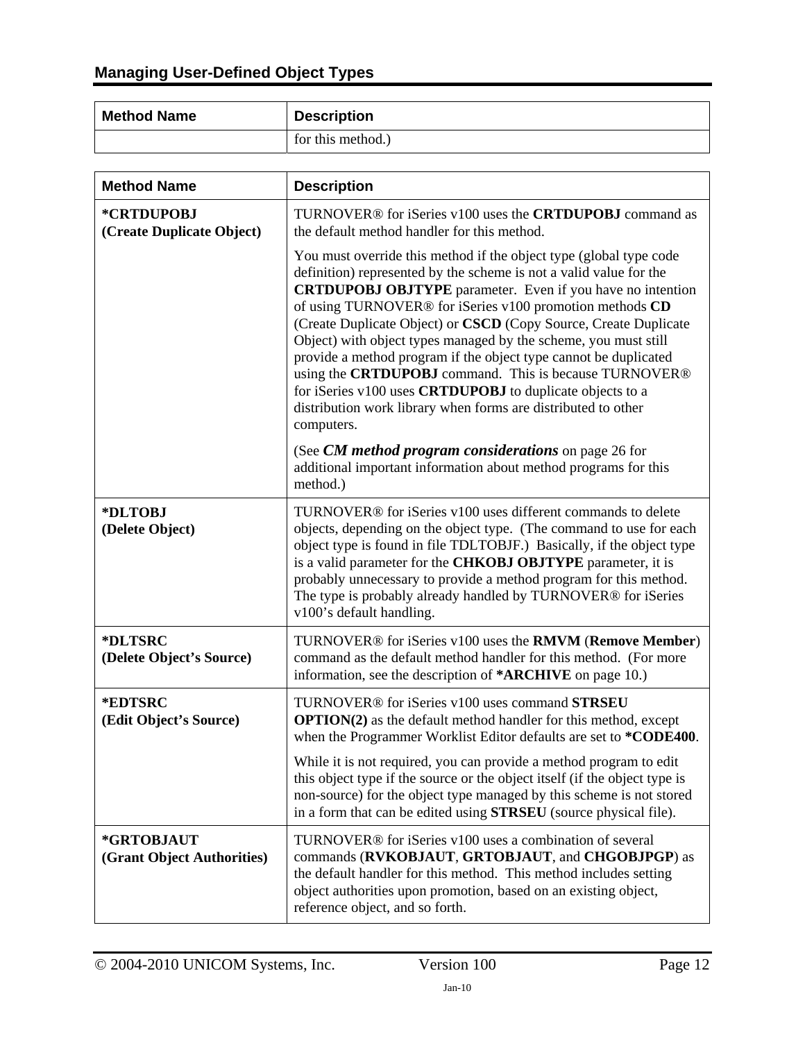| Method Name | Description |
|---|---|
| | for this method.) |

| Method Name | Description |
|---|---|
| **\*CRTDUPOBJ** **(Create Duplicate Object)** | TURNOVER® for iSeries v100 uses the **CRTDUPOBJ** command as the default method handler for this method. You must override this method if the object type (global type code definition) represented by the scheme is not a valid value for the **CRTDUPOBJ OBJTYPE** parameter. Even if you have no intention of using TURNOVER® for iSeries v100 promotion methods **CD** (Create Duplicate Object) or **CSCD** (Copy Source, Create Duplicate Object) with object types managed by the scheme, you must still provide a method program if the object type cannot be duplicated using the **CRTDUPOBJ** command. This is because TURNOVER® for iSeries v100 uses **CRTDUPOBJ** to duplicate objects to a distribution work library when forms are distributed to other computers. (See ***CM method program considerations*** on page 26 for additional important information about method programs for this method.) |
| **\*DLTOBJ** **(Delete Object)** | TURNOVER® for iSeries v100 uses different commands to delete objects, depending on the object type. (The command to use for each object type is found in file TDLTOBJF.) Basically, if the object type is a valid parameter for the **CHKOBJ OBJTYPE** parameter, it is probably unnecessary to provide a method program for this method. The type is probably already handled by TURNOVER® for iSeries v100's default handling. |
| **\*DLTSRC** **(Delete Object's Source)** | TURNOVER® for iSeries v100 uses the **RMVM** (**Remove Member**) command as the default method handler for this method. (For more information, see the description of **\*ARCHIVE** on page 10.) |
| **\*EDTSRC** **(Edit Object's Source)** | TURNOVER® for iSeries v100 uses command **STRSEU OPTION(2)** as the default method handler for this method, except when the Programmer Worklist Editor defaults are set to **\*CODE400**. While it is not required, you can provide a method program to edit this object type if the source or the object itself (if the object type is non-source) for the object type managed by this scheme is not stored in a form that can be edited using **STRSEU** (source physical file). |
| **\*GRTOBJAUT** **(Grant Object Authorities)** | TURNOVER® for iSeries v100 uses a combination of several commands (**RVKOBJAUT**, **GRTOBJAUT**, and **CHGOBJPGP**) as the default handler for this method. This method includes setting object authorities upon promotion, based on an existing object, reference object, and so forth. |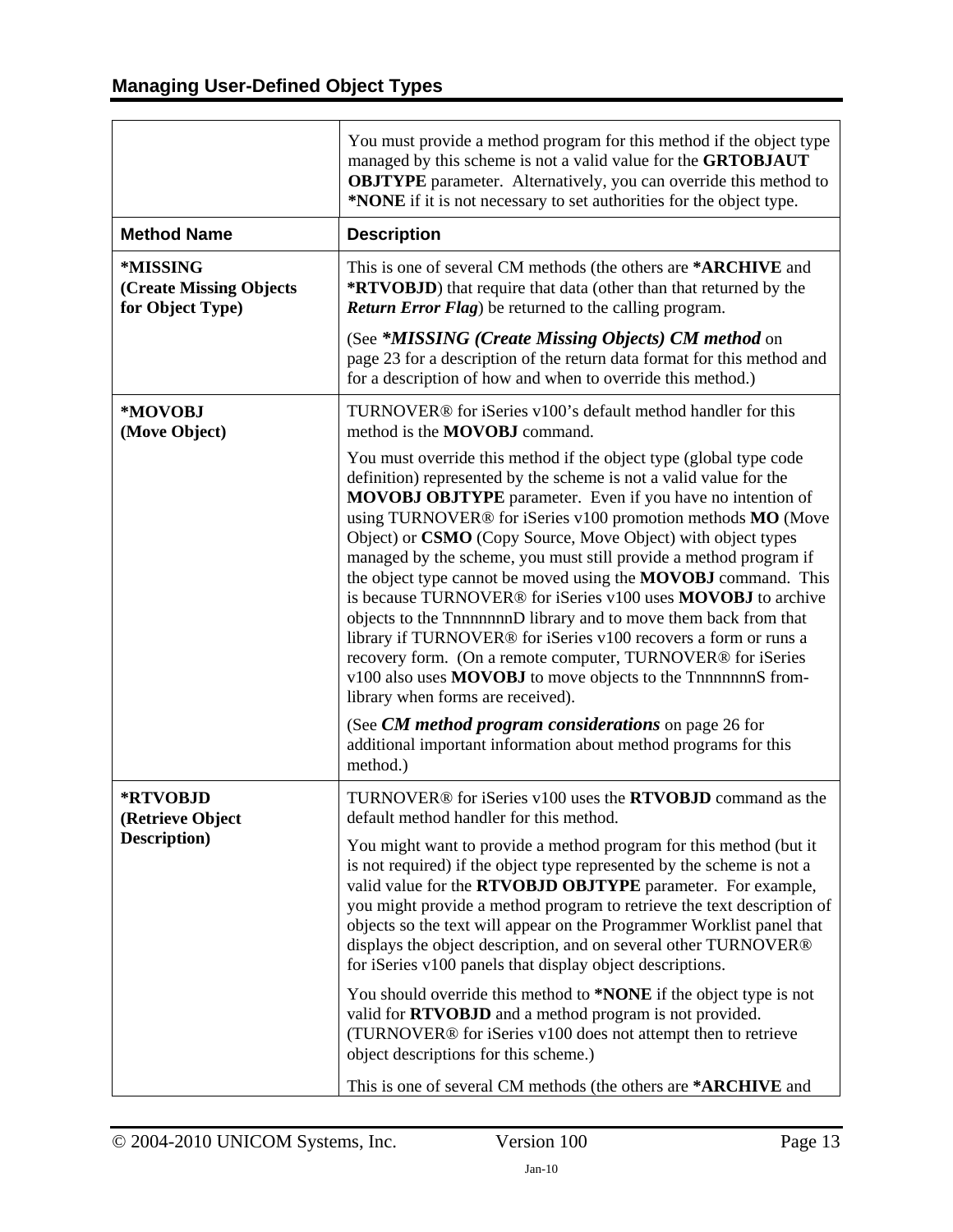| | |
|---|---|
| | You must provide a method program for this method if the object type managed by this scheme is not a valid value for the **GRTOBJAUT OBJTYPE** parameter. Alternatively, you can override this method to ***NONE** if it is not necessary to set authorities for the object type. |
| **Method Name** | **Description** |
| ***MISSING (Create Missing Objects for Object Type)** | This is one of several CM methods (the others are ***ARCHIVE** and ***RTVOBJD**) that require that data (other than that returned by the ***Return Error Flag***) be returned to the calling program.<br><br>(See ***\*MISSING (Create Missing Objects) CM method*** on page 23 for a description of the return data format for this method and for a description of how and when to override this method.) |
| ***MOVOBJ (Move Object)** | TURNOVER® for iSeries v100's default method handler for this method is the **MOVOBJ** command.<br><br>You must override this method if the object type (global type code definition) represented by the scheme is not a valid value for the **MOVOBJ OBJTYPE** parameter. Even if you have no intention of using TURNOVER® for iSeries v100 promotion methods **MO** (Move Object) or **CSMO** (Copy Source, Move Object) with object types managed by the scheme, you must still provide a method program if the object type cannot be moved using the **MOVOBJ** command. This is because TURNOVER® for iSeries v100 uses **MOVOBJ** to archive objects to the TnnnnnnnD library and to move them back from that library if TURNOVER® for iSeries v100 recovers a form or runs a recovery form. (On a remote computer, TURNOVER® for iSeries v100 also uses **MOVOBJ** to move objects to the TnnnnnnnS from-library when forms are received).<br><br>(See ***CM method program considerations*** on page 26 for additional important information about method programs for this method.) |
| ***RTVOBJD (Retrieve Object Description)** | TURNOVER® for iSeries v100 uses the **RTVOBJD** command as the default method handler for this method.<br><br>You might want to provide a method program for this method (but it is not required) if the object type represented by the scheme is not a valid value for the **RTVOBJD OBJTYPE** parameter. For example, you might provide a method program to retrieve the text description of objects so the text will appear on the Programmer Worklist panel that displays the object description, and on several other TURNOVER® for iSeries v100 panels that display object descriptions.<br><br>You should override this method to ***NONE** if the object type is not valid for **RTVOBJD** and a method program is not provided. (TURNOVER® for iSeries v100 does not attempt then to retrieve object descriptions for this scheme.)<br><br>This is one of several CM methods (the others are ***ARCHIVE** and |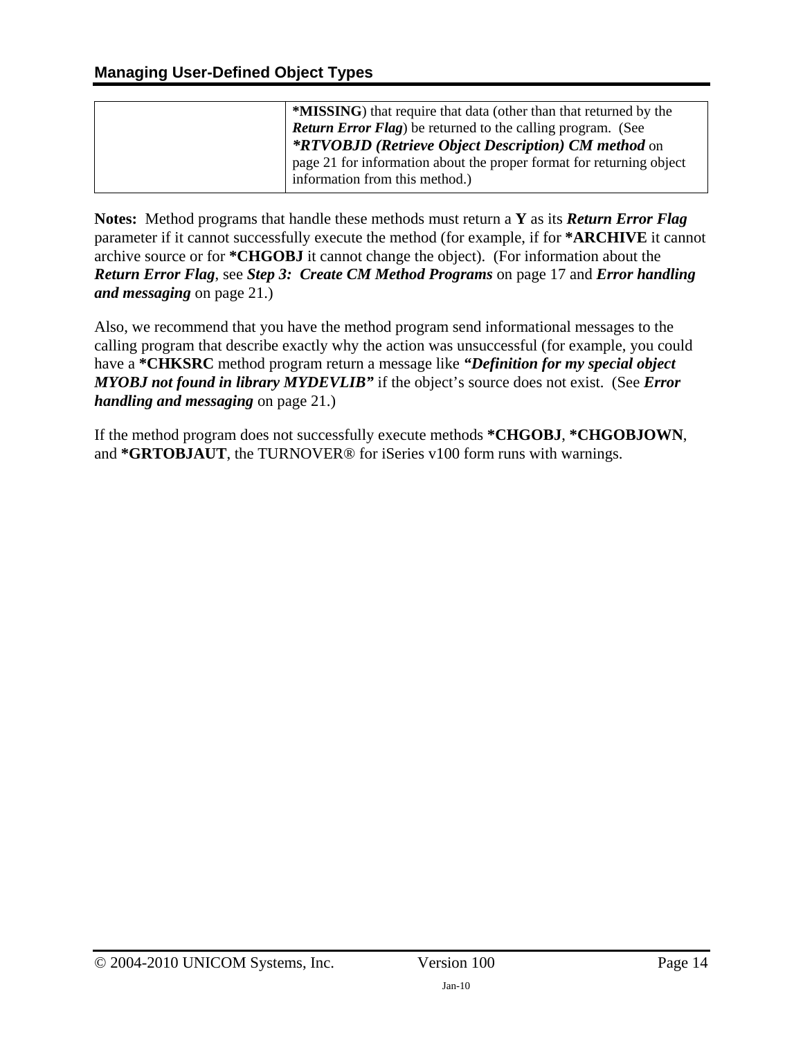| | |
|---|---|
| | **\*MISSING**) that require that data (other than that returned by the ***Return Error Flag***) be returned to the calling program. (See ***\*RTVOBJD (Retrieve Object Description) CM method*** on page 21 for information about the proper format for returning object information from this method.) |

**Notes:** Method programs that handle these methods must return a **Y** as its ***Return Error Flag*** parameter if it cannot successfully execute the method (for example, if for **\*ARCHIVE** it cannot archive source or for **\*CHGOBJ** it cannot change the object). (For information about the ***Return Error Flag***, see ***Step 3: Create CM Method Programs*** on page 17 and ***Error handling and messaging*** on page 21.)

Also, we recommend that you have the method program send informational messages to the calling program that describe exactly why the action was unsuccessful (for example, you could have a **\*CHKSRC** method program return a message like ***"Definition for my special object MYOBJ not found in library MYDEVLIB"*** if the object's source does not exist. (See ***Error handling and messaging*** on page 21.)

If the method program does not successfully execute methods **\*CHGOBJ**, **\*CHGOBJOWN**, and **\*GRTOBJAUT**, the TURNOVER® for iSeries v100 form runs with warnings.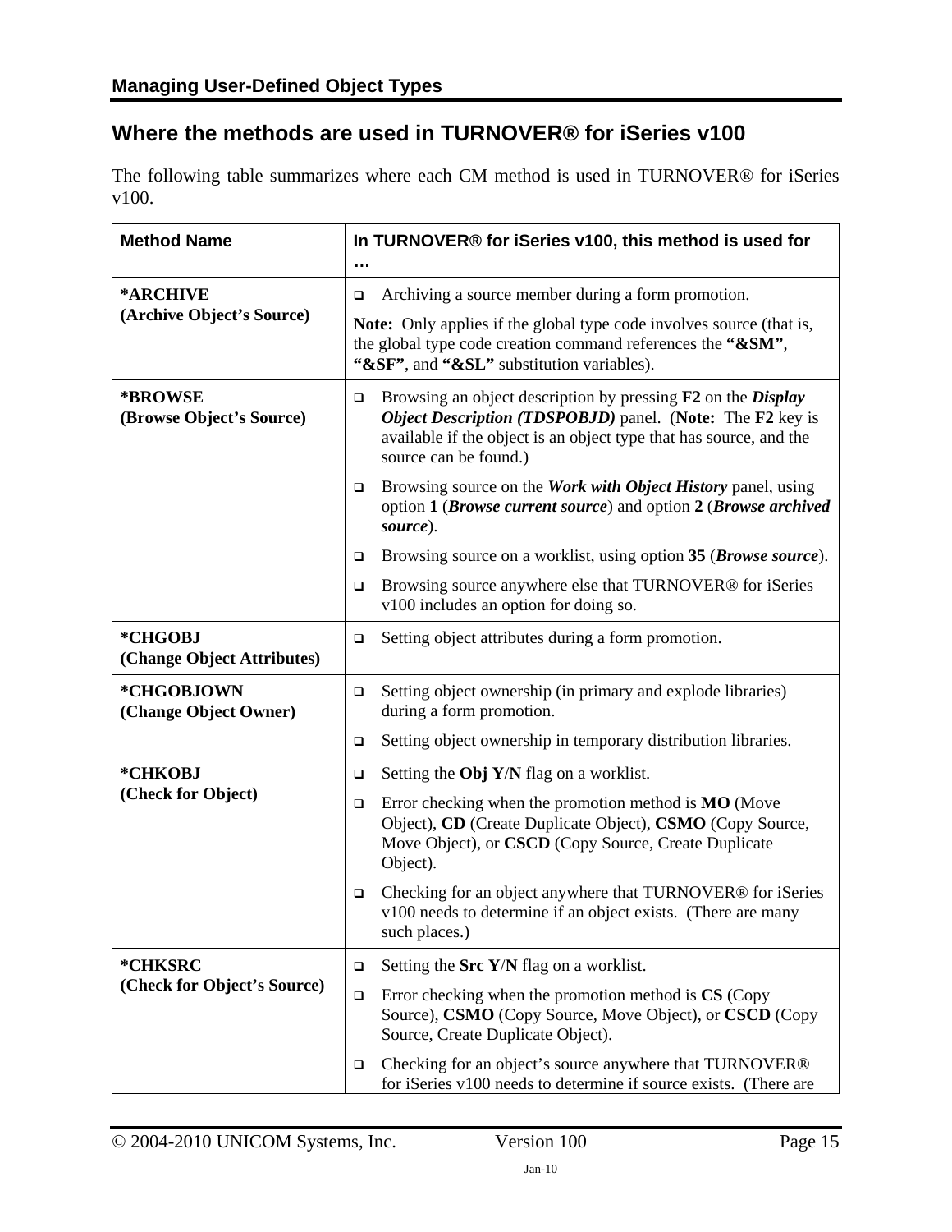## Where the methods are used in TURNOVER® for iSeries v100

The following table summarizes where each CM method is used in TURNOVER® for iSeries v100.

| Method Name | In TURNOVER® for iSeries v100, this method is used for … |
|---|---|
| **\*ARCHIVE (Archive Object's Source)** | ❑ Archiving a source member during a form promotion.<br><br>**Note:** Only applies if the global type code involves source (that is, the global type code creation command references the **"&SM"**, **"&SF"**, and **"&SL"** substitution variables). |
| **\*BROWSE (Browse Object's Source)** | ❑ Browsing an object description by pressing **F2** on the ***Display Object Description (TDSPOBJD)*** panel. (**Note:** The **F2** key is available if the object is an object type that has source, and the source can be found.)<br><br>❑ Browsing source on the ***Work with Object History*** panel, using option **1** (***Browse current source***) and option **2** (***Browse archived source***).<br><br>❑ Browsing source on a worklist, using option **35** (***Browse source***).<br><br>❑ Browsing source anywhere else that TURNOVER® for iSeries v100 includes an option for doing so. |
| **\*CHGOBJ (Change Object Attributes)** | ❑ Setting object attributes during a form promotion. |
| **\*CHGOBJOWN (Change Object Owner)** | ❑ Setting object ownership (in primary and explode libraries) during a form promotion.<br><br>❑ Setting object ownership in temporary distribution libraries. |
| **\*CHKOBJ (Check for Object)** | ❑ Setting the **Obj Y**/**N** flag on a worklist.<br><br>❑ Error checking when the promotion method is **MO** (Move Object), **CD** (Create Duplicate Object), **CSMO** (Copy Source, Move Object), or **CSCD** (Copy Source, Create Duplicate Object).<br><br>❑ Checking for an object anywhere that TURNOVER® for iSeries v100 needs to determine if an object exists. (There are many such places.) |
| **\*CHKSRC (Check for Object's Source)** | ❑ Setting the **Src Y**/**N** flag on a worklist.<br><br>❑ Error checking when the promotion method is **CS** (Copy Source), **CSMO** (Copy Source, Move Object), or **CSCD** (Copy Source, Create Duplicate Object).<br><br>❑ Checking for an object's source anywhere that TURNOVER® for iSeries v100 needs to determine if source exists. (There are |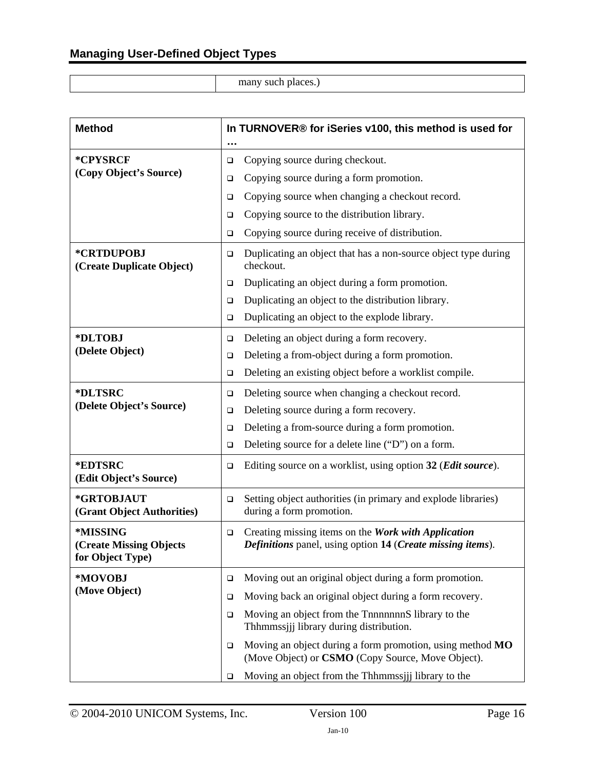| | many such places.) |
|---|---|

| Method | In TURNOVER® for iSeries v100, this method is used for … |
|---|---|
| **\*CPYSRCF (Copy Object's Source)** | ❑ Copying source during checkout.<br>❑ Copying source during a form promotion.<br>❑ Copying source when changing a checkout record.<br>❑ Copying source to the distribution library.<br>❑ Copying source during receive of distribution. |
| **\*CRTDUPOBJ (Create Duplicate Object)** | ❑ Duplicating an object that has a non-source object type during checkout.<br>❑ Duplicating an object during a form promotion.<br>❑ Duplicating an object to the distribution library.<br>❑ Duplicating an object to the explode library. |
| **\*DLTOBJ (Delete Object)** | ❑ Deleting an object during a form recovery.<br>❑ Deleting a from-object during a form promotion.<br>❑ Deleting an existing object before a worklist compile. |
| **\*DLTSRC (Delete Object's Source)** | ❑ Deleting source when changing a checkout record.<br>❑ Deleting source during a form recovery.<br>❑ Deleting a from-source during a form promotion.<br>❑ Deleting source for a delete line ("D") on a form. |
| **\*EDTSRC (Edit Object's Source)** | ❑ Editing source on a worklist, using option **32** (***Edit source***). |
| **\*GRTOBJAUT (Grant Object Authorities)** | ❑ Setting object authorities (in primary and explode libraries) during a form promotion. |
| **\*MISSING (Create Missing Objects for Object Type)** | ❑ Creating missing items on the ***Work with Application Definitions*** panel, using option **14** (***Create missing items***). |
| **\*MOVOBJ (Move Object)** | ❑ Moving out an original object during a form promotion.<br>❑ Moving back an original object during a form recovery.<br>❑ Moving an object from the TnnnnnnnS library to the Thhmmssjjj library during distribution.<br>❑ Moving an object during a form promotion, using method **MO** (Move Object) or **CSMO** (Copy Source, Move Object).<br>❑ Moving an object from the Thhmmssjjj library to the |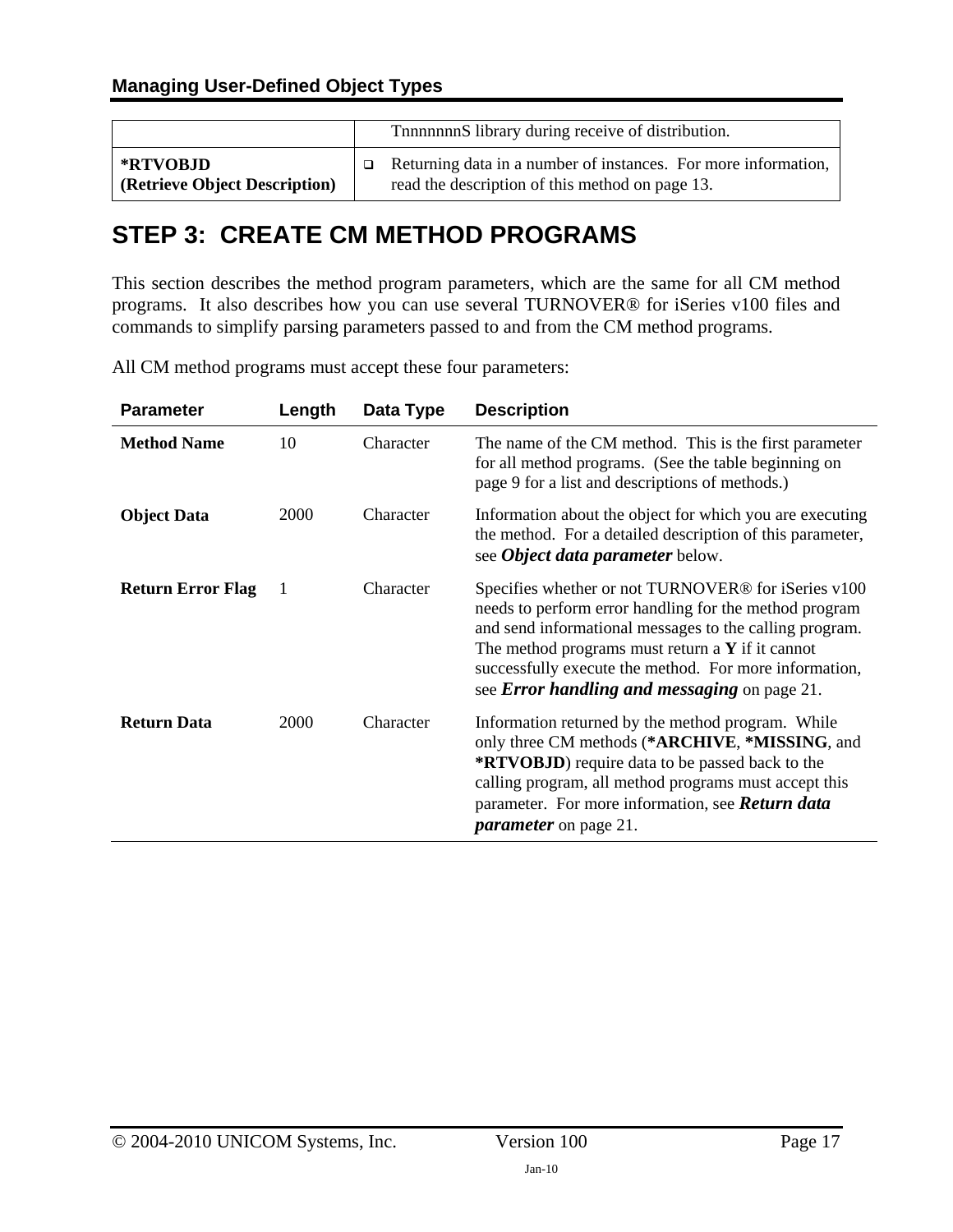| | |
|---|---|
| | TnnnnnnnS library during receive of distribution. |
| **\*RTVOBJD (Retrieve Object Description)** | - Returning data in a number of instances. For more information, read the description of this method on page 13. |

## STEP 3: CREATE CM METHOD PROGRAMS

This section describes the method program parameters, which are the same for all CM method programs. It also describes how you can use several TURNOVER® for iSeries v100 files and commands to simplify parsing parameters passed to and from the CM method programs.

All CM method programs must accept these four parameters:

| Parameter | Length | Data Type | Description |
|---|---|---|---|
| **Method Name** | 10 | Character | The name of the CM method. This is the first parameter for all method programs. (See the table beginning on page 9 for a list and descriptions of methods.) |
| **Object Data** | 2000 | Character | Information about the object for which you are executing the method. For a detailed description of this parameter, see ***Object data parameter*** below. |
| **Return Error Flag** | 1 | Character | Specifies whether or not TURNOVER® for iSeries v100 needs to perform error handling for the method program and send informational messages to the calling program. The method programs must return a **Y** if it cannot successfully execute the method. For more information, see ***Error handling and messaging*** on page 21. |
| **Return Data** | 2000 | Character | Information returned by the method program. While only three CM methods (**\*ARCHIVE**, **\*MISSING**, and **\*RTVOBJD**) require data to be passed back to the calling program, all method programs must accept this parameter. For more information, see ***Return data parameter*** on page 21. |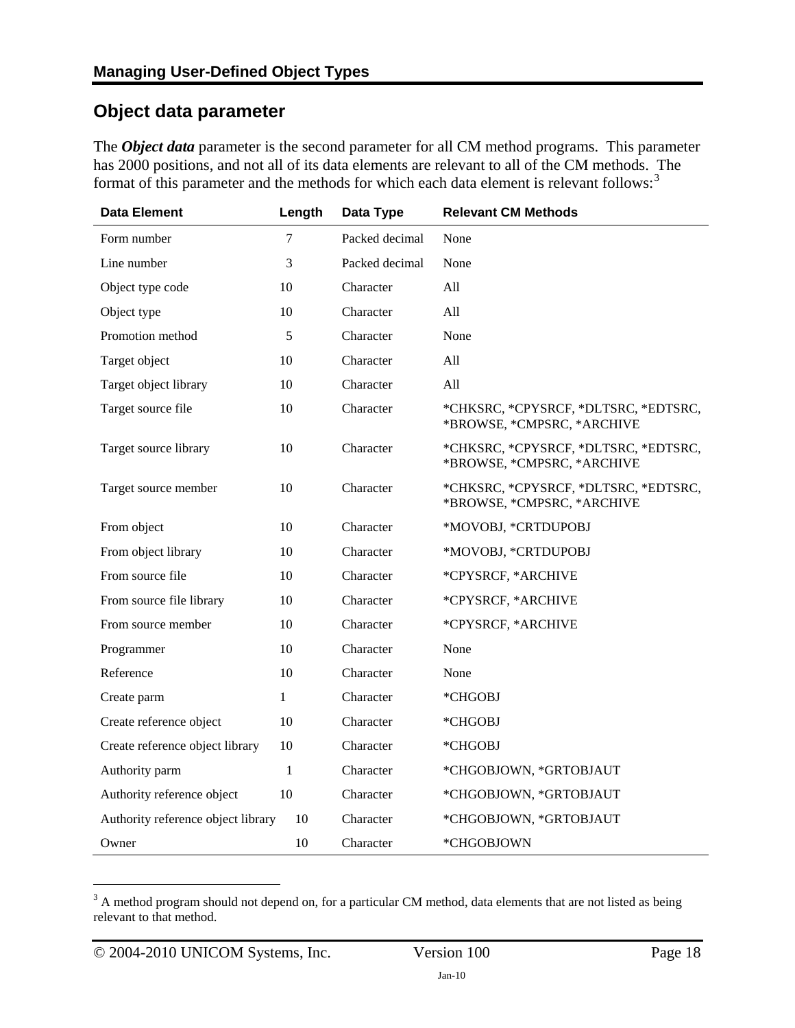## Object data parameter

The ***Object data*** parameter is the second parameter for all CM method programs. This parameter has 2000 positions, and not all of its data elements are relevant to all of the CM methods. The format of this parameter and the methods for which each data element is relevant follows:[3]

| Data Element | Length | Data Type | Relevant CM Methods |
|---|---|---|---|
| Form number | 7 | Packed decimal | None |
| Line number | 3 | Packed decimal | None |
| Object type code | 10 | Character | All |
| Object type | 10 | Character | All |
| Promotion method | 5 | Character | None |
| Target object | 10 | Character | All |
| Target object library | 10 | Character | All |
| Target source file | 10 | Character | *CHKSRC, *CPYSRCF, *DLTSRC, *EDTSRC, *BROWSE, *CMPSRC, *ARCHIVE |
| Target source library | 10 | Character | *CHKSRC, *CPYSRCF, *DLTSRC, *EDTSRC, *BROWSE, *CMPSRC, *ARCHIVE |
| Target source member | 10 | Character | *CHKSRC, *CPYSRCF, *DLTSRC, *EDTSRC, *BROWSE, *CMPSRC, *ARCHIVE |
| From object | 10 | Character | *MOVOBJ, *CRTDUPOBJ |
| From object library | 10 | Character | *MOVOBJ, *CRTDUPOBJ |
| From source file | 10 | Character | *CPYSRCF, *ARCHIVE |
| From source file library | 10 | Character | *CPYSRCF, *ARCHIVE |
| From source member | 10 | Character | *CPYSRCF, *ARCHIVE |
| Programmer | 10 | Character | None |
| Reference | 10 | Character | None |
| Create parm | 1 | Character | *CHGOBJ |
| Create reference object | 10 | Character | *CHGOBJ |
| Create reference object library | 10 | Character | *CHGOBJ |
| Authority parm | 1 | Character | *CHGOBJOWN, *GRTOBJAUT |
| Authority reference object | 10 | Character | *CHGOBJOWN, *GRTOBJAUT |
| Authority reference object library | 10 | Character | *CHGOBJOWN, *GRTOBJAUT |
| Owner | 10 | Character | *CHGOBJOWN |

[3] A method program should not depend on, for a particular CM method, data elements that are not listed as being relevant to that method.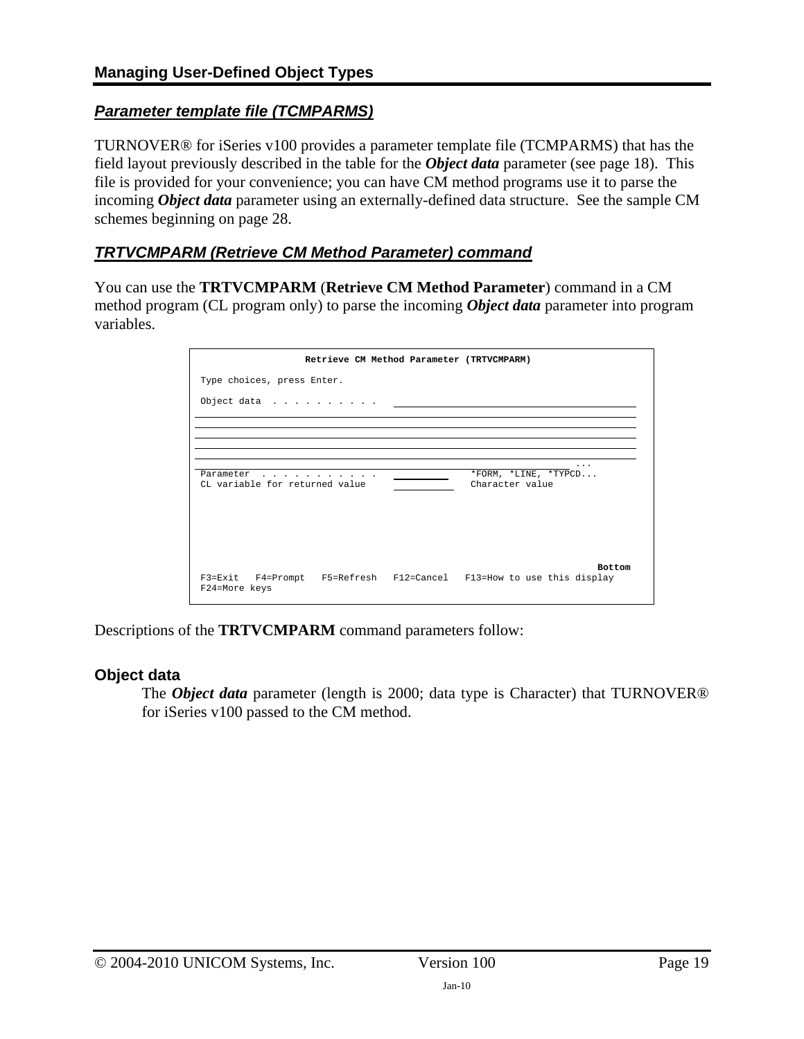## Parameter template file (TCMPARMS)

TURNOVER® for iSeries v100 provides a parameter template file (TCMPARMS) that has the field layout previously described in the table for the ***Object data*** parameter (see page 18). This file is provided for your convenience; you can have CM method programs use it to parse the incoming ***Object data*** parameter using an externally-defined data structure. See the sample CM schemes beginning on page 28.

## TRTVCMPARM (Retrieve CM Method Parameter) command

You can use the **TRTVCMPARM** (**Retrieve CM Method Parameter**) command in a CM method program (CL program only) to parse the incoming ***Object data*** parameter into program variables.

```
                    Retrieve CM Method Parameter (TRTVCMPARM)

 Type choices, press Enter.

 Object data  . . . . . . . . . .   ____________________________________________
________________________________________________________________________________
________________________________________________________________________________
________________________________________________________________________________
________________________________________________________________________________
________________________________________________________________________________
                                                                             ...
 Parameter  . . . . . . . . . . .   __________     *FORM, *LINE, *TYPCD...
 CL variable for returned value     __________     Character value





                                                                          Bottom
 F3=Exit   F4=Prompt   F5=Refresh   F12=Cancel   F13=How to use this display
 F24=More keys
```

Descriptions of the **TRTVCMPARM** command parameters follow:

### Object data

The ***Object data*** parameter (length is 2000; data type is Character) that TURNOVER® for iSeries v100 passed to the CM method.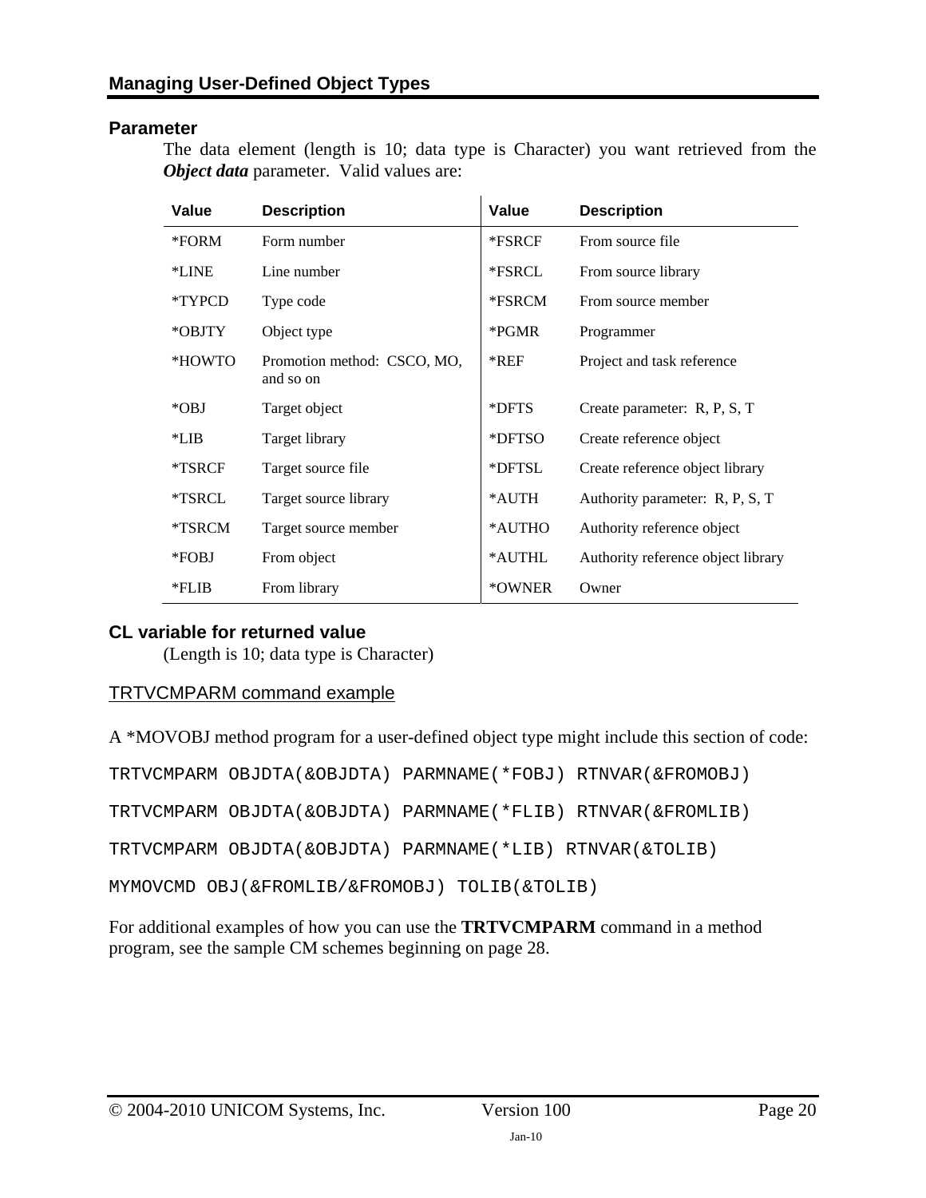## Parameter

The data element (length is 10; data type is Character) you want retrieved from the ***Object data*** parameter. Valid values are:

| Value | Description | Value | Description |
|---|---|---|---|
| *FORM | Form number | *FSRCF | From source file |
| *LINE | Line number | *FSRCL | From source library |
| *TYPCD | Type code | *FSRCM | From source member |
| *OBJTY | Object type | *PGMR | Programmer |
| *HOWTO | Promotion method: CSCO, MO, and so on | *REF | Project and task reference |
| *OBJ | Target object | *DFTS | Create parameter: R, P, S, T |
| *LIB | Target library | *DFTSO | Create reference object |
| *TSRCF | Target source file | *DFTSL | Create reference object library |
| *TSRCL | Target source library | *AUTH | Authority parameter: R, P, S, T |
| *TSRCM | Target source member | *AUTHO | Authority reference object |
| *FOBJ | From object | *AUTHL | Authority reference object library |
| *FLIB | From library | *OWNER | Owner |

## CL variable for returned value

(Length is 10; data type is Character)

### TRTVCMPARM command example

A *MOVOBJ method program for a user-defined object type might include this section of code:

```
TRTVCMPARM OBJDTA(&OBJDTA) PARMNAME(*FOBJ) RTNVAR(&FROMOBJ)

TRTVCMPARM OBJDTA(&OBJDTA) PARMNAME(*FLIB) RTNVAR(&FROMLIB)

TRTVCMPARM OBJDTA(&OBJDTA) PARMNAME(*LIB) RTNVAR(&TOLIB)

MYMOVCMD OBJ(&FROMLIB/&FROMOBJ) TOLIB(&TOLIB)
```

For additional examples of how you can use the **TRTVCMPARM** command in a method program, see the sample CM schemes beginning on page 28.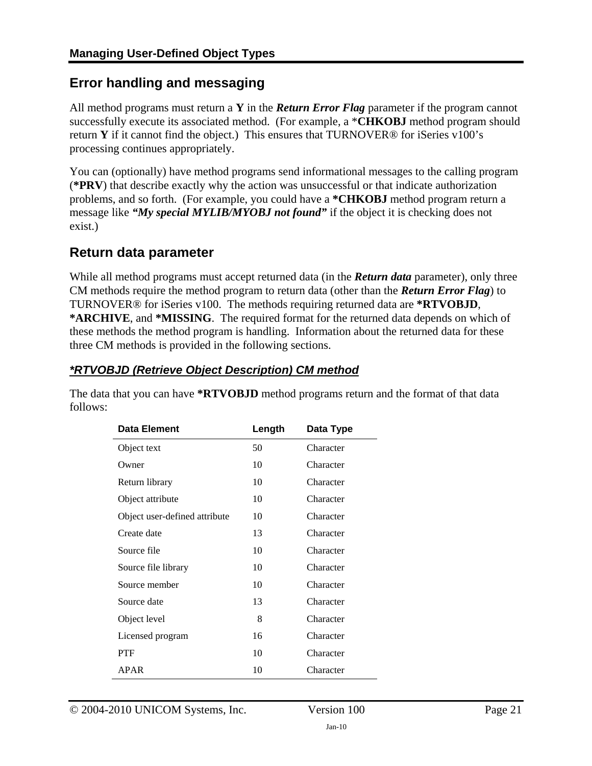## Error handling and messaging

All method programs must return a **Y** in the ***Return Error Flag*** parameter if the program cannot successfully execute its associated method. (For example, a ***CHKOBJ** method program should return **Y** if it cannot find the object.) This ensures that TURNOVER® for iSeries v100's processing continues appropriately.

You can (optionally) have method programs send informational messages to the calling program (***PRV**) that describe exactly why the action was unsuccessful or that indicate authorization problems, and so forth. (For example, you could have a ***CHKOBJ** method program return a message like ***"My special MYLIB/MYOBJ not found"*** if the object it is checking does not exist.)

## Return data parameter

While all method programs must accept returned data (in the ***Return data*** parameter), only three CM methods require the method program to return data (other than the ***Return Error Flag***) to TURNOVER® for iSeries v100. The methods requiring returned data are ***RTVOBJD**, ***ARCHIVE**, and ***MISSING**. The required format for the returned data depends on which of these methods the method program is handling. Information about the returned data for these three CM methods is provided in the following sections.

### *RTVOBJD (Retrieve Object Description) CM method

The data that you can have ***RTVOBJD** method programs return and the format of that data follows:

| Data Element | Length | Data Type |
|---|---|---|
| Object text | 50 | Character |
| Owner | 10 | Character |
| Return library | 10 | Character |
| Object attribute | 10 | Character |
| Object user-defined attribute | 10 | Character |
| Create date | 13 | Character |
| Source file | 10 | Character |
| Source file library | 10 | Character |
| Source member | 10 | Character |
| Source date | 13 | Character |
| Object level | 8 | Character |
| Licensed program | 16 | Character |
| PTF | 10 | Character |
| APAR | 10 | Character |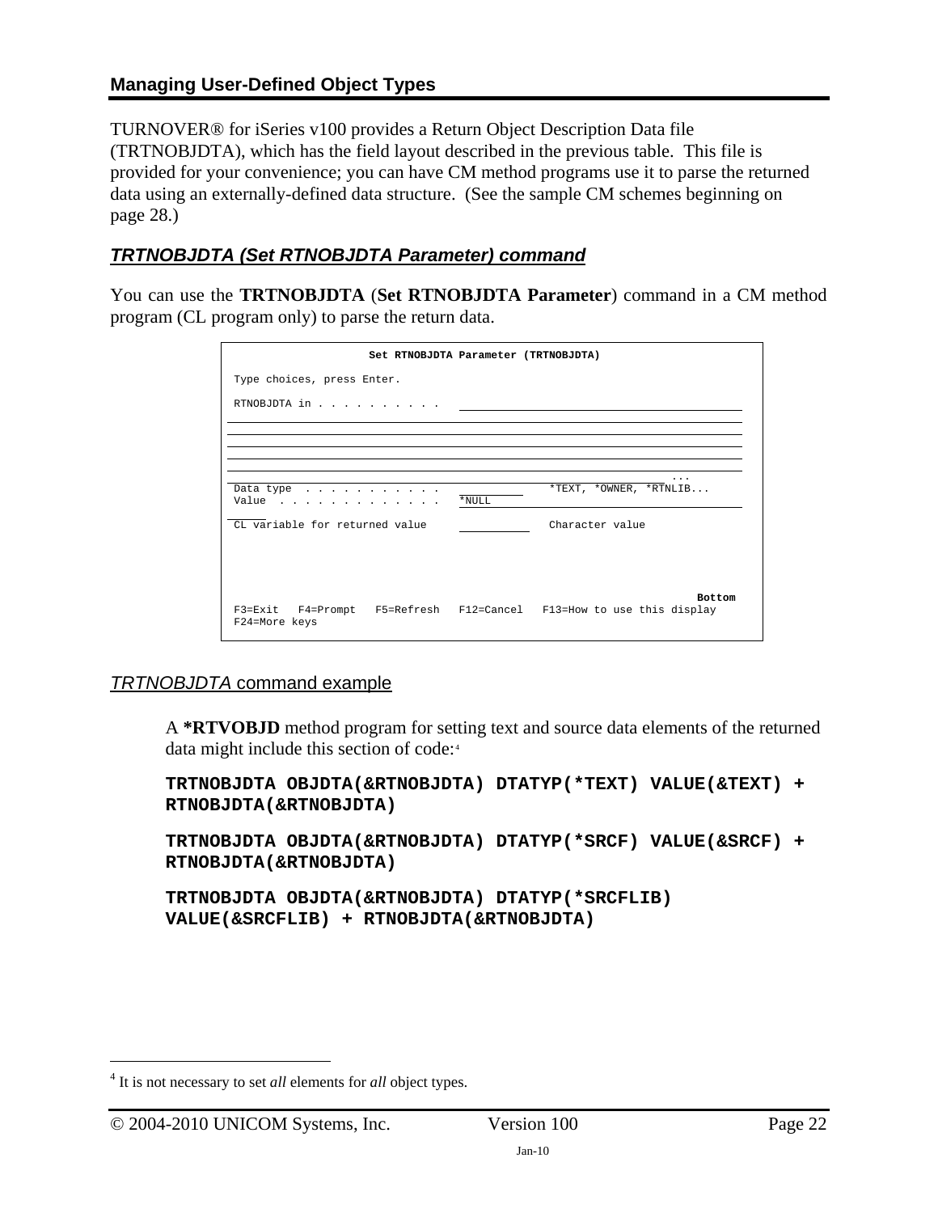## Managing User-Defined Object Types

TURNOVER® for iSeries v100 provides a Return Object Description Data file (TRTNOBJDTA), which has the field layout described in the previous table. This file is provided for your convenience; you can have CM method programs use it to parse the returned data using an externally-defined data structure. (See the sample CM schemes beginning on page 28.)

### *TRTNOBJDTA (Set RTNOBJDTA Parameter) command*

You can use the **TRTNOBJDTA** (**Set RTNOBJDTA Parameter**) command in a CM method program (CL program only) to parse the return data.

```
                    Set RTNOBJDTA Parameter (TRTNOBJDTA)

 Type choices, press Enter.

 RTNOBJDTA in . . . . . . . . . .  ________________________________________
 __________________________________________________________________________
 __________________________________________________________________________
 __________________________________________________________________________
 __________________________________________________________________________
 __________________________________________________________________________ ...
 Data type  . . . . . . . . . . .  __________   *TEXT, *OWNER, *RTNLIB...
 Value  . . . . . . . . . . . . .  *NULL______________________________________
 _____
 CL variable for returned value    __________   Character value




                                                                       Bottom
 F3=Exit   F4=Prompt   F5=Refresh   F12=Cancel   F13=How to use this display
 F24=More keys
```

#### *TRTNOBJDTA* command example

A **\*RTVOBJD** method program for setting text and source data elements of the returned data might include this section of code:[4]

```
TRTNOBJDTA OBJDTA(&RTNOBJDTA) DTATYP(*TEXT) VALUE(&TEXT) +
RTNOBJDTA(&RTNOBJDTA)

TRTNOBJDTA OBJDTA(&RTNOBJDTA) DTATYP(*SRCF) VALUE(&SRCF) +
RTNOBJDTA(&RTNOBJDTA)

TRTNOBJDTA OBJDTA(&RTNOBJDTA) DTATYP(*SRCFLIB)
VALUE(&SRCFLIB) + RTNOBJDTA(&RTNOBJDTA)
```

[4] It is not necessary to set *all* elements for *all* object types.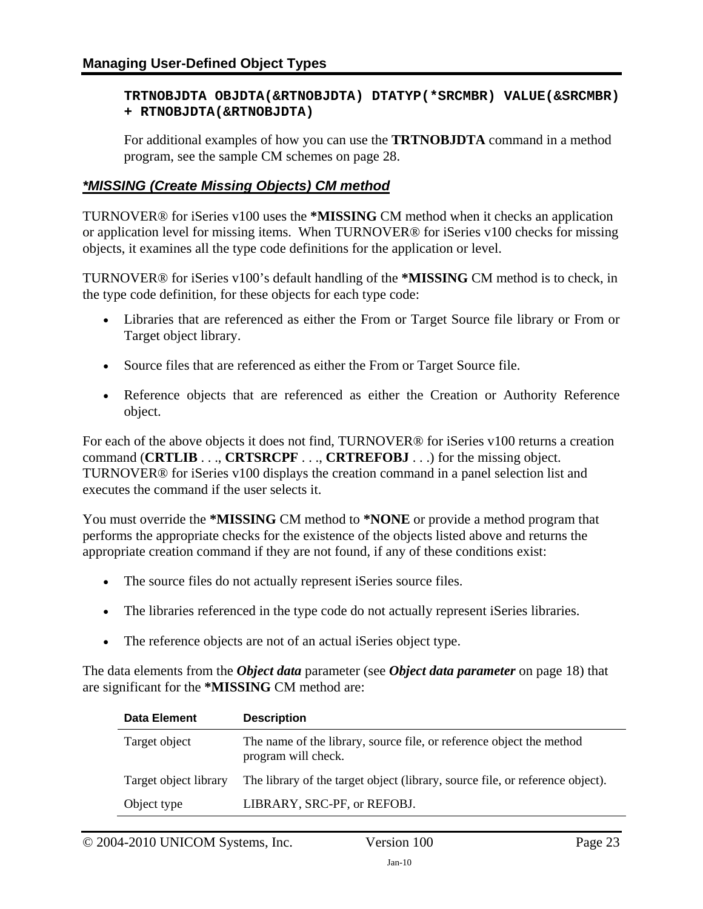```
TRTNOBJDTA OBJDTA(&RTNOBJDTA) DTATYP(*SRCMBR) VALUE(&SRCMBR)
+ RTNOBJDTA(&RTNOBJDTA)
```

For additional examples of how you can use the **TRTNOBJDTA** command in a method program, see the sample CM schemes on page 28.

### ***MISSING (Create Missing Objects) CM method***

TURNOVER® for iSeries v100 uses the ***MISSING** CM method when it checks an application or application level for missing items. When TURNOVER® for iSeries v100 checks for missing objects, it examines all the type code definitions for the application or level.

TURNOVER® for iSeries v100's default handling of the ***MISSING** CM method is to check, in the type code definition, for these objects for each type code:

- Libraries that are referenced as either the From or Target Source file library or From or Target object library.
- Source files that are referenced as either the From or Target Source file.
- Reference objects that are referenced as either the Creation or Authority Reference object.

For each of the above objects it does not find, TURNOVER® for iSeries v100 returns a creation command (**CRTLIB** . . ., **CRTSRCPF** . . ., **CRTREFOBJ** . . .) for the missing object. TURNOVER® for iSeries v100 displays the creation command in a panel selection list and executes the command if the user selects it.

You must override the ***MISSING** CM method to ***NONE** or provide a method program that performs the appropriate checks for the existence of the objects listed above and returns the appropriate creation command if they are not found, if any of these conditions exist:

- The source files do not actually represent iSeries source files.
- The libraries referenced in the type code do not actually represent iSeries libraries.
- The reference objects are not of an actual iSeries object type.

The data elements from the ***Object data*** parameter (see ***Object data parameter*** on page 18) that are significant for the ***MISSING** CM method are:

| Data Element | Description |
|---|---|
| Target object | The name of the library, source file, or reference object the method program will check. |
| Target object library | The library of the target object (library, source file, or reference object). |
| Object type | LIBRARY, SRC-PF, or REFOBJ. |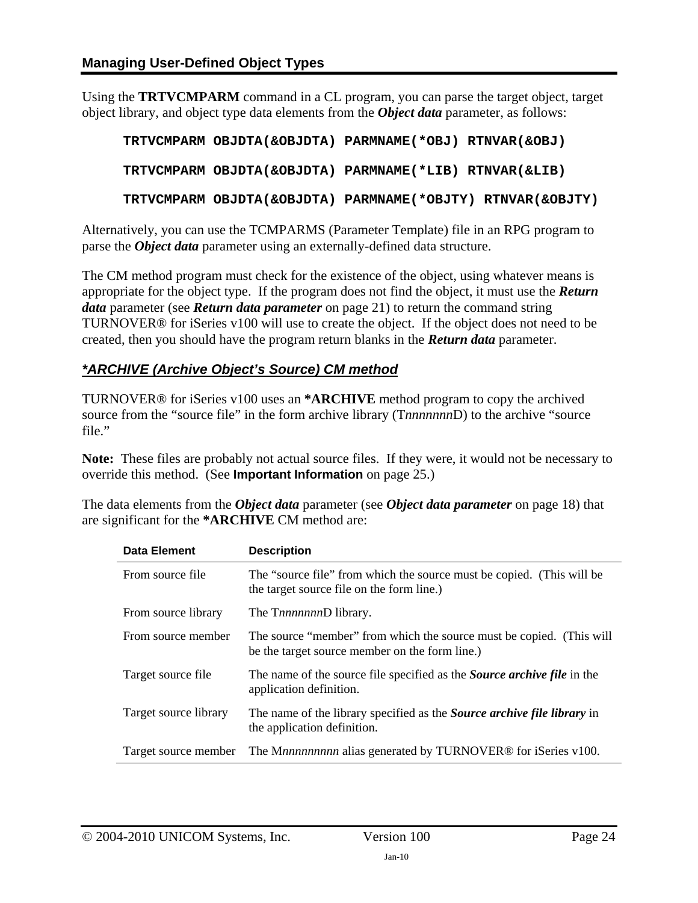Using the **TRTVCMPARM** command in a CL program, you can parse the target object, target object library, and object type data elements from the ***Object data*** parameter, as follows:

```
TRTVCMPARM OBJDTA(&OBJDTA) PARMNAME(*OBJ) RTNVAR(&OBJ)

TRTVCMPARM OBJDTA(&OBJDTA) PARMNAME(*LIB) RTNVAR(&LIB)

TRTVCMPARM OBJDTA(&OBJDTA) PARMNAME(*OBJTY) RTNVAR(&OBJTY)
```

Alternatively, you can use the TCMPARMS (Parameter Template) file in an RPG program to parse the ***Object data*** parameter using an externally-defined data structure.

The CM method program must check for the existence of the object, using whatever means is appropriate for the object type. If the program does not find the object, it must use the ***Return data*** parameter (see ***Return data parameter*** on page 21) to return the command string TURNOVER® for iSeries v100 will use to create the object. If the object does not need to be created, then you should have the program return blanks in the ***Return data*** parameter.

## *ARCHIVE (Archive Object's Source) CM method

TURNOVER® for iSeries v100 uses an ***ARCHIVE** method program to copy the archived source from the "source file" in the form archive library (T*nnnnnnn*D) to the archive "source file."

**Note:** These files are probably not actual source files. If they were, it would not be necessary to override this method. (See **Important Information** on page 25.)

The data elements from the ***Object data*** parameter (see ***Object data parameter*** on page 18) that are significant for the ***ARCHIVE** CM method are:

| Data Element | Description |
|---|---|
| From source file | The "source file" from which the source must be copied. (This will be the target source file on the form line.) |
| From source library | The T*nnnnnnn*D library. |
| From source member | The source "member" from which the source must be copied. (This will be the target source member on the form line.) |
| Target source file | The name of the source file specified as the ***Source archive file*** in the application definition. |
| Target source library | The name of the library specified as the ***Source archive file library*** in the application definition. |
| Target source member | The M*nnnnnnnnn* alias generated by TURNOVER® for iSeries v100. |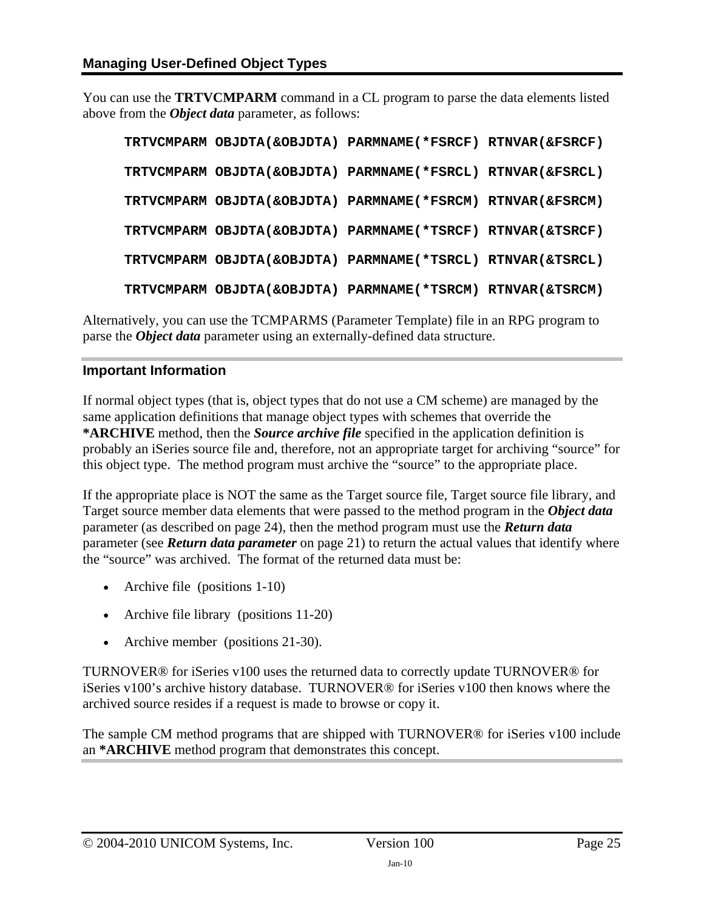## Managing User-Defined Object Types

You can use the **TRTVCMPARM** command in a CL program to parse the data elements listed above from the ***Object data*** parameter, as follows:

```
TRTVCMPARM OBJDTA(&OBJDTA) PARMNAME(*FSRCF) RTNVAR(&FSRCF)

TRTVCMPARM OBJDTA(&OBJDTA) PARMNAME(*FSRCL) RTNVAR(&FSRCL)

TRTVCMPARM OBJDTA(&OBJDTA) PARMNAME(*FSRCM) RTNVAR(&FSRCM)

TRTVCMPARM OBJDTA(&OBJDTA) PARMNAME(*TSRCF) RTNVAR(&TSRCF)

TRTVCMPARM OBJDTA(&OBJDTA) PARMNAME(*TSRCL) RTNVAR(&TSRCL)

TRTVCMPARM OBJDTA(&OBJDTA) PARMNAME(*TSRCM) RTNVAR(&TSRCM)
```

Alternatively, you can use the TCMPARMS (Parameter Template) file in an RPG program to parse the ***Object data*** parameter using an externally-defined data structure.

### Important Information

If normal object types (that is, object types that do not use a CM scheme) are managed by the same application definitions that manage object types with schemes that override the **\*ARCHIVE** method, then the ***Source archive file*** specified in the application definition is probably an iSeries source file and, therefore, not an appropriate target for archiving "source" for this object type. The method program must archive the "source" to the appropriate place.

If the appropriate place is NOT the same as the Target source file, Target source file library, and Target source member data elements that were passed to the method program in the ***Object data*** parameter (as described on page 24), then the method program must use the ***Return data*** parameter (see ***Return data parameter*** on page 21) to return the actual values that identify where the "source" was archived. The format of the returned data must be:

- Archive file (positions 1-10)
- Archive file library (positions 11-20)
- Archive member (positions 21-30).

TURNOVER® for iSeries v100 uses the returned data to correctly update TURNOVER® for iSeries v100's archive history database. TURNOVER® for iSeries v100 then knows where the archived source resides if a request is made to browse or copy it.

The sample CM method programs that are shipped with TURNOVER® for iSeries v100 include an **\*ARCHIVE** method program that demonstrates this concept.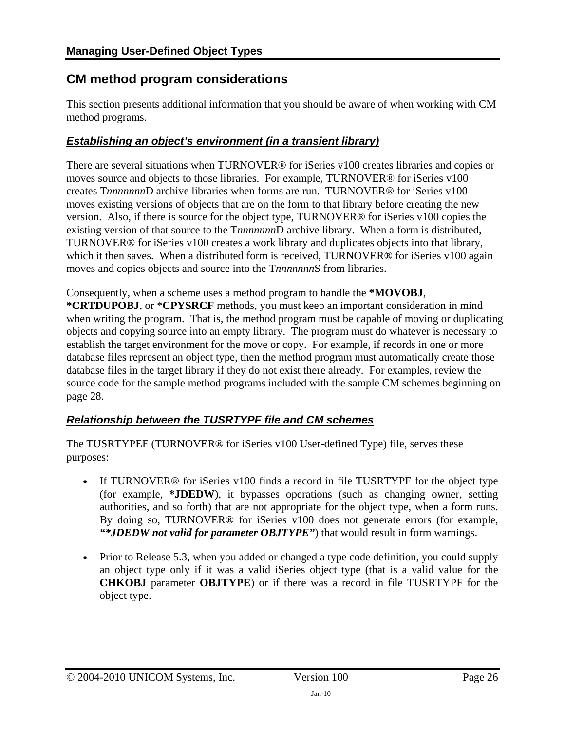## CM method program considerations

This section presents additional information that you should be aware of when working with CM method programs.

### *Establishing an object's environment (in a transient library)*

There are several situations when TURNOVER® for iSeries v100 creates libraries and copies or moves source and objects to those libraries. For example, TURNOVER® for iSeries v100 creates T*nnnnnnn*D archive libraries when forms are run. TURNOVER® for iSeries v100 moves existing versions of objects that are on the form to that library before creating the new version. Also, if there is source for the object type, TURNOVER® for iSeries v100 copies the existing version of that source to the T*nnnnnnn*D archive library. When a form is distributed, TURNOVER® for iSeries v100 creates a work library and duplicates objects into that library, which it then saves. When a distributed form is received, TURNOVER® for iSeries v100 again moves and copies objects and source into the T*nnnnnnn*S from libraries.

Consequently, when a scheme uses a method program to handle the **\*MOVOBJ**, **\*CRTDUPOBJ**, or \***CPYSRCF** methods, you must keep an important consideration in mind when writing the program. That is, the method program must be capable of moving or duplicating objects and copying source into an empty library. The program must do whatever is necessary to establish the target environment for the move or copy. For example, if records in one or more database files represent an object type, then the method program must automatically create those database files in the target library if they do not exist there already. For examples, review the source code for the sample method programs included with the sample CM schemes beginning on page 28.

### *Relationship between the TUSRTYPF file and CM schemes*

The TUSRTYPEF (TURNOVER® for iSeries v100 User-defined Type) file, serves these purposes:

- If TURNOVER® for iSeries v100 finds a record in file TUSRTYPF for the object type (for example, **\*JDEDW**), it bypasses operations (such as changing owner, setting authorities, and so forth) that are not appropriate for the object type, when a form runs. By doing so, TURNOVER® for iSeries v100 does not generate errors (for example, ***"\*JDEDW not valid for parameter OBJTYPE"***) that would result in form warnings.

- Prior to Release 5.3, when you added or changed a type code definition, you could supply an object type only if it was a valid iSeries object type (that is a valid value for the **CHKOBJ** parameter **OBJTYPE**) or if there was a record in file TUSRTYPF for the object type.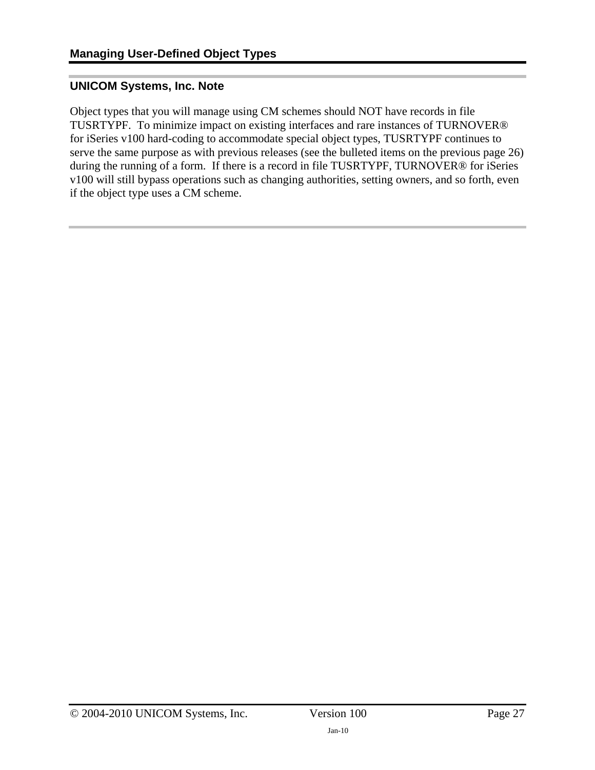### UNICOM Systems, Inc. Note

Object types that you will manage using CM schemes should NOT have records in file TUSRTYPF. To minimize impact on existing interfaces and rare instances of TURNOVER® for iSeries v100 hard-coding to accommodate special object types, TUSRTYPF continues to serve the same purpose as with previous releases (see the bulleted items on the previous page 26) during the running of a form. If there is a record in file TUSRTYPF, TURNOVER® for iSeries v100 will still bypass operations such as changing authorities, setting owners, and so forth, even if the object type uses a CM scheme.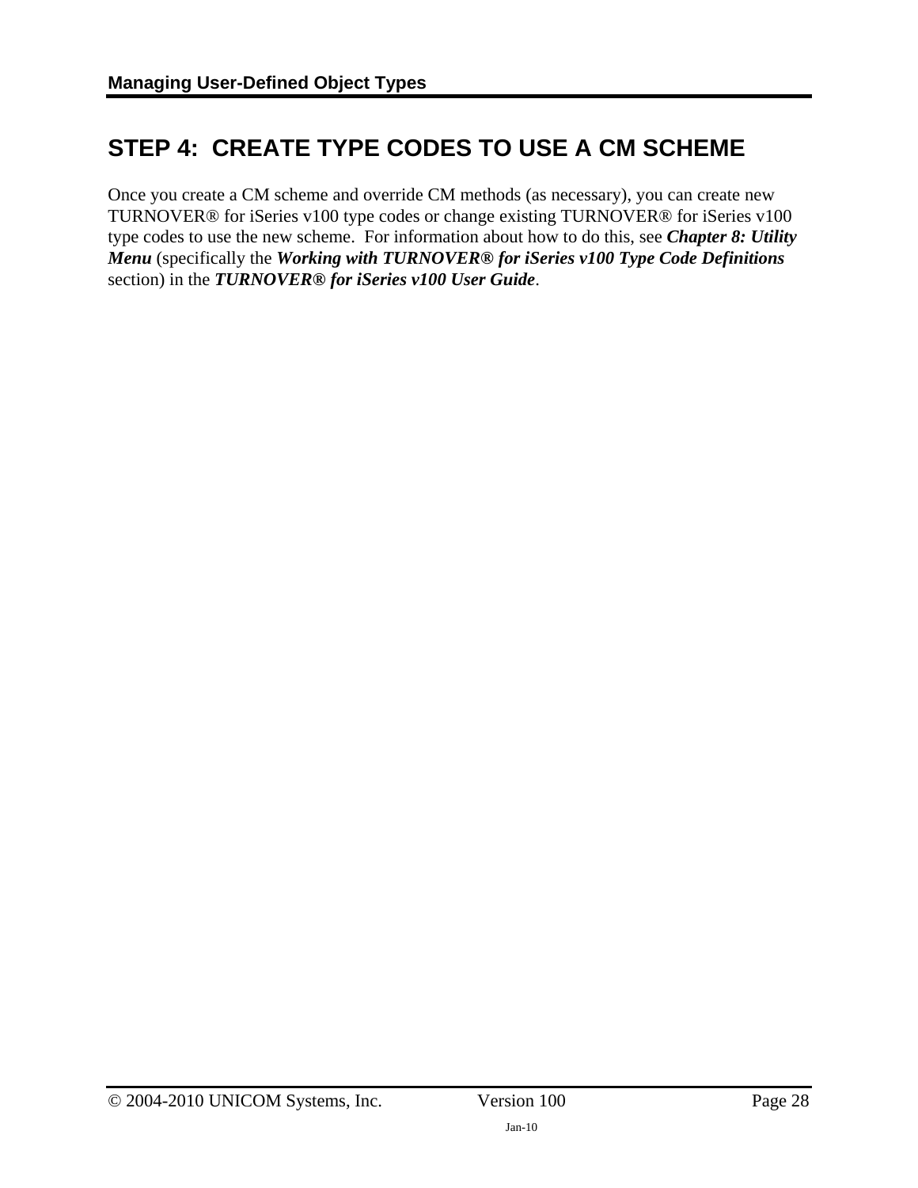# STEP 4: CREATE TYPE CODES TO USE A CM SCHEME

Once you create a CM scheme and override CM methods (as necessary), you can create new TURNOVER® for iSeries v100 type codes or change existing TURNOVER® for iSeries v100 type codes to use the new scheme. For information about how to do this, see ***Chapter 8: Utility Menu*** (specifically the ***Working with TURNOVER® for iSeries v100 Type Code Definitions*** section) in the ***TURNOVER® for iSeries v100 User Guide***.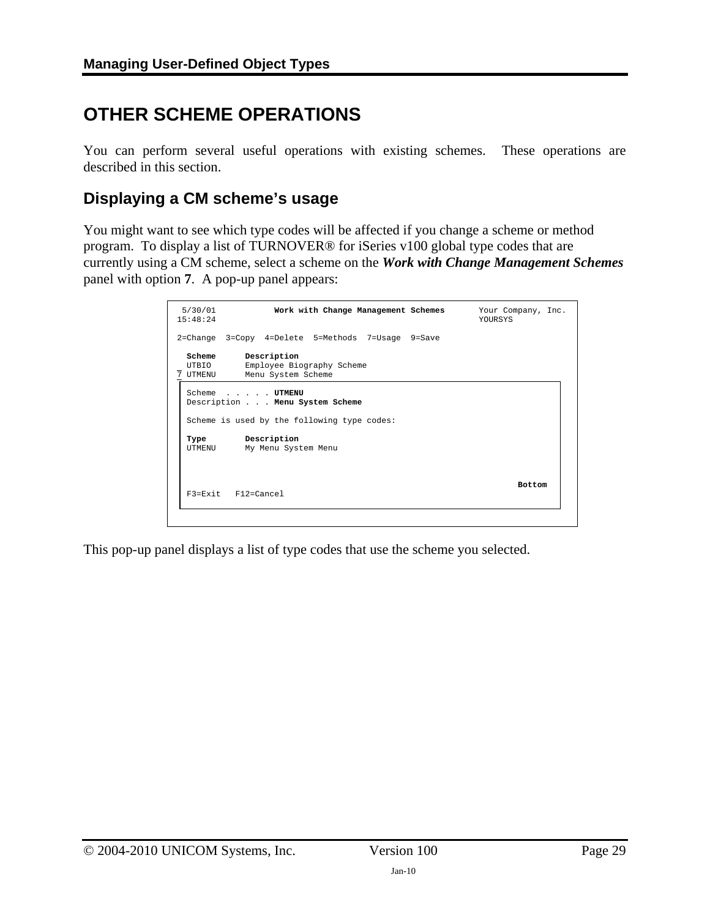## OTHER SCHEME OPERATIONS

You can perform several useful operations with existing schemes. These operations are described in this section.

### Displaying a CM scheme's usage

You might want to see which type codes will be affected if you change a scheme or method program. To display a list of TURNOVER® for iSeries v100 global type codes that are currently using a CM scheme, select a scheme on the ***Work with Change Management Schemes*** panel with option **7**. A pop-up panel appears:

```
 5/30/01           Work with Change Management Schemes       Your Company, Inc.
15:48:24                                                     YOURSYS

2=Change  3=Copy  4=Delete  5=Methods  7=Usage  9=Save

  Scheme      Description
  UTBIO       Employee Biography Scheme
7 UTMENU      Menu System Scheme
 ┌──────────────────────────────────────────────────────────────────────────┐
 │ Scheme  . . . . . UTMENU                                                 │
 │ Description . . . Menu System Scheme                                     │
 │                                                                          │
 │ Scheme is used by the following type codes:                              │
 │                                                                          │
 │ Type        Description                                                  │
 │ UTMENU      My Menu System Menu                                          │
 │                                                                          │
 │                                                                          │
 │                                                                  Bottom  │
 │ F3=Exit   F12=Cancel                                                     │
 └──────────────────────────────────────────────────────────────────────────┘
```

This pop-up panel displays a list of type codes that use the scheme you selected.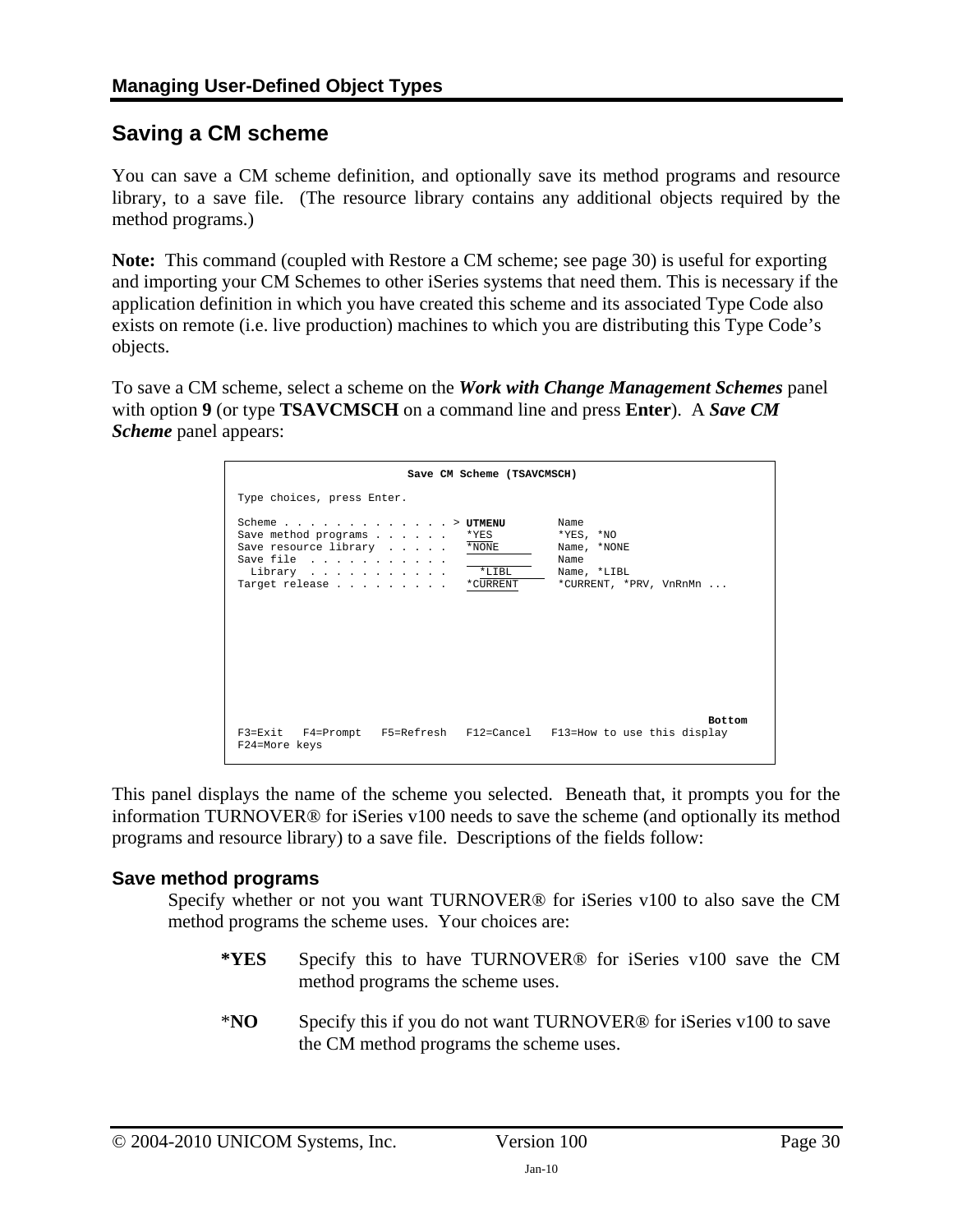## Saving a CM scheme

You can save a CM scheme definition, and optionally save its method programs and resource library, to a save file. (The resource library contains any additional objects required by the method programs.)

**Note:** This command (coupled with Restore a CM scheme; see page 30) is useful for exporting and importing your CM Schemes to other iSeries systems that need them. This is necessary if the application definition in which you have created this scheme and its associated Type Code also exists on remote (i.e. live production) machines to which you are distributing this Type Code's objects.

To save a CM scheme, select a scheme on the ***Work with Change Management Schemes*** panel with option **9** (or type **TSAVCMSCH** on a command line and press **Enter**). A ***Save CM Scheme*** panel appears:

```
                         Save CM Scheme (TSAVCMSCH)

Type choices, press Enter.

Scheme . . . . . . . . . . . . . > UTMENU        Name
Save method programs . . . . . .   *YES          *YES, *NO
Save resource library  . . . . .   *NONE         Name, *NONE
Save file  . . . . . . . . . . .                 Name
  Library  . . . . . . . . . . .     *LIBL       Name, *LIBL
Target release . . . . . . . . .   *CURRENT      *CURRENT, *PRV, VnRnMn ...










                                                                        Bottom
F3=Exit   F4=Prompt   F5=Refresh   F12=Cancel   F13=How to use this display
F24=More keys
```

This panel displays the name of the scheme you selected. Beneath that, it prompts you for the information TURNOVER® for iSeries v100 needs to save the scheme (and optionally its method programs and resource library) to a save file. Descriptions of the fields follow:

### Save method programs

Specify whether or not you want TURNOVER® for iSeries v100 to also save the CM method programs the scheme uses. Your choices are:

**\*YES** Specify this to have TURNOVER® for iSeries v100 save the CM method programs the scheme uses.

\***NO** Specify this if you do not want TURNOVER® for iSeries v100 to save the CM method programs the scheme uses.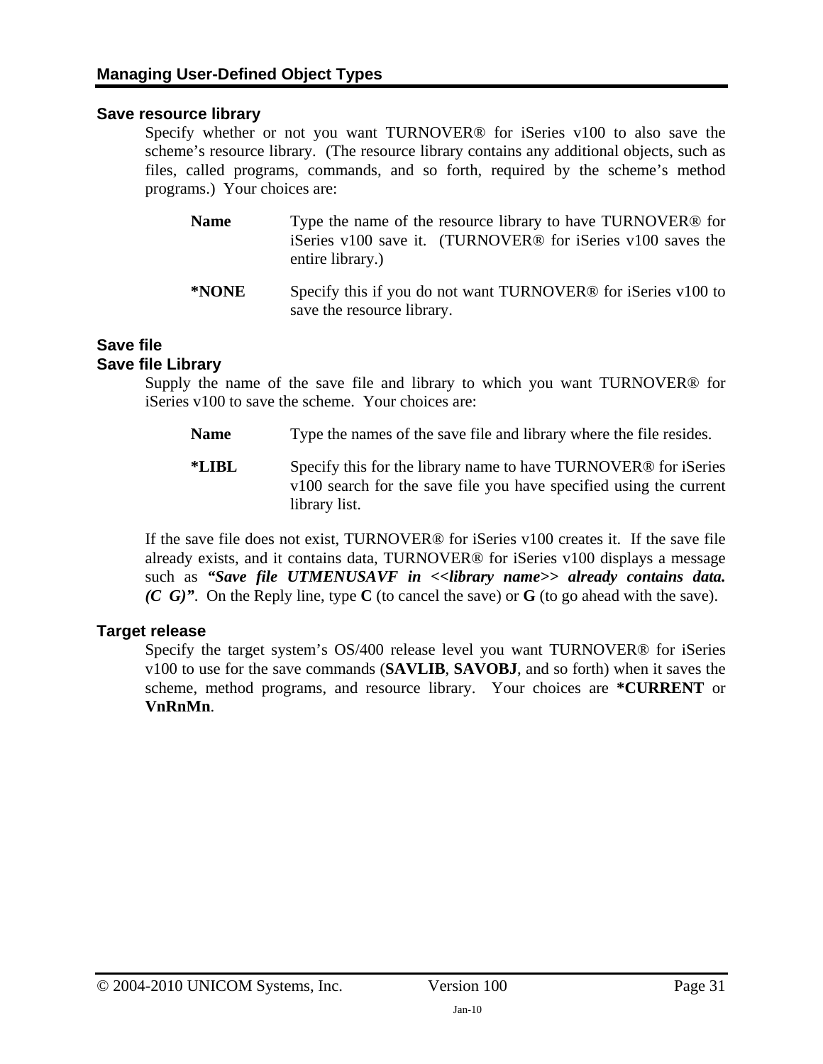### Save resource library

Specify whether or not you want TURNOVER® for iSeries v100 to also save the scheme's resource library. (The resource library contains any additional objects, such as files, called programs, commands, and so forth, required by the scheme's method programs.) Your choices are:

**Name** — Type the name of the resource library to have TURNOVER® for iSeries v100 save it. (TURNOVER® for iSeries v100 saves the entire library.)

***NONE** — Specify this if you do not want TURNOVER® for iSeries v100 to save the resource library.

### Save file
### Save file Library

Supply the name of the save file and library to which you want TURNOVER® for iSeries v100 to save the scheme. Your choices are:

**Name** — Type the names of the save file and library where the file resides.

***LIBL** — Specify this for the library name to have TURNOVER® for iSeries v100 search for the save file you have specified using the current library list.

If the save file does not exist, TURNOVER® for iSeries v100 creates it. If the save file already exists, and it contains data, TURNOVER® for iSeries v100 displays a message such as ***"Save file UTMENUSAVF in <<library name>> already contains data. (C G)"***. On the Reply line, type **C** (to cancel the save) or **G** (to go ahead with the save).

### Target release

Specify the target system's OS/400 release level you want TURNOVER® for iSeries v100 to use for the save commands (**SAVLIB**, **SAVOBJ**, and so forth) when it saves the scheme, method programs, and resource library. Your choices are ***CURRENT** or **VnRnMn**.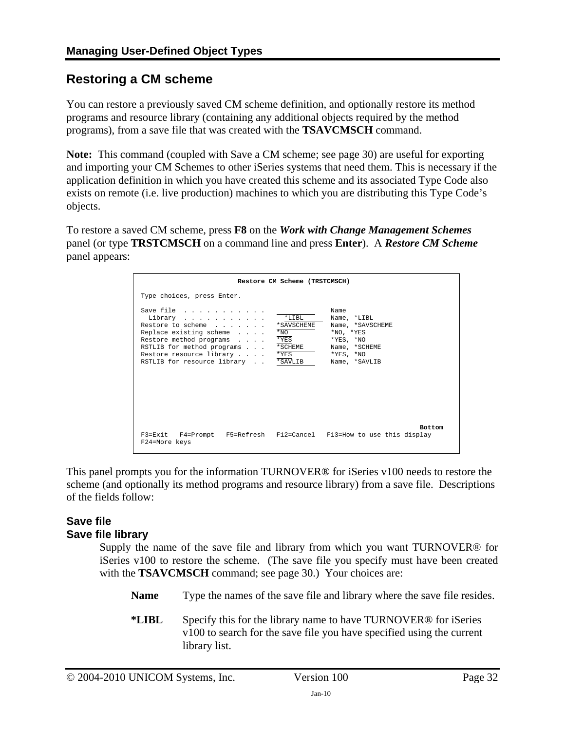## Restoring a CM scheme

You can restore a previously saved CM scheme definition, and optionally restore its method programs and resource library (containing any additional objects required by the method programs), from a save file that was created with the **TSAVCMSCH** command.

**Note:** This command (coupled with Save a CM scheme; see page 30) are useful for exporting and importing your CM Schemes to other iSeries systems that need them. This is necessary if the application definition in which you have created this scheme and its associated Type Code also exists on remote (i.e. live production) machines to which you are distributing this Type Code's objects.

To restore a saved CM scheme, press **F8** on the ***Work with Change Management Schemes*** panel (or type **TRSTCMSCH** on a command line and press **Enter**). A ***Restore CM Scheme*** panel appears:

```
                        Restore CM Scheme (TRSTCMSCH)

 Type choices, press Enter.

 Save file  . . . . . . . . . . .   __________      Name
   Library  . . . . . . . . . . .     *LIBL         Name, *LIBL
 Restore to scheme  . . . . . . .   *SAVSCHEME      Name, *SAVSCHEME
 Replace existing scheme  . . . .   *NO             *NO, *YES
 Restore method programs  . . . .   *YES            *YES, *NO
 RSTLIB for method programs . . .   *SCHEME         Name, *SCHEME
 Restore resource library . . . .   *YES            *YES, *NO
 RSTLIB for resource library  . .   *SAVLIB         Name, *SAVLIB









                                                                        Bottom
 F3=Exit   F4=Prompt   F5=Refresh   F12=Cancel   F13=How to use this display
 F24=More keys
```

This panel prompts you for the information TURNOVER® for iSeries v100 needs to restore the scheme (and optionally its method programs and resource library) from a save file. Descriptions of the fields follow:

### Save file
### Save file library

Supply the name of the save file and library from which you want TURNOVER® for iSeries v100 to restore the scheme. (The save file you specify must have been created with the **TSAVCMSCH** command; see page 30.) Your choices are:

**Name** Type the names of the save file and library where the save file resides.

**\*LIBL** Specify this for the library name to have TURNOVER® for iSeries v100 to search for the save file you have specified using the current library list.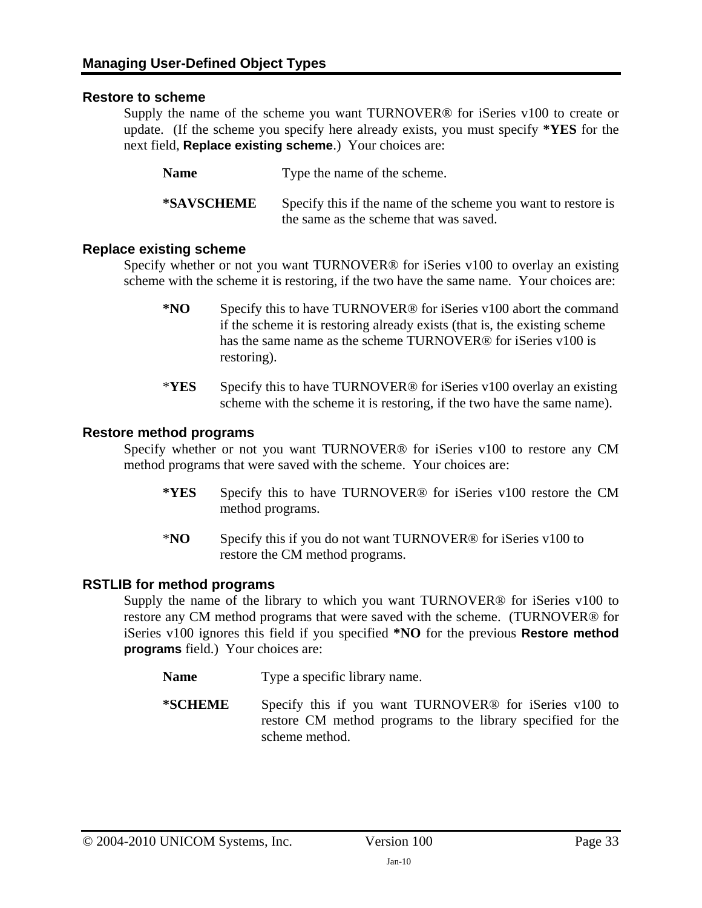### Restore to scheme

Supply the name of the scheme you want TURNOVER® for iSeries v100 to create or update. (If the scheme you specify here already exists, you must specify **\*YES** for the next field, **Replace existing scheme**.) Your choices are:

**Name** Type the name of the scheme.

**\*SAVSCHEME** Specify this if the name of the scheme you want to restore is the same as the scheme that was saved.

### Replace existing scheme

Specify whether or not you want TURNOVER® for iSeries v100 to overlay an existing scheme with the scheme it is restoring, if the two have the same name. Your choices are:

**\*NO** Specify this to have TURNOVER® for iSeries v100 abort the command if the scheme it is restoring already exists (that is, the existing scheme has the same name as the scheme TURNOVER® for iSeries v100 is restoring).

\***YES** Specify this to have TURNOVER® for iSeries v100 overlay an existing scheme with the scheme it is restoring, if the two have the same name).

### Restore method programs

Specify whether or not you want TURNOVER® for iSeries v100 to restore any CM method programs that were saved with the scheme. Your choices are:

**\*YES** Specify this to have TURNOVER® for iSeries v100 restore the CM method programs.

\***NO** Specify this if you do not want TURNOVER® for iSeries v100 to restore the CM method programs.

### RSTLIB for method programs

Supply the name of the library to which you want TURNOVER® for iSeries v100 to restore any CM method programs that were saved with the scheme. (TURNOVER® for iSeries v100 ignores this field if you specified **\*NO** for the previous **Restore method programs** field.) Your choices are:

**Name** Type a specific library name.

**\*SCHEME** Specify this if you want TURNOVER® for iSeries v100 to restore CM method programs to the library specified for the scheme method.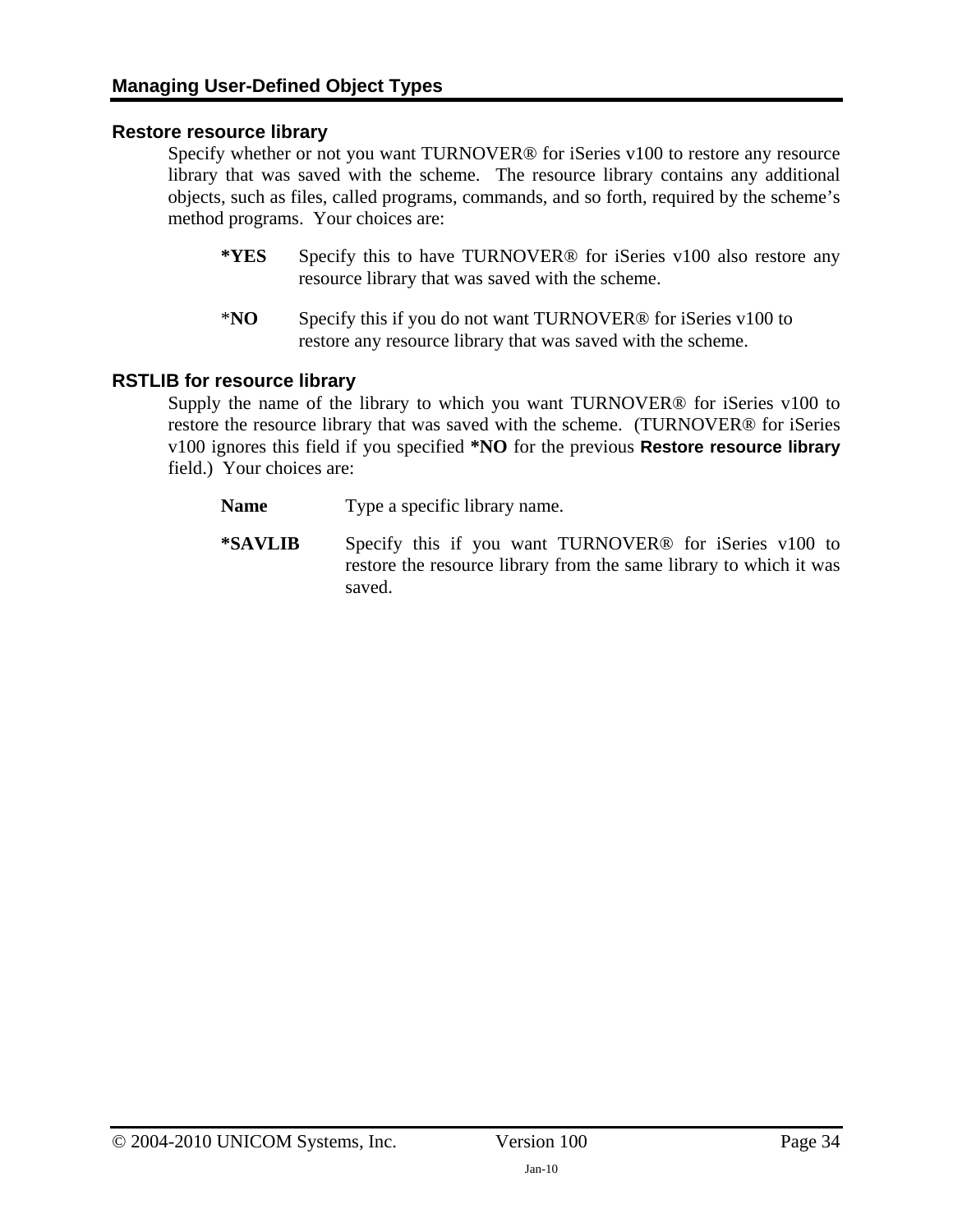### Restore resource library

Specify whether or not you want TURNOVER® for iSeries v100 to restore any resource library that was saved with the scheme. The resource library contains any additional objects, such as files, called programs, commands, and so forth, required by the scheme's method programs. Your choices are:

**\*YES** Specify this to have TURNOVER® for iSeries v100 also restore any resource library that was saved with the scheme.

***NO** Specify this if you do not want TURNOVER® for iSeries v100 to restore any resource library that was saved with the scheme.

### RSTLIB for resource library

Supply the name of the library to which you want TURNOVER® for iSeries v100 to restore the resource library that was saved with the scheme. (TURNOVER® for iSeries v100 ignores this field if you specified **\*NO** for the previous **Restore resource library** field.) Your choices are:

**Name** Type a specific library name.

**\*SAVLIB** Specify this if you want TURNOVER® for iSeries v100 to restore the resource library from the same library to which it was saved.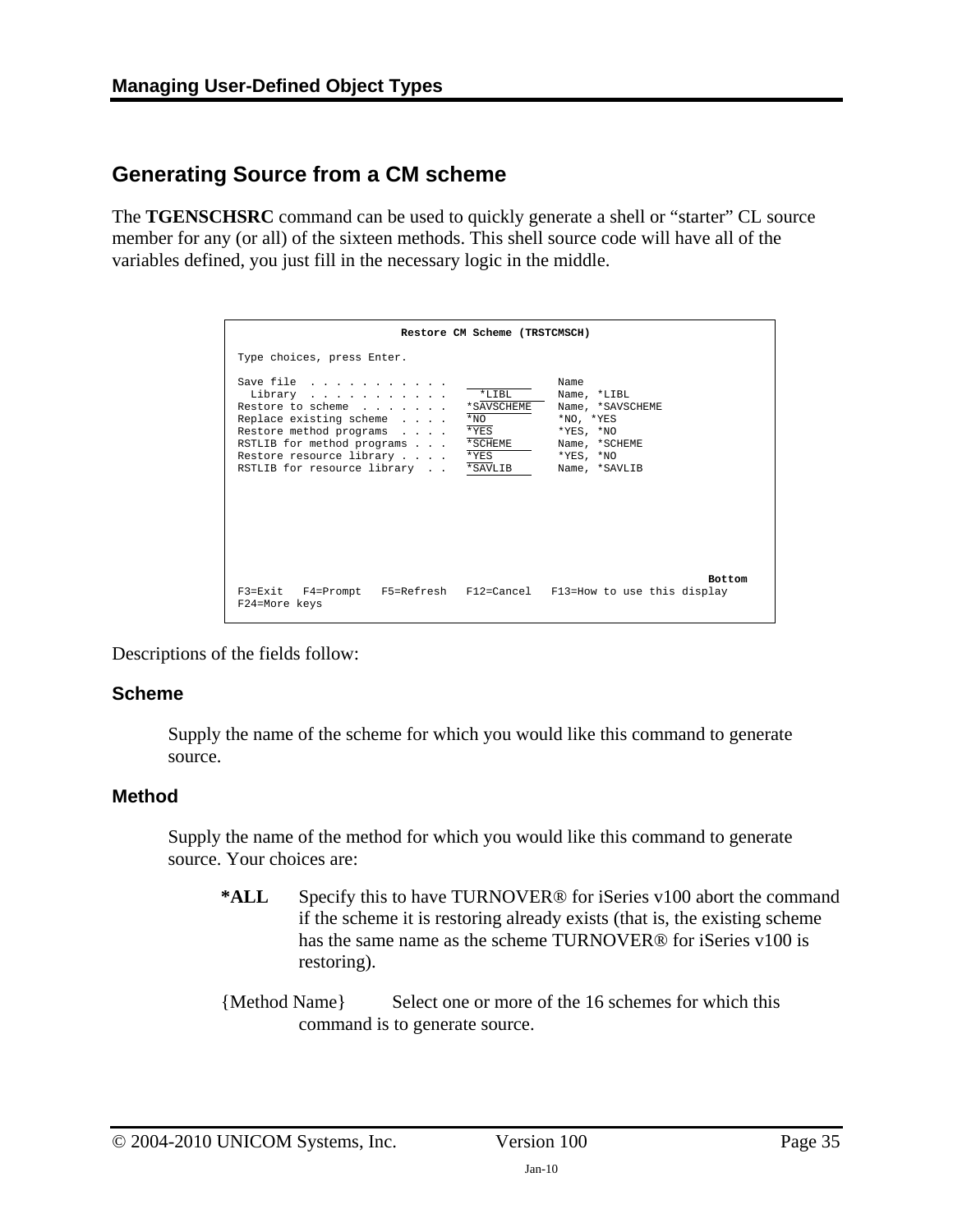## Generating Source from a CM scheme

The **TGENSCHSRC** command can be used to quickly generate a shell or "starter" CL source member for any (or all) of the sixteen methods. This shell source code will have all of the variables defined, you just fill in the necessary logic in the middle.

```
                         Restore CM Scheme (TRSTCMSCH)

Type choices, press Enter.

Save file  . . . . . . . . . . .                  Name
  Library  . . . . . . . . . . .     *LIBL        Name, *LIBL
Restore to scheme  . . . . . . .   *SAVSCHEME     Name, *SAVSCHEME
Replace existing scheme  . . . .   *NO            *NO, *YES
Restore method programs  . . . .   *YES           *YES, *NO
RSTLIB for method programs . . .   *SCHEME        Name, *SCHEME
Restore resource library . . . .   *YES           *YES, *NO
RSTLIB for resource library  . .   *SAVLIB        Name, *SAVLIB









                                                                        Bottom
F3=Exit   F4=Prompt   F5=Refresh   F12=Cancel   F13=How to use this display
F24=More keys
```

Descriptions of the fields follow:

### Scheme

Supply the name of the scheme for which you would like this command to generate source.

### Method

Supply the name of the method for which you would like this command to generate source. Your choices are:

**\*ALL** Specify this to have TURNOVER® for iSeries v100 abort the command if the scheme it is restoring already exists (that is, the existing scheme has the same name as the scheme TURNOVER® for iSeries v100 is restoring).

{Method Name} Select one or more of the 16 schemes for which this command is to generate source.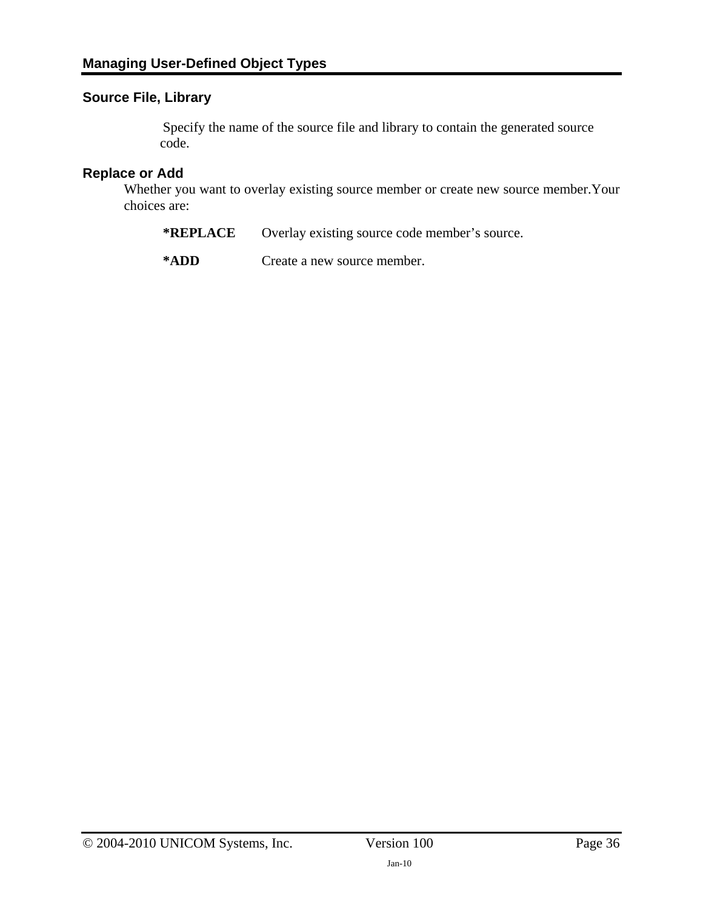## Source File, Library

Specify the name of the source file and library to contain the generated source code.

## Replace or Add

Whether you want to overlay existing source member or create new source member.Your choices are:

| | |
|---|---|
| **\*REPLACE** | Overlay existing source code member's source. |
| **\*ADD** | Create a new source member. |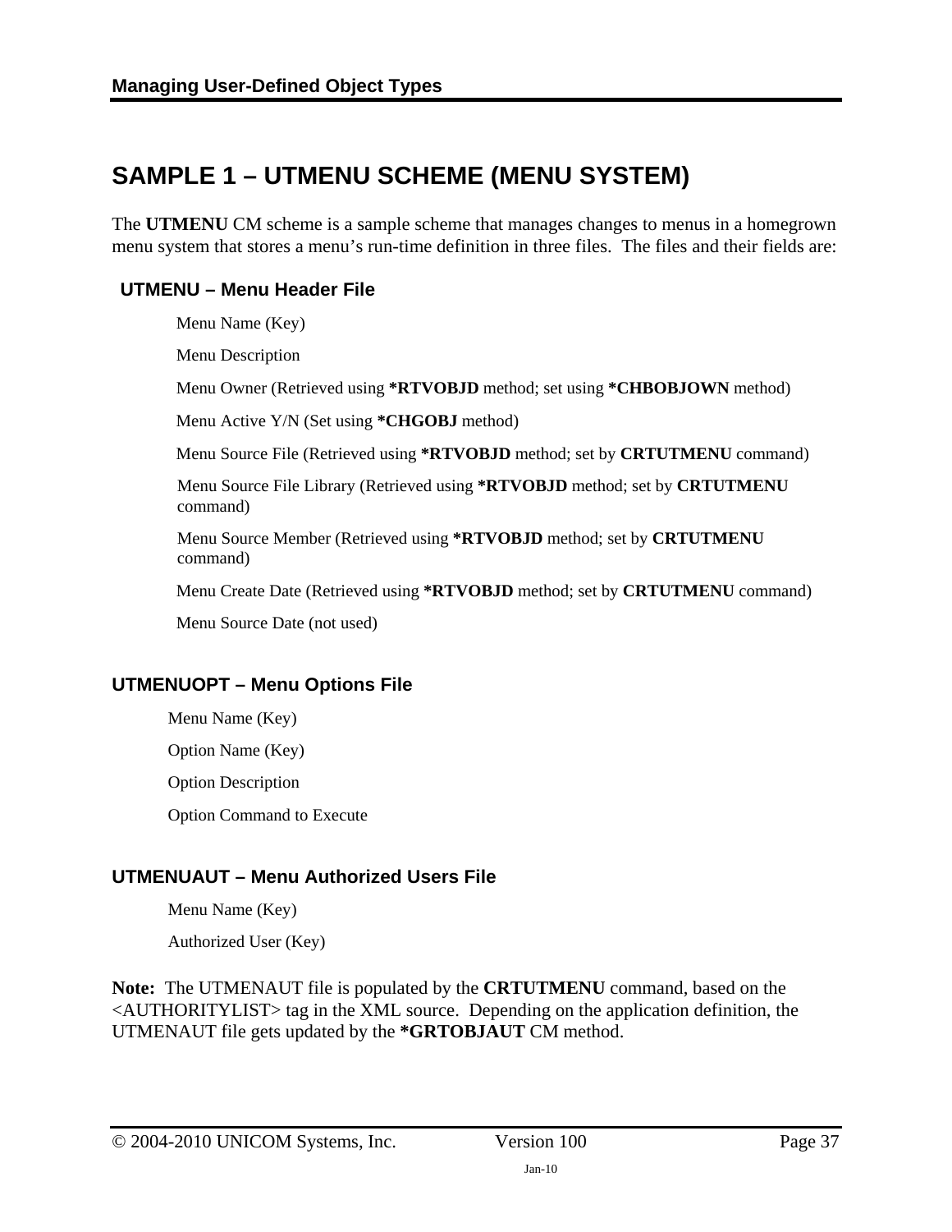# SAMPLE 1 – UTMENU SCHEME (MENU SYSTEM)

The **UTMENU** CM scheme is a sample scheme that manages changes to menus in a homegrown menu system that stores a menu's run-time definition in three files. The files and their fields are:

### UTMENU – Menu Header File

Menu Name (Key)

Menu Description

Menu Owner (Retrieved using **\*RTVOBJD** method; set using **\*CHBOBJOWN** method)

Menu Active Y/N (Set using **\*CHGOBJ** method)

Menu Source File (Retrieved using **\*RTVOBJD** method; set by **CRTUTMENU** command)

Menu Source File Library (Retrieved using **\*RTVOBJD** method; set by **CRTUTMENU** command)

Menu Source Member (Retrieved using **\*RTVOBJD** method; set by **CRTUTMENU** command)

Menu Create Date (Retrieved using **\*RTVOBJD** method; set by **CRTUTMENU** command)

Menu Source Date (not used)

### UTMENUOPT – Menu Options File

Menu Name (Key)

Option Name (Key)

Option Description

Option Command to Execute

### UTMENUAUT – Menu Authorized Users File

Menu Name (Key)

Authorized User (Key)

**Note:** The UTMENAUT file is populated by the **CRTUTMENU** command, based on the <AUTHORITYLIST> tag in the XML source. Depending on the application definition, the UTMENAUT file gets updated by the **\*GRTOBJAUT** CM method.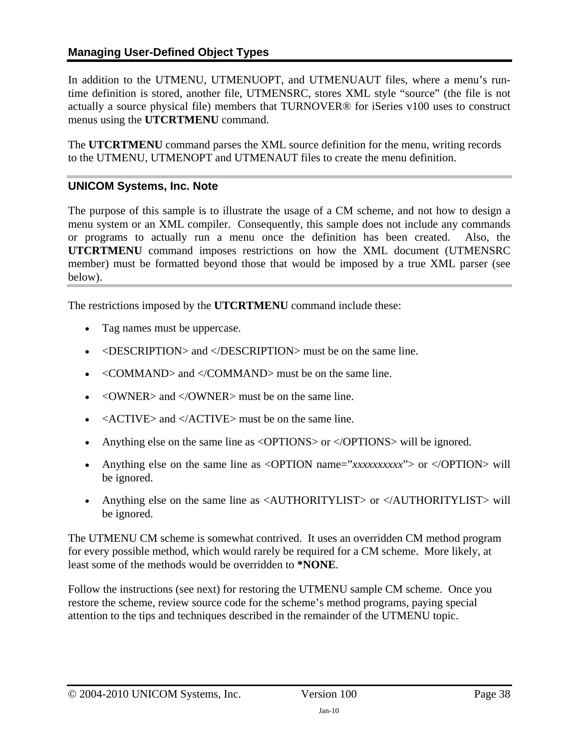## Managing User-Defined Object Types

In addition to the UTMENU, UTMENUOPT, and UTMENUAUT files, where a menu's run-time definition is stored, another file, UTMENSRC, stores XML style "source" (the file is not actually a source physical file) members that TURNOVER® for iSeries v100 uses to construct menus using the **UTCRTMENU** command.

The **UTCRTMENU** command parses the XML source definition for the menu, writing records to the UTMENU, UTMENOPT and UTMENAUT files to create the menu definition.

### UNICOM Systems, Inc. Note

The purpose of this sample is to illustrate the usage of a CM scheme, and not how to design a menu system or an XML compiler. Consequently, this sample does not include any commands or programs to actually run a menu once the definition has been created. Also, the **UTCRTMENU** command imposes restrictions on how the XML document (UTMENSRC member) must be formatted beyond those that would be imposed by a true XML parser (see below).

The restrictions imposed by the **UTCRTMENU** command include these:

- Tag names must be uppercase.
- <DESCRIPTION> and </DESCRIPTION> must be on the same line.
- <COMMAND> and </COMMAND> must be on the same line.
- <OWNER> and </OWNER> must be on the same line.
- <ACTIVE> and </ACTIVE> must be on the same line.
- Anything else on the same line as <OPTIONS> or </OPTIONS> will be ignored.
- Anything else on the same line as <OPTION name="*xxxxxxxxxx*"> or </OPTION> will be ignored.
- Anything else on the same line as <AUTHORITYLIST> or </AUTHORITYLIST> will be ignored.

The UTMENU CM scheme is somewhat contrived. It uses an overridden CM method program for every possible method, which would rarely be required for a CM scheme. More likely, at least some of the methods would be overridden to ***NONE**.

Follow the instructions (see next) for restoring the UTMENU sample CM scheme. Once you restore the scheme, review source code for the scheme's method programs, paying special attention to the tips and techniques described in the remainder of the UTMENU topic.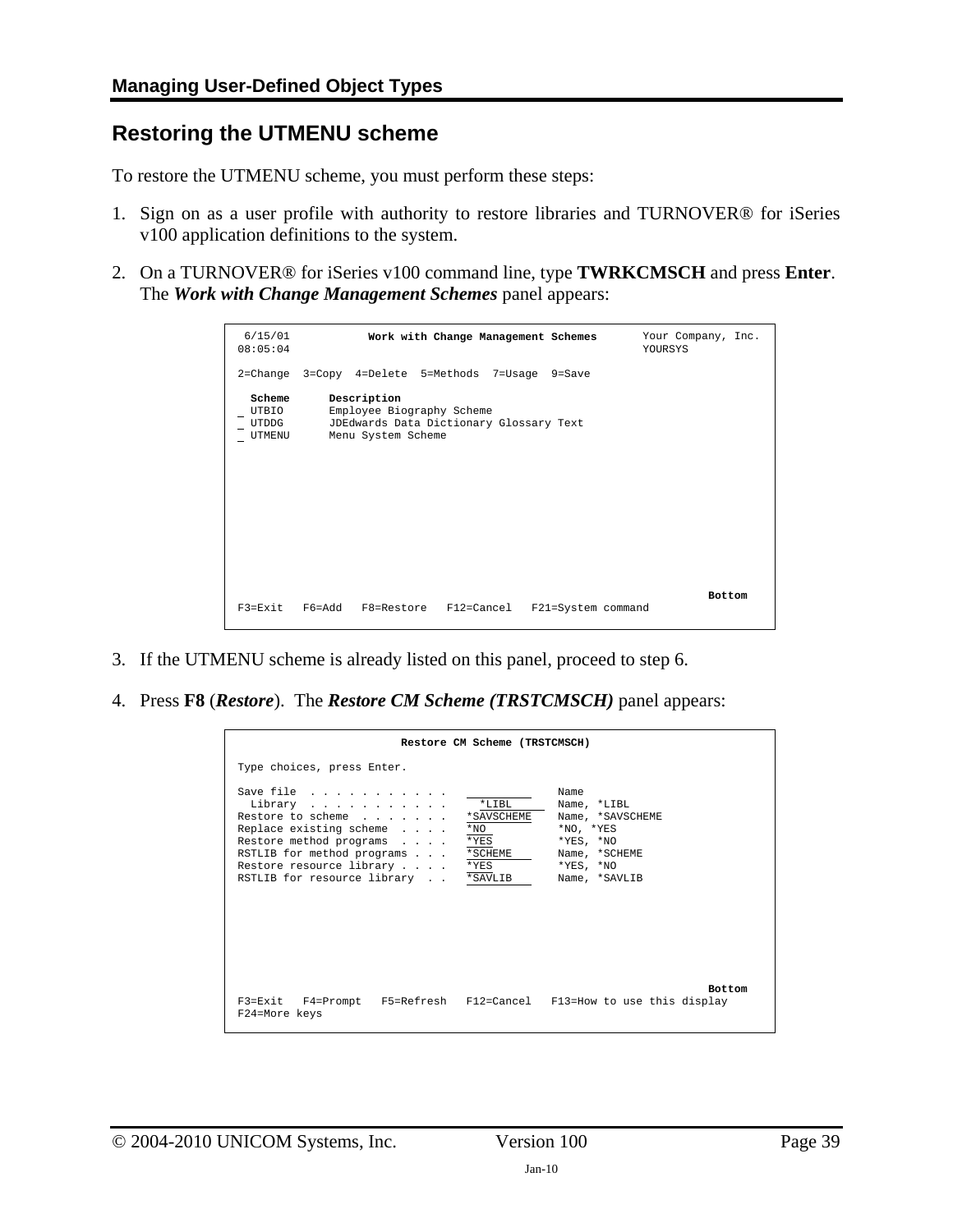## Restoring the UTMENU scheme

To restore the UTMENU scheme, you must perform these steps:

1. Sign on as a user profile with authority to restore libraries and TURNOVER® for iSeries v100 application definitions to the system.

2. On a TURNOVER® for iSeries v100 command line, type **TWRKCMSCH** and press **Enter**. The ***Work with Change Management Schemes*** panel appears:

```
 6/15/01           Work with Change Management Schemes       Your Company, Inc.
08:05:04                                                     YOURSYS

2=Change  3=Copy  4=Delete  5=Methods  7=Usage  9=Save

  Scheme      Description
_ UTBIO       Employee Biography Scheme
_ UTDDG       JDEdwards Data Dictionary Glossary Text
_ UTMENU      Menu System Scheme











                                                                     Bottom
F3=Exit   F6=Add   F8=Restore   F12=Cancel   F21=System command
```

3. If the UTMENU scheme is already listed on this panel, proceed to step 6.

4. Press **F8** (***Restore***). The ***Restore CM Scheme (TRSTCMSCH)*** panel appears:

```
                        Restore CM Scheme (TRSTCMSCH)

Type choices, press Enter.

Save file  . . . . . . . . . . .   __________     Name
  Library  . . . . . . . . . . .     *LIBL        Name, *LIBL
Restore to scheme  . . . . . . .   *SAVSCHEME     Name, *SAVSCHEME
Replace existing scheme  . . . .   *NO            *NO, *YES
Restore method programs  . . . .   *YES           *YES, *NO
RSTLIB for method programs . . .   *SCHEME        Name, *SCHEME
Restore resource library . . . .   *YES           *YES, *NO
RSTLIB for resource library  . .   *SAVLIB        Name, *SAVLIB








                                                                     Bottom
F3=Exit   F4=Prompt   F5=Refresh   F12=Cancel   F13=How to use this display
F24=More keys
```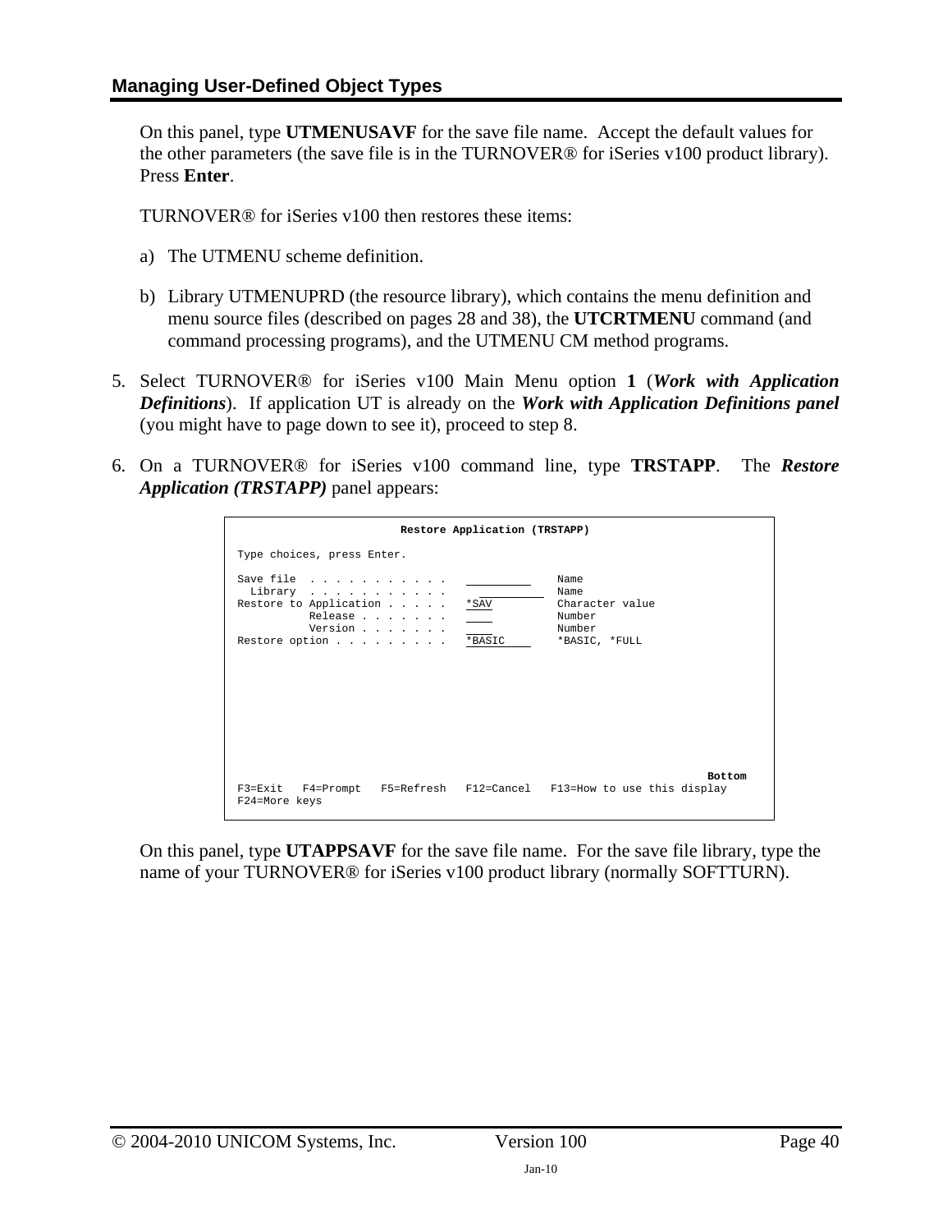On this panel, type **UTMENUSAVF** for the save file name. Accept the default values for the other parameters (the save file is in the TURNOVER® for iSeries v100 product library). Press **Enter**.

TURNOVER® for iSeries v100 then restores these items:

a) The UTMENU scheme definition.

b) Library UTMENUPRD (the resource library), which contains the menu definition and menu source files (described on pages 28 and 38), the **UTCRTMENU** command (and command processing programs), and the UTMENU CM method programs.

5. Select TURNOVER® for iSeries v100 Main Menu option **1** (***Work with Application Definitions***). If application UT is already on the ***Work with Application Definitions panel*** (you might have to page down to see it), proceed to step 8.

6. On a TURNOVER® for iSeries v100 command line, type **TRSTAPP**. The ***Restore Application (TRSTAPP)*** panel appears:

```
                         Restore Application (TRSTAPP)

Type choices, press Enter.

Save file  . . . . . . . . . . .   __________    Name
  Library  . . . . . . . . . . .   __________    Name
Restore to Application . . . . .   *SAV          Character value
           Release . . . . . . .   ____          Number
           Version . . . . . . .   ____          Number
Restore option . . . . . . . . .   *BASIC        *BASIC, *FULL










                                                                      Bottom
F3=Exit   F4=Prompt   F5=Refresh   F12=Cancel   F13=How to use this display
F24=More keys
```

On this panel, type **UTAPPSAVF** for the save file name. For the save file library, type the name of your TURNOVER® for iSeries v100 product library (normally SOFTTURN).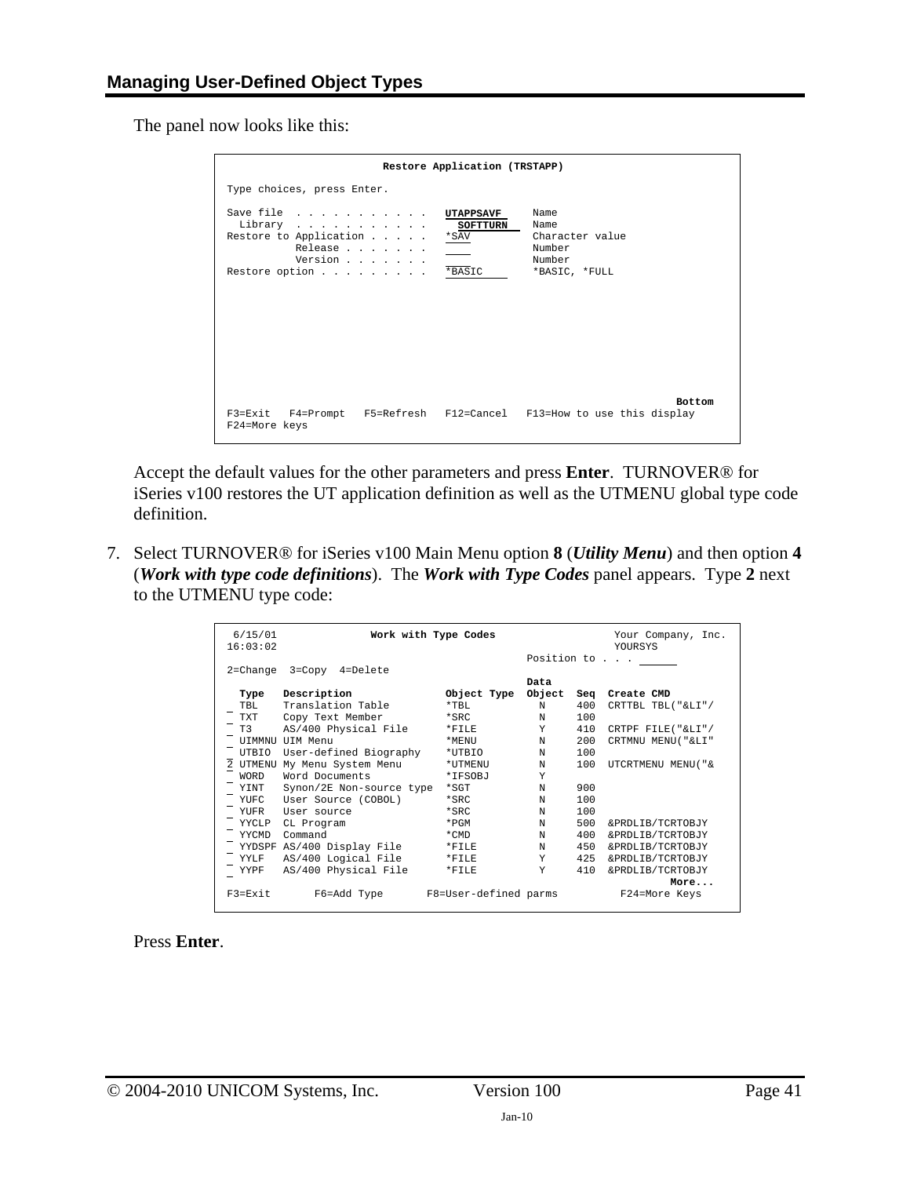The panel now looks like this:

```
                          Restore Application (TRSTAPP)

 Type choices, press Enter.

 Save file  . . . . . . . . . . .   UTAPPSAVF     Name
   Library  . . . . . . . . . . .     SOFTTURN    Name
 Restore to Application . . . . .   *SAV          Character value
            Release . . . . . . .                 Number
            Version . . . . . . .                 Number
 Restore option . . . . . . . . .   *BASIC        *BASIC, *FULL











                                                                          Bottom
 F3=Exit   F4=Prompt   F5=Refresh   F12=Cancel   F13=How to use this display
 F24=More keys
```

Accept the default values for the other parameters and press **Enter**. TURNOVER® for iSeries v100 restores the UT application definition as well as the UTMENU global type code definition.

7. Select TURNOVER® for iSeries v100 Main Menu option **8** (***Utility Menu***) and then option **4** (***Work with type code definitions***). The ***Work with Type Codes*** panel appears. Type **2** next to the UTMENU type code:

```
  6/15/01              Work with Type Codes                  Your Company, Inc.
 16:03:02                                                    YOURSYS
                                                Position to . . . ______
 2=Change  3=Copy  4=Delete
                                                Data
   Type   Description            Object Type   Object  Seq  Create CMD
 _ TBL    Translation Table      *TBL            N     400  CRTTBL TBL("&LI"/
 _ TXT    Copy Text Member       *SRC            N     100
 _ T3     AS/400 Physical File   *FILE           Y     410  CRTPF FILE("&LI"/
 _ UIMMNU UIM Menu               *MENU           N     200  CRTMNU MENU("&LI"
 _ UTBIO  User-defined Biography *UTBIO          N     100
 2 UTMENU My Menu System Menu    *UTMENU         N     100  UTCRTMENU MENU("&
 _ WORD   Word Documents         *IFSOBJ         Y
 _ YINT   Synon/2E Non-source type *SGT          N     900
 _ YUFC   User Source (COBOL)    *SRC            N     100
 _ YUFR   User source            *SRC            N     100
 _ YYCLP  CL Program             *PGM            N     500  &PRDLIB/TCRTOBJY
 _ YYCMD  Command                *CMD            N     400  &PRDLIB/TCRTOBJY
 _ YYDSPF AS/400 Display File    *FILE           N     450  &PRDLIB/TCRTOBJY
 _ YYLF   AS/400 Logical File    *FILE           Y     425  &PRDLIB/TCRTOBJY
 _ YYPF   AS/400 Physical File   *FILE           Y     410  &PRDLIB/TCRTOBJY
                                                                   More...
 F3=Exit      F6=Add Type      F8=User-defined parms          F24=More Keys
```

Press **Enter**.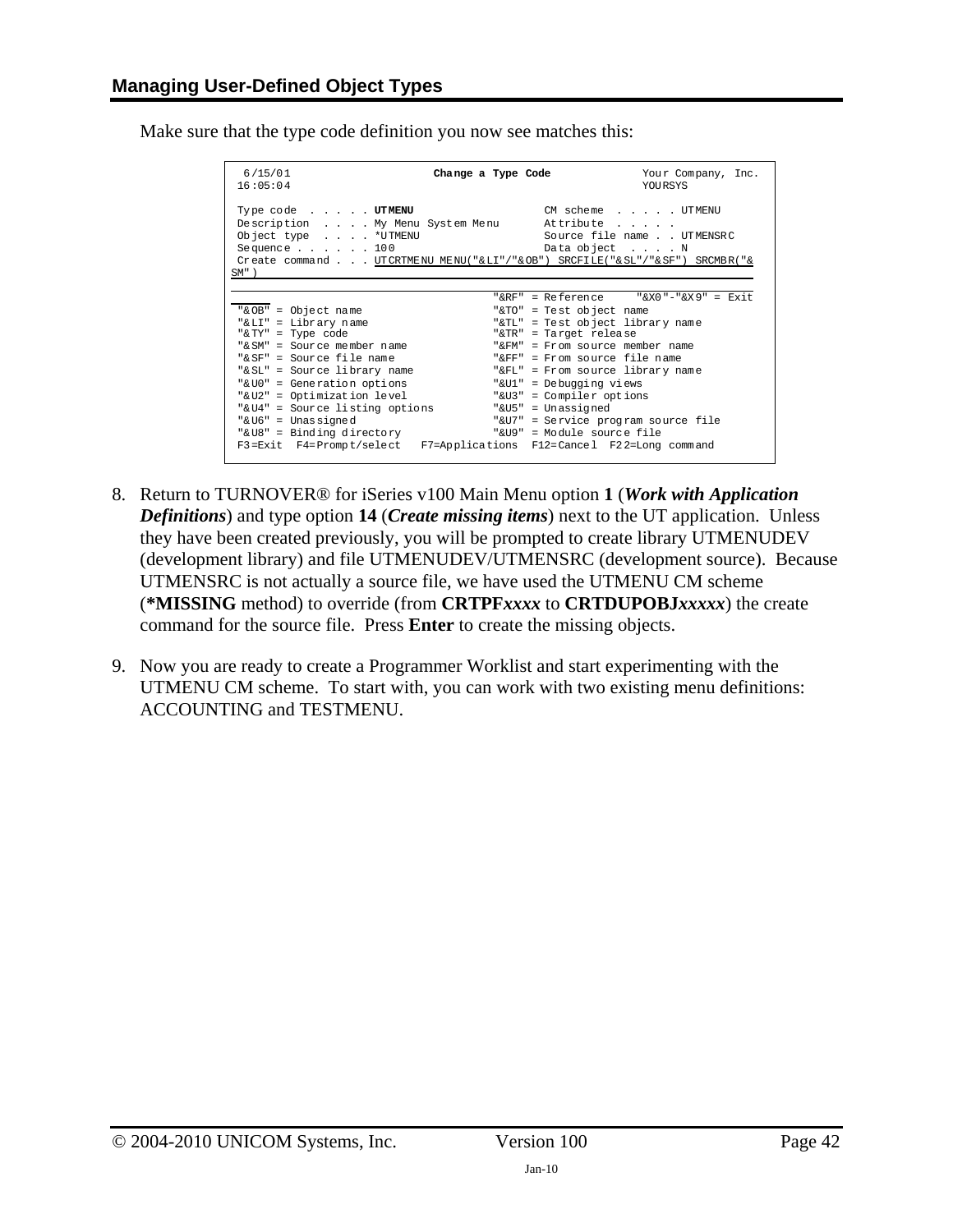## Managing User-Defined Object Types

Make sure that the type code definition you now see matches this:

```
 6/15/01                    Change a Type Code              Your Company, Inc.
 16:05:04                                                   YOURSYS

 Type code  . . . . . UTMENU                    CM scheme  . . . . . UTMENU
 Description  . . . . My Menu System Menu       Attribute  . . . . .
 Object type  . . . . *UTMENU                   Source file name . . UTMENSRC
 Sequence . . . . . . 100                       Data object  . . . . N
 Create command . . . UTCRTMENU MENU("&LI"/"&OB") SRCFILE("&SL"/"&SF") SRCMBR("&
SM")

                                        "&RF" = Reference     "&X0"-"&X9" = Exit
 "&OB" = Object name                    "&TO" = Test object name
 "&LI" = Library name                   "&TL" = Test object library name
 "&TY" = Type code                      "&TR" = Target release
 "&SM" = Source member name             "&FM" = From source member name
 "&SF" = Source file name               "&FF" = From source file name
 "&SL" = Source library name            "&FL" = From source library name
 "&U0" = Generation options             "&U1" = Debugging views
 "&U2" = Optimization level             "&U3" = Compiler options
 "&U4" = Source listing options         "&U5" = Unassigned
 "&U6" = Unassigned                     "&U7" = Service program source file
 "&U8" = Binding directory              "&U9" = Module source file
 F3=Exit  F4=Prompt/select   F7=Applications  F12=Cancel  F22=Long command
```

8. Return to TURNOVER® for iSeries v100 Main Menu option **1** (***Work with Application Definitions***) and type option **14** (***Create missing items***) next to the UT application. Unless they have been created previously, you will be prompted to create library UTMENUDEV (development library) and file UTMENUDEV/UTMENSRC (development source). Because UTMENSRC is not actually a source file, we have used the UTMENU CM scheme (**\*MISSING** method) to override (from **CRTPF*xxxx*** to **CRTDUPOBJ*xxxxx***) the create command for the source file. Press **Enter** to create the missing objects.

9. Now you are ready to create a Programmer Worklist and start experimenting with the UTMENU CM scheme. To start with, you can work with two existing menu definitions: ACCOUNTING and TESTMENU.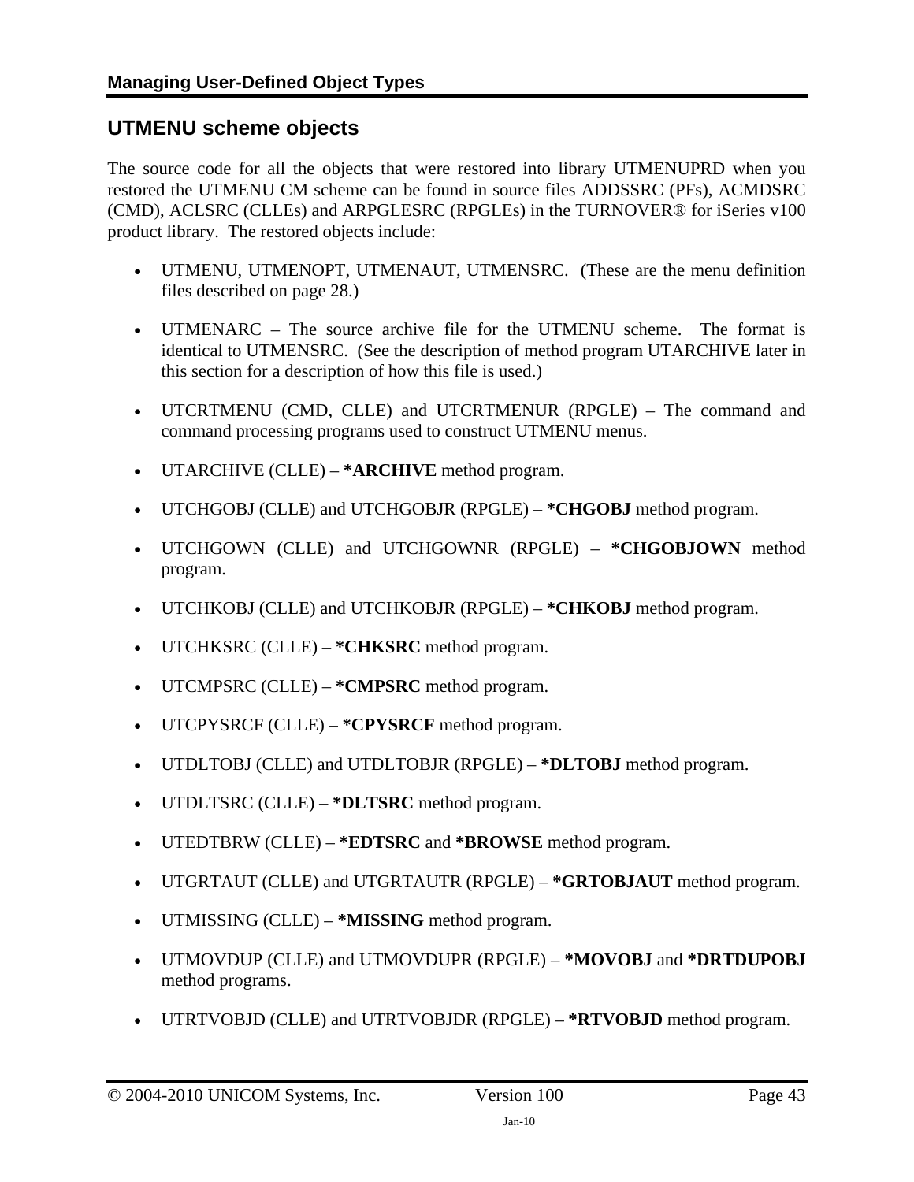## UTMENU scheme objects

The source code for all the objects that were restored into library UTMENUPRD when you restored the UTMENU CM scheme can be found in source files ADDSSRC (PFs), ACMDSRC (CMD), ACLSRC (CLLEs) and ARPGLESRC (RPGLEs) in the TURNOVER® for iSeries v100 product library. The restored objects include:

- UTMENU, UTMENOPT, UTMENAUT, UTMENSRC. (These are the menu definition files described on page 28.)
- UTMENARC – The source archive file for the UTMENU scheme. The format is identical to UTMENSRC. (See the description of method program UTARCHIVE later in this section for a description of how this file is used.)
- UTCRTMENU (CMD, CLLE) and UTCRTMENUR (RPGLE) – The command and command processing programs used to construct UTMENU menus.
- UTARCHIVE (CLLE) – **\*ARCHIVE** method program.
- UTCHGOBJ (CLLE) and UTCHGOBJR (RPGLE) – **\*CHGOBJ** method program.
- UTCHGOWN (CLLE) and UTCHGOWNR (RPGLE) – **\*CHGOBJOWN** method program.
- UTCHKOBJ (CLLE) and UTCHKOBJR (RPGLE) – **\*CHKOBJ** method program.
- UTCHKSRC (CLLE) – **\*CHKSRC** method program.
- UTCMPSRC (CLLE) – **\*CMPSRC** method program.
- UTCPYSRCF (CLLE) – **\*CPYSRCF** method program.
- UTDLTOBJ (CLLE) and UTDLTOBJR (RPGLE) – **\*DLTOBJ** method program.
- UTDLTSRC (CLLE) – **\*DLTSRC** method program.
- UTEDTBRW (CLLE) – **\*EDTSRC** and **\*BROWSE** method program.
- UTGRTAUT (CLLE) and UTGRTAUTR (RPGLE) – **\*GRTOBJAUT** method program.
- UTMISSING (CLLE) – **\*MISSING** method program.
- UTMOVDUP (CLLE) and UTMOVDUPR (RPGLE) – **\*MOVOBJ** and **\*DRTDUPOBJ** method programs.
- UTRTVOBJD (CLLE) and UTRTVOBJDR (RPGLE) – **\*RTVOBJD** method program.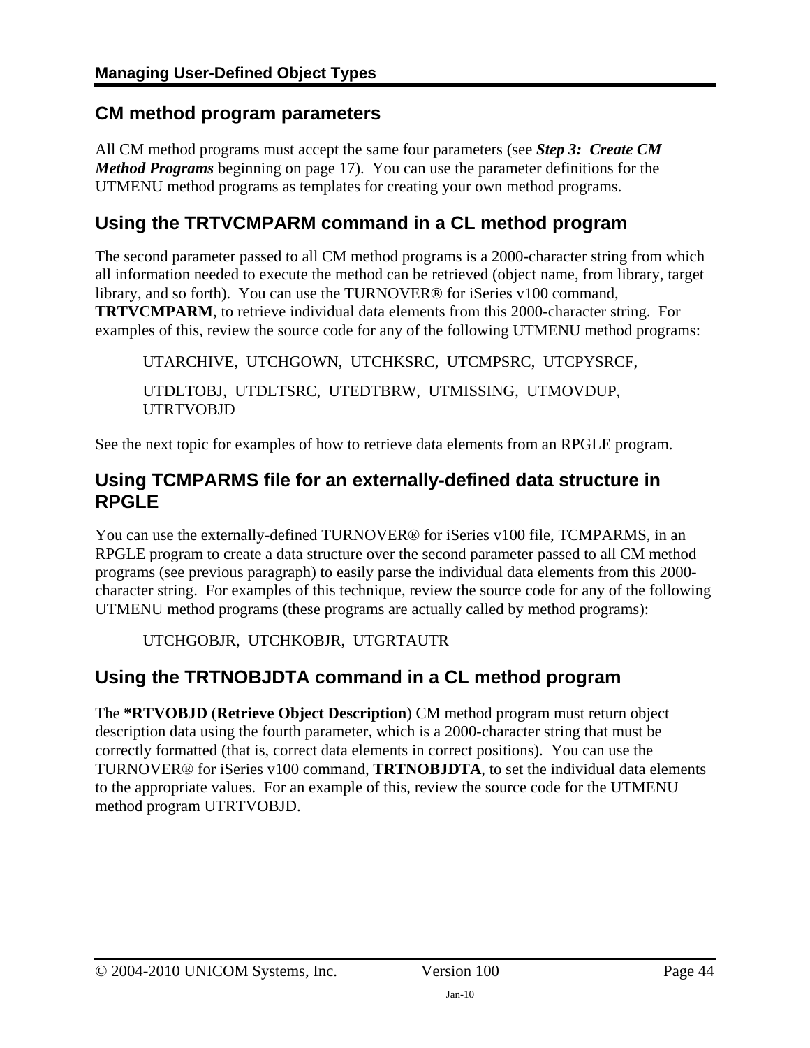## CM method program parameters

All CM method programs must accept the same four parameters (see ***Step 3: Create CM Method Programs*** beginning on page 17). You can use the parameter definitions for the UTMENU method programs as templates for creating your own method programs.

## Using the TRTVCMPARM command in a CL method program

The second parameter passed to all CM method programs is a 2000-character string from which all information needed to execute the method can be retrieved (object name, from library, target library, and so forth). You can use the TURNOVER® for iSeries v100 command, **TRTVCMPARM**, to retrieve individual data elements from this 2000-character string. For examples of this, review the source code for any of the following UTMENU method programs:

UTARCHIVE, UTCHGOWN, UTCHKSRC, UTCMPSRC, UTCPYSRCF,

UTDLTOBJ, UTDLTSRC, UTEDTBRW, UTMISSING, UTMOVDUP, UTRTVOBJD

See the next topic for examples of how to retrieve data elements from an RPGLE program.

## Using TCMPARMS file for an externally-defined data structure in RPGLE

You can use the externally-defined TURNOVER® for iSeries v100 file, TCMPARMS, in an RPGLE program to create a data structure over the second parameter passed to all CM method programs (see previous paragraph) to easily parse the individual data elements from this 2000-character string. For examples of this technique, review the source code for any of the following UTMENU method programs (these programs are actually called by method programs):

UTCHGOBJR, UTCHKOBJR, UTGRTAUTR

## Using the TRTNOBJDTA command in a CL method program

The ***RTVOBJD** (**Retrieve Object Description**) CM method program must return object description data using the fourth parameter, which is a 2000-character string that must be correctly formatted (that is, correct data elements in correct positions). You can use the TURNOVER® for iSeries v100 command, **TRTNOBJDTA**, to set the individual data elements to the appropriate values. For an example of this, review the source code for the UTMENU method program UTRTVOBJD.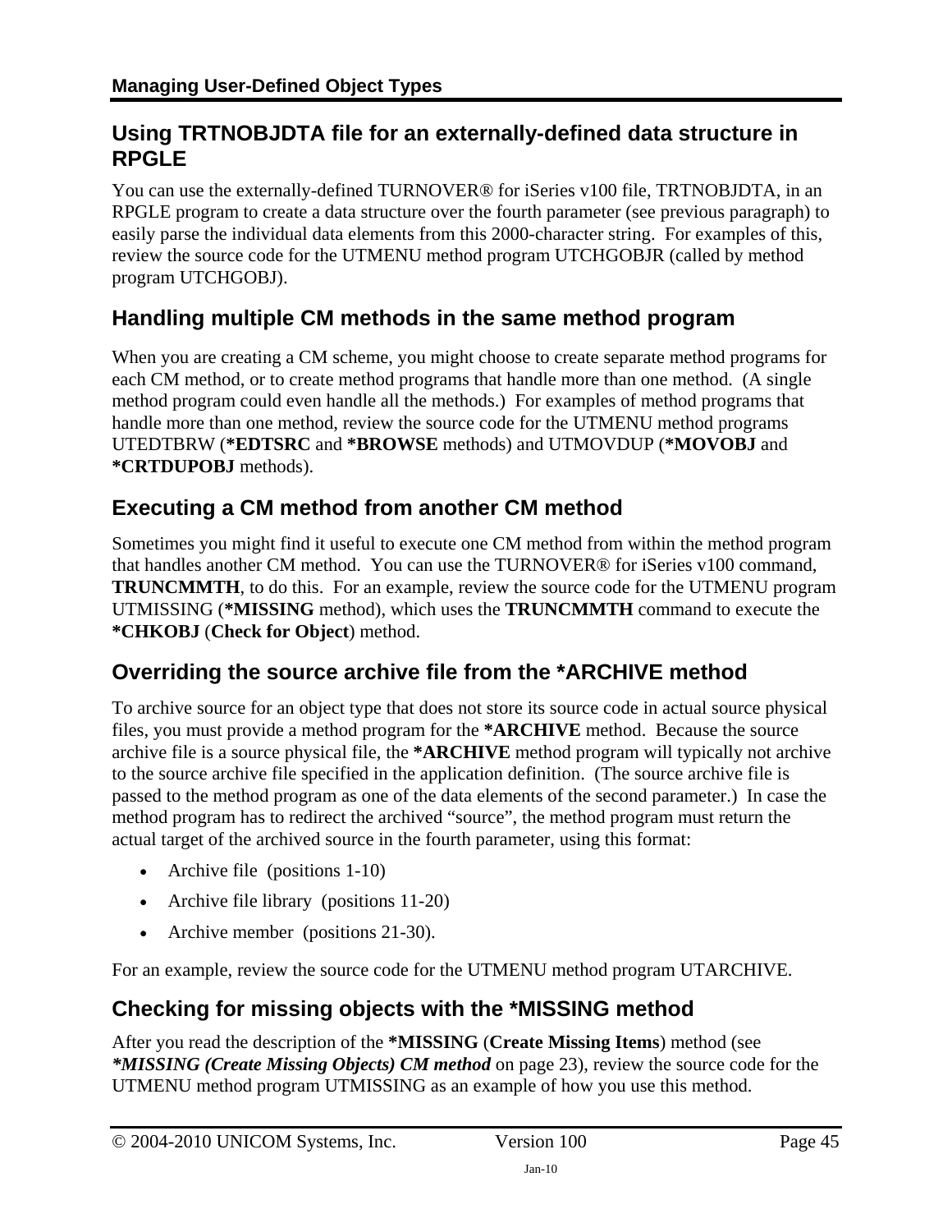## Using TRTNOBJDTA file for an externally-defined data structure in RPGLE

You can use the externally-defined TURNOVER® for iSeries v100 file, TRTNOBJDTA, in an RPGLE program to create a data structure over the fourth parameter (see previous paragraph) to easily parse the individual data elements from this 2000-character string. For examples of this, review the source code for the UTMENU method program UTCHGOBJR (called by method program UTCHGOBJ).

## Handling multiple CM methods in the same method program

When you are creating a CM scheme, you might choose to create separate method programs for each CM method, or to create method programs that handle more than one method. (A single method program could even handle all the methods.) For examples of method programs that handle more than one method, review the source code for the UTMENU method programs UTEDTBRW (**\*EDTSRC** and **\*BROWSE** methods) and UTMOVDUP (**\*MOVOBJ** and **\*CRTDUPOBJ** methods).

## Executing a CM method from another CM method

Sometimes you might find it useful to execute one CM method from within the method program that handles another CM method. You can use the TURNOVER® for iSeries v100 command, **TRUNCMMTH**, to do this. For an example, review the source code for the UTMENU program UTMISSING (**\*MISSING** method), which uses the **TRUNCMMTH** command to execute the **\*CHKOBJ** (**Check for Object**) method.

## Overriding the source archive file from the *ARCHIVE method

To archive source for an object type that does not store its source code in actual source physical files, you must provide a method program for the **\*ARCHIVE** method. Because the source archive file is a source physical file, the **\*ARCHIVE** method program will typically not archive to the source archive file specified in the application definition. (The source archive file is passed to the method program as one of the data elements of the second parameter.) In case the method program has to redirect the archived "source", the method program must return the actual target of the archived source in the fourth parameter, using this format:

- Archive file (positions 1-10)
- Archive file library (positions 11-20)
- Archive member (positions 21-30).

For an example, review the source code for the UTMENU method program UTARCHIVE.

## Checking for missing objects with the *MISSING method

After you read the description of the **\*MISSING** (**Create Missing Items**) method (see ***\*MISSING (Create Missing Objects) CM method*** on page 23), review the source code for the UTMENU method program UTMISSING as an example of how you use this method.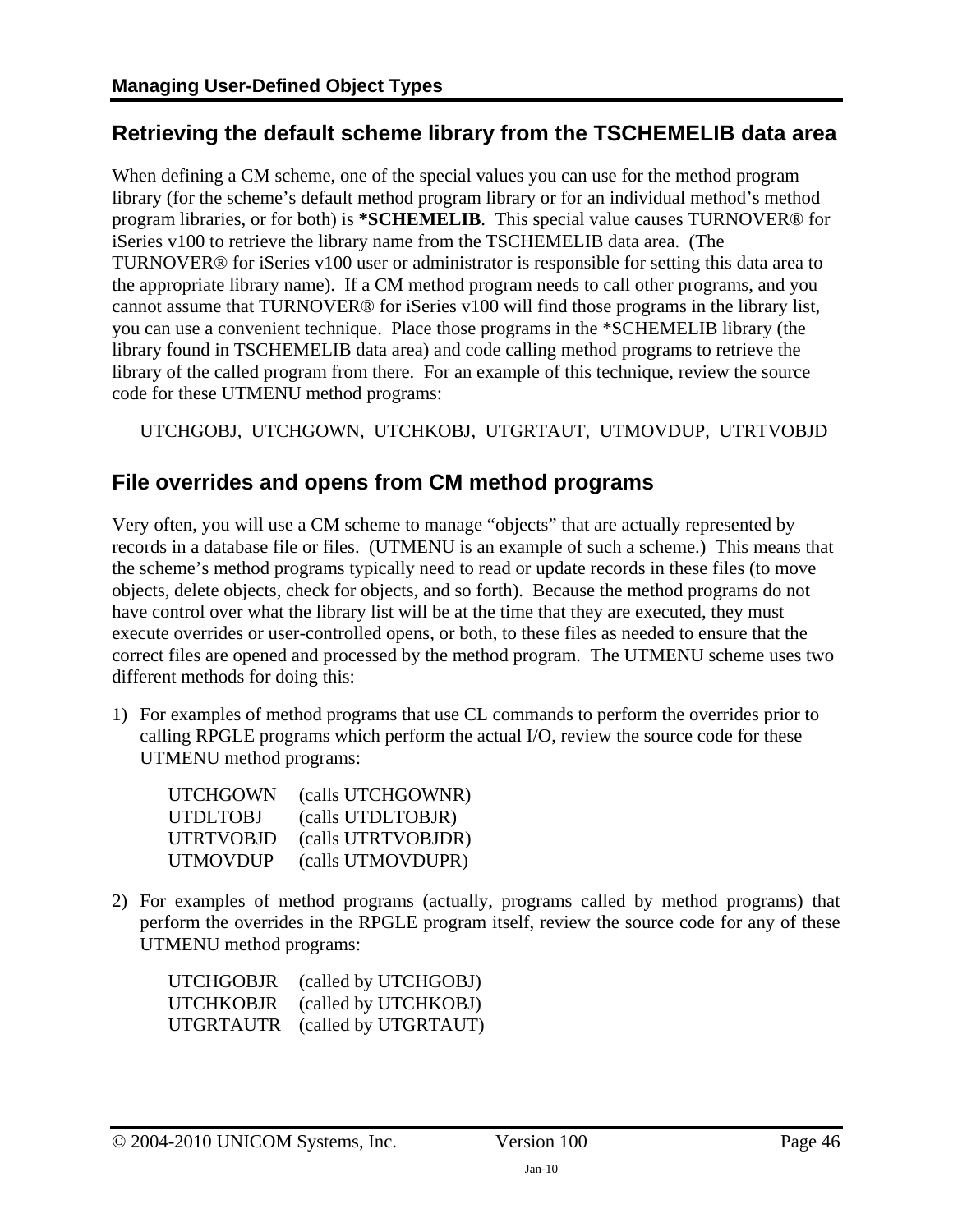## Retrieving the default scheme library from the TSCHEMELIB data area

When defining a CM scheme, one of the special values you can use for the method program library (for the scheme's default method program library or for an individual method's method program libraries, or for both) is ***SCHEMELIB**. This special value causes TURNOVER® for iSeries v100 to retrieve the library name from the TSCHEMELIB data area. (The TURNOVER® for iSeries v100 user or administrator is responsible for setting this data area to the appropriate library name). If a CM method program needs to call other programs, and you cannot assume that TURNOVER® for iSeries v100 will find those programs in the library list, you can use a convenient technique. Place those programs in the *SCHEMELIB library (the library found in TSCHEMELIB data area) and code calling method programs to retrieve the library of the called program from there. For an example of this technique, review the source code for these UTMENU method programs:

UTCHGOBJ, UTCHGOWN, UTCHKOBJ, UTGRTAUT, UTMOVDUP, UTRTVOBJD

## File overrides and opens from CM method programs

Very often, you will use a CM scheme to manage "objects" that are actually represented by records in a database file or files. (UTMENU is an example of such a scheme.) This means that the scheme's method programs typically need to read or update records in these files (to move objects, delete objects, check for objects, and so forth). Because the method programs do not have control over what the library list will be at the time that they are executed, they must execute overrides or user-controlled opens, or both, to these files as needed to ensure that the correct files are opened and processed by the method program. The UTMENU scheme uses two different methods for doing this:

1) For examples of method programs that use CL commands to perform the overrides prior to calling RPGLE programs which perform the actual I/O, review the source code for these UTMENU method programs:

   UTCHGOWN (calls UTCHGOWNR)
   UTDLTOBJ (calls UTDLTOBJR)
   UTRTVOBJD (calls UTRTVOBJDR)
   UTMOVDUP (calls UTMOVDUPR)

2) For examples of method programs (actually, programs called by method programs) that perform the overrides in the RPGLE program itself, review the source code for any of these UTMENU method programs:

   UTCHGOBJR (called by UTCHGOBJ)
   UTCHKOBJR (called by UTCHKOBJ)
   UTGRTAUTR (called by UTGRTAUT)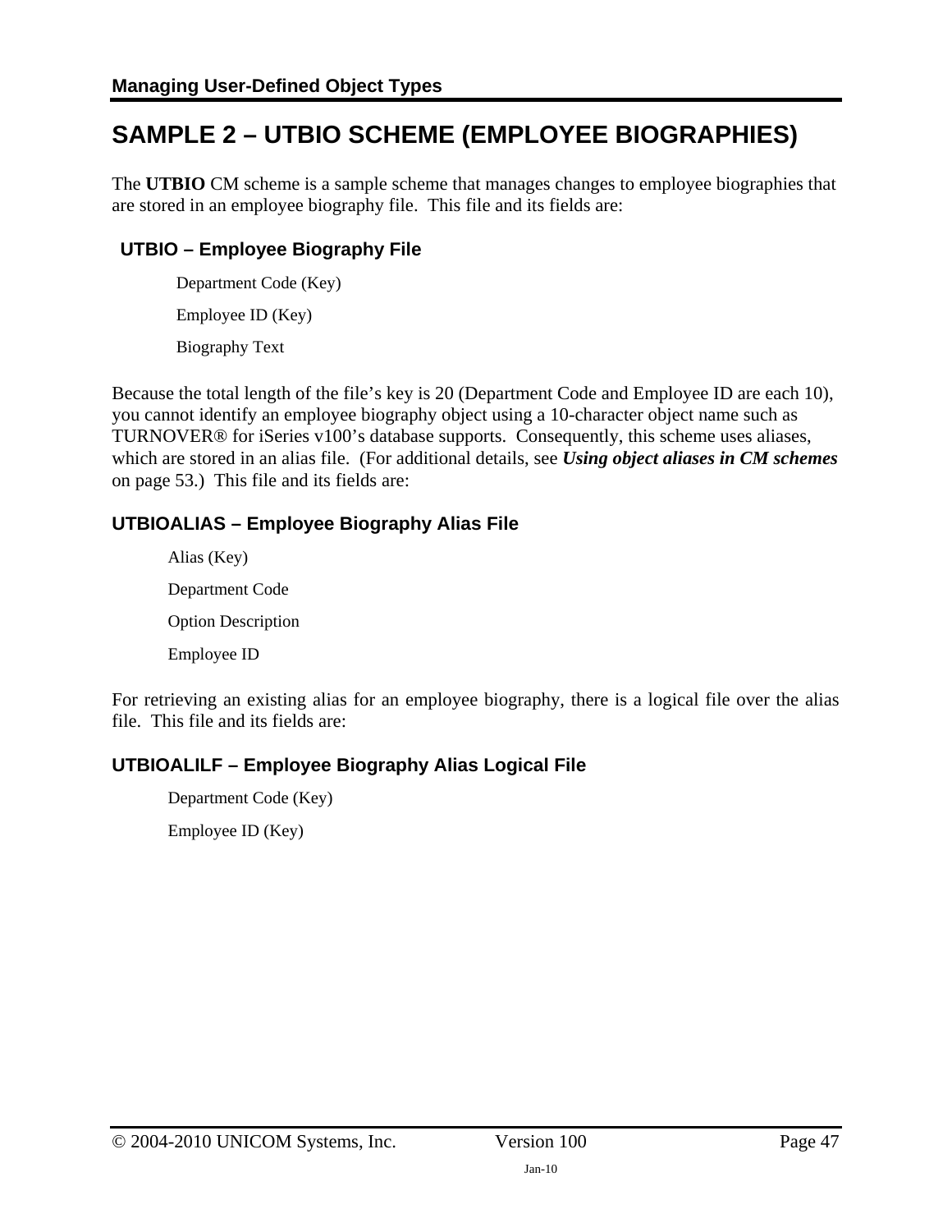# SAMPLE 2 – UTBIO SCHEME (EMPLOYEE BIOGRAPHIES)

The **UTBIO** CM scheme is a sample scheme that manages changes to employee biographies that are stored in an employee biography file. This file and its fields are:

### UTBIO – Employee Biography File

- Department Code (Key)
- Employee ID (Key)
- Biography Text

Because the total length of the file's key is 20 (Department Code and Employee ID are each 10), you cannot identify an employee biography object using a 10-character object name such as TURNOVER® for iSeries v100's database supports. Consequently, this scheme uses aliases, which are stored in an alias file. (For additional details, see ***Using object aliases in CM schemes*** on page 53.) This file and its fields are:

### UTBIOALIAS – Employee Biography Alias File

- Alias (Key)
- Department Code
- Option Description
- Employee ID

For retrieving an existing alias for an employee biography, there is a logical file over the alias file. This file and its fields are:

### UTBIOALILF – Employee Biography Alias Logical File

- Department Code (Key)
- Employee ID (Key)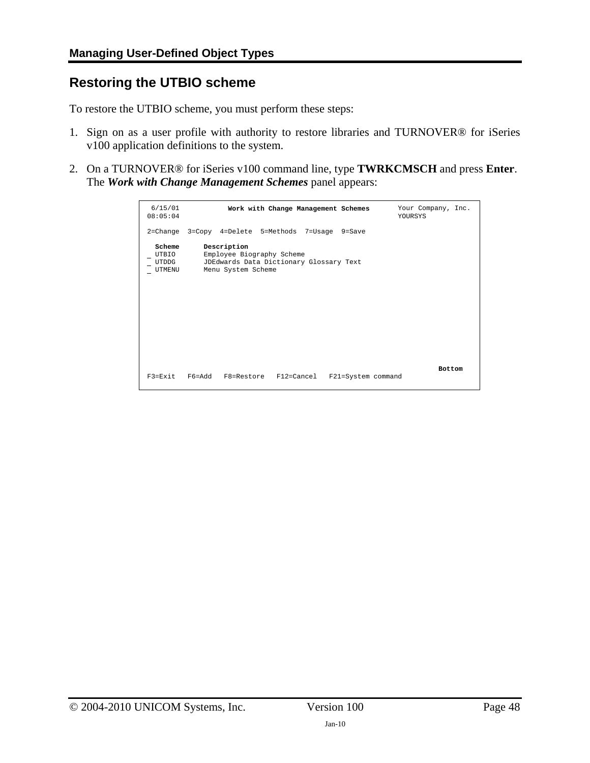## Restoring the UTBIO scheme

To restore the UTBIO scheme, you must perform these steps:

1. Sign on as a user profile with authority to restore libraries and TURNOVER® for iSeries v100 application definitions to the system.
2. On a TURNOVER® for iSeries v100 command line, type **TWRKCMSCH** and press **Enter**. The ***Work with Change Management Schemes*** panel appears:

```
 6/15/01          Work with Change Management Schemes       Your Company, Inc.
08:05:04                                                    YOURSYS

2=Change  3=Copy  4=Delete  5=Methods  7=Usage  9=Save

  Scheme      Description
_ UTBIO       Employee Biography Scheme
_ UTDDG       JDEdwards Data Dictionary Glossary Text
_ UTMENU      Menu System Scheme











                                                                      Bottom
F3=Exit   F6=Add   F8=Restore   F12=Cancel   F21=System command
```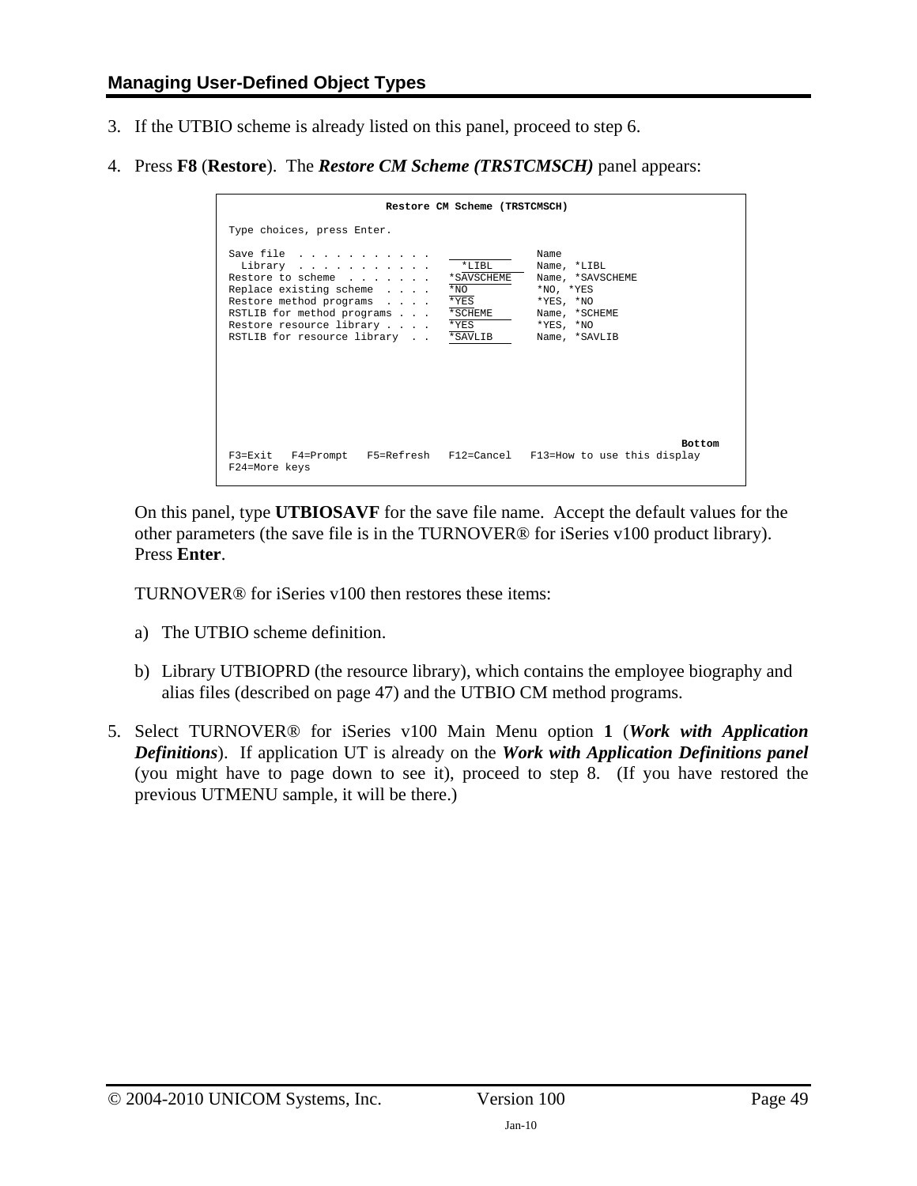3. If the UTBIO scheme is already listed on this panel, proceed to step 6.

4. Press **F8** (**Restore**). The ***Restore CM Scheme (TRSTCMSCH)*** panel appears:

```
                         Restore CM Scheme (TRSTCMSCH)

Type choices, press Enter.

Save file  . . . . . . . . . . .   __________     Name
  Library  . . . . . . . . . . .     *LIBL        Name, *LIBL
Restore to scheme  . . . . . . .   *SAVSCHEME     Name, *SAVSCHEME
Replace existing scheme  . . . .   *NO            *NO, *YES
Restore method programs  . . . .   *YES           *YES, *NO
RSTLIB for method programs . . .   *SCHEME        Name, *SCHEME
Restore resource library . . . .   *YES           *YES, *NO
RSTLIB for resource library  . .   *SAVLIB        Name, *SAVLIB










                                                                         Bottom
F3=Exit   F4=Prompt   F5=Refresh   F12=Cancel   F13=How to use this display
F24=More keys
```

   On this panel, type **UTBIOSAVF** for the save file name. Accept the default values for the other parameters (the save file is in the TURNOVER® for iSeries v100 product library). Press **Enter**.

   TURNOVER® for iSeries v100 then restores these items:

   a) The UTBIO scheme definition.

   b) Library UTBIOPRD (the resource library), which contains the employee biography and alias files (described on page 47) and the UTBIO CM method programs.

5. Select TURNOVER® for iSeries v100 Main Menu option **1** (***Work with Application Definitions***). If application UT is already on the ***Work with Application Definitions panel*** (you might have to page down to see it), proceed to step 8. (If you have restored the previous UTMENU sample, it will be there.)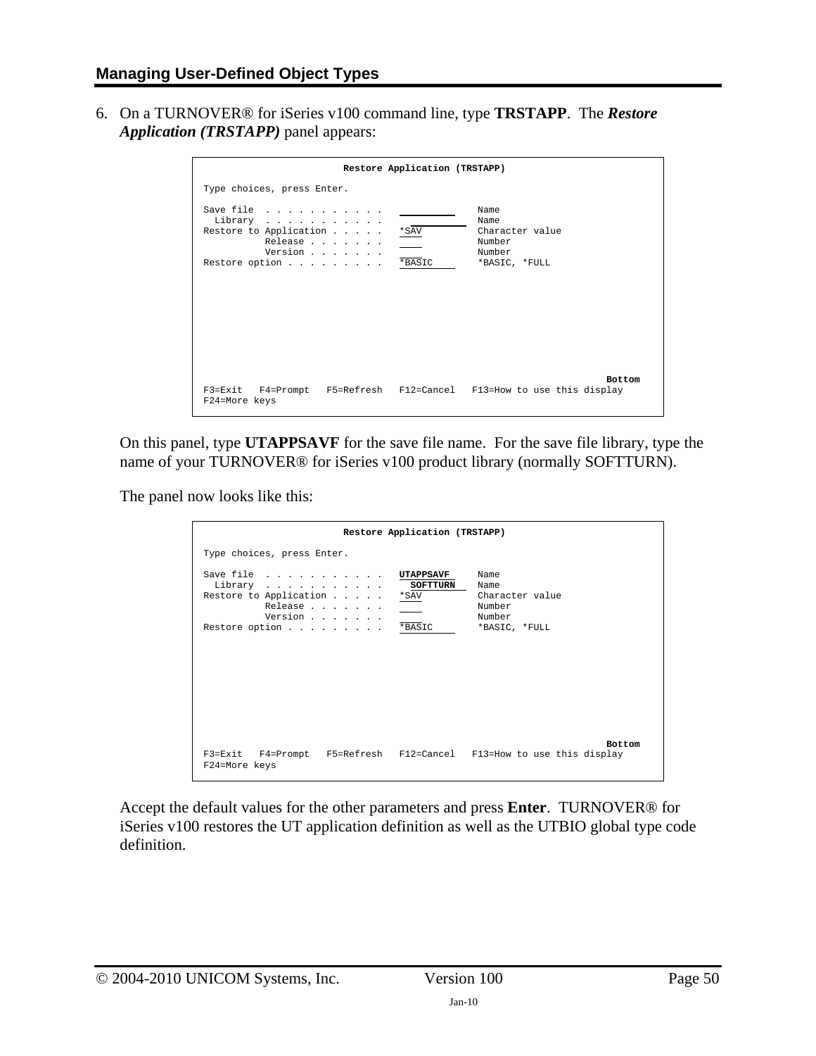## Managing User-Defined Object Types

6. On a TURNOVER® for iSeries v100 command line, type **TRSTAPP**. The ***Restore Application (TRSTAPP)*** panel appears:

```
                         Restore Application (TRSTAPP)

 Type choices, press Enter.

 Save file  . . . . . . . . . . .   __________      Name
   Library  . . . . . . . . . . .   __________      Name
 Restore to Application . . . . .   *SAV            Character value
           Release . . . . . . .    ____            Number
           Version . . . . . . .    ____            Number
 Restore option . . . . . . . . .   *BASIC          *BASIC, *FULL











                                                                    Bottom
 F3=Exit   F4=Prompt   F5=Refresh   F12=Cancel   F13=How to use this display
 F24=More keys
```

On this panel, type **UTAPPSAVF** for the save file name. For the save file library, type the name of your TURNOVER® for iSeries v100 product library (normally SOFTTURN).

The panel now looks like this:

```
                         Restore Application (TRSTAPP)

 Type choices, press Enter.

 Save file  . . . . . . . . . . .   UTAPPSAVF       Name
   Library  . . . . . . . . . . .     SOFTTURN      Name
 Restore to Application . . . . .   *SAV            Character value
           Release . . . . . . .    ____            Number
           Version . . . . . . .    ____            Number
 Restore option . . . . . . . . .   *BASIC          *BASIC, *FULL











                                                                    Bottom
 F3=Exit   F4=Prompt   F5=Refresh   F12=Cancel   F13=How to use this display
 F24=More keys
```

Accept the default values for the other parameters and press **Enter**. TURNOVER® for iSeries v100 restores the UT application definition as well as the UTBIO global type code definition.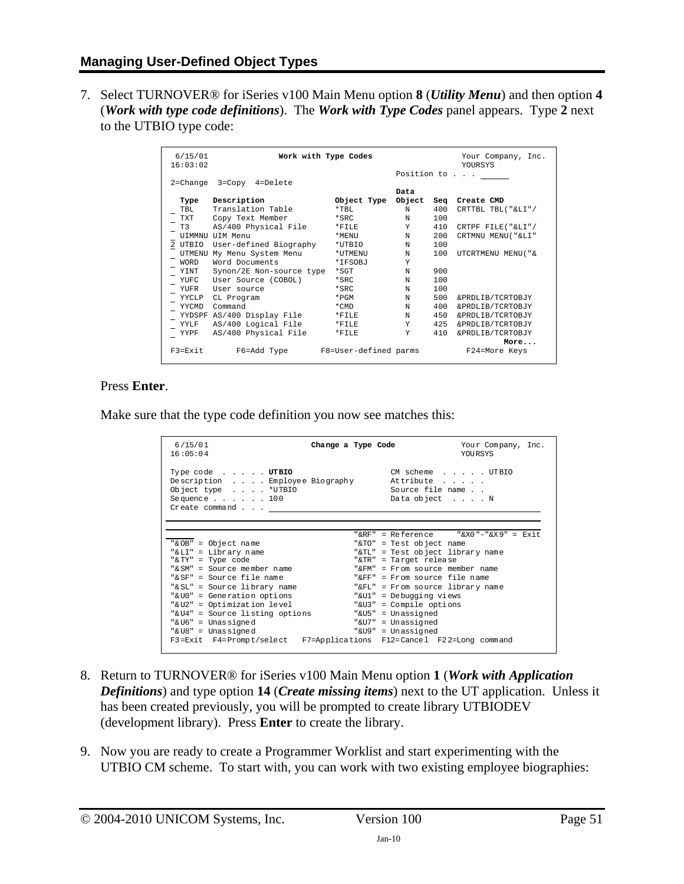## Managing User-Defined Object Types

7. Select TURNOVER® for iSeries v100 Main Menu option **8** (***Utility Menu***) and then option **4** (***Work with type code definitions***). The ***Work with Type Codes*** panel appears. Type **2** next to the UTBIO type code:

```
 6/15/01              Work with Type Codes                    Your Company, Inc.
16:03:02                                                       YOURSYS
                                                  Position to . . . ______
2=Change  3=Copy  4=Delete
                                                  Data
  Type   Description              Object Type   Object  Seq  Create CMD
_ TBL    Translation Table        *TBL            N     400  CRTTBL TBL("&LI"/
_ TXT    Copy Text Member         *SRC            N     100
_ T3     AS/400 Physical File     *FILE           Y     410  CRTPF FILE("&LI"/
_ UIMMNU UIM Menu                 *MENU           N     200  CRTMNU MENU("&LI"
2 UTBIO  User-defined Biography   *UTBIO          N     100
_ UTMENU My Menu System Menu      *UTMENU         N     100  UTCRTMENU MENU("&
_ WORD   Word Documents           *IFSOBJ         Y
_ YINT   Synon/2E Non-source type *SGT            N     900
_ YUFC   User Source (COBOL)      *SRC            N     100
_ YUFR   User source              *SRC            N     100
_ YYCLP  CL Program               *PGM            N     500  &PRDLIB/TCRTOBJY
_ YYCMD  Command                  *CMD            N     400  &PRDLIB/TCRTOBJY
_ YYDSPF AS/400 Display File      *FILE           N     450  &PRDLIB/TCRTOBJY
_ YYLF   AS/400 Logical File      *FILE           Y     425  &PRDLIB/TCRTOBJY
_ YYPF   AS/400 Physical File     *FILE           Y     410  &PRDLIB/TCRTOBJY
                                                                      More...
F3=Exit      F6=Add Type      F8=User-defined parms          F24=More Keys
```

Press **Enter**.

Make sure that the type code definition you now see matches this:

```
 6/15/01                    Change a Type Code                Your Company, Inc.
16:05:04                                                       YOURSYS

Type code  . . . . . UTBIO                         CM scheme  . . . . . UTBIO
Description  . . . . Employee Biography            Attribute  . . . . .
Object type  . . . . *UTBIO                        Source file name . .
Sequence . . . . . . 100                           Data object  . . . . N
Create command . . . ______________________________________________________


                                                "&RF" = Reference     "&X0"-"&X9" = Exit
"&OB" = Object name                             "&TO" = Test object name
"&LI" = Library name                            "&TL" = Test object library name
"&TY" = Type code                               "&TR" = Target release
"&SM" = Source member name                      "&FM" = From source member name
"&SF" = Source file name                        "&FF" = From source file name
"&SL" = Source library name                     "&FL" = From source library name
"&U0" = Generation options                      "&U1" = Debugging views
"&U2" = Optimization level                      "&U3" = Compile options
"&U4" = Source listing options                  "&U5" = Unassigned
"&U6" = Unassigned                              "&U7" = Unassigned
"&U8" = Unassigned                              "&U9" = Unassigned
F3=Exit  F4=Prompt/select   F7=Applications  F12=Cancel  F22=Long command
```

8. Return to TURNOVER® for iSeries v100 Main Menu option **1** (***Work with Application Definitions***) and type option **14** (***Create missing items***) next to the UT application. Unless it has been created previously, you will be prompted to create library UTBIODEV (development library). Press **Enter** to create the library.

9. Now you are ready to create a Programmer Worklist and start experimenting with the UTBIO CM scheme. To start with, you can work with two existing employee biographies: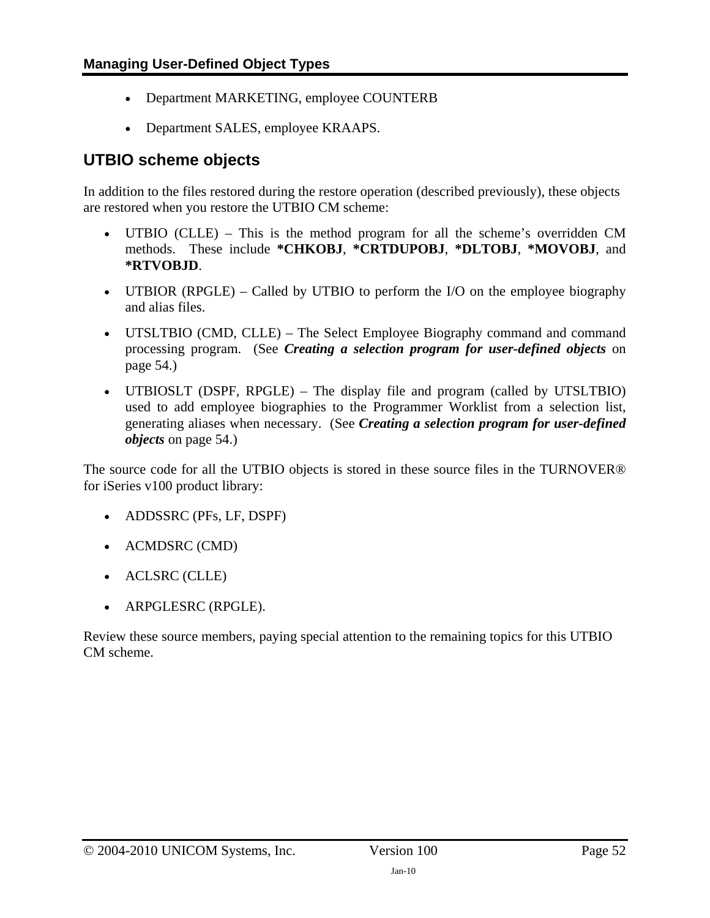- Department MARKETING, employee COUNTERB
- Department SALES, employee KRAAPS.

## UTBIO scheme objects

In addition to the files restored during the restore operation (described previously), these objects are restored when you restore the UTBIO CM scheme:

- UTBIO (CLLE) – This is the method program for all the scheme's overridden CM methods. These include **\*CHKOBJ**, **\*CRTDUPOBJ**, **\*DLTOBJ**, **\*MOVOBJ**, and **\*RTVOBJD**.
- UTBIOR (RPGLE) – Called by UTBIO to perform the I/O on the employee biography and alias files.
- UTSLTBIO (CMD, CLLE) – The Select Employee Biography command and command processing program. (See ***Creating a selection program for user-defined objects*** on page 54.)
- UTBIOSLT (DSPF, RPGLE) – The display file and program (called by UTSLTBIO) used to add employee biographies to the Programmer Worklist from a selection list, generating aliases when necessary. (See ***Creating a selection program for user-defined objects*** on page 54.)

The source code for all the UTBIO objects is stored in these source files in the TURNOVER® for iSeries v100 product library:

- ADDSSRC (PFs, LF, DSPF)
- ACMDSRC (CMD)
- ACLSRC (CLLE)
- ARPGLESRC (RPGLE).

Review these source members, paying special attention to the remaining topics for this UTBIO CM scheme.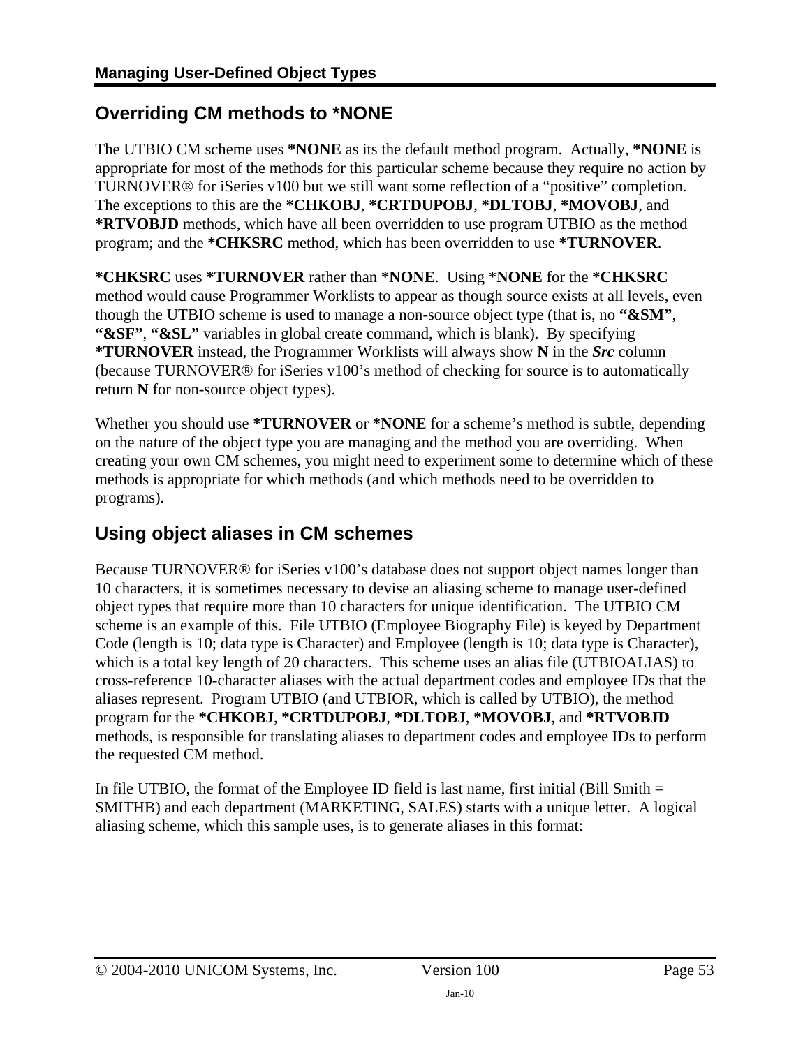## Overriding CM methods to *NONE

The UTBIO CM scheme uses **\*NONE** as its the default method program. Actually, **\*NONE** is appropriate for most of the methods for this particular scheme because they require no action by TURNOVER® for iSeries v100 but we still want some reflection of a "positive" completion. The exceptions to this are the **\*CHKOBJ**, **\*CRTDUPOBJ**, **\*DLTOBJ**, **\*MOVOBJ**, and **\*RTVOBJD** methods, which have all been overridden to use program UTBIO as the method program; and the **\*CHKSRC** method, which has been overridden to use **\*TURNOVER**.

**\*CHKSRC** uses **\*TURNOVER** rather than **\*NONE**. Using \***NONE** for the **\*CHKSRC** method would cause Programmer Worklists to appear as though source exists at all levels, even though the UTBIO scheme is used to manage a non-source object type (that is, no **"&SM"**, **"&SF"**, **"&SL"** variables in global create command, which is blank). By specifying **\*TURNOVER** instead, the Programmer Worklists will always show **N** in the ***Src*** column (because TURNOVER® for iSeries v100's method of checking for source is to automatically return **N** for non-source object types).

Whether you should use **\*TURNOVER** or **\*NONE** for a scheme's method is subtle, depending on the nature of the object type you are managing and the method you are overriding. When creating your own CM schemes, you might need to experiment some to determine which of these methods is appropriate for which methods (and which methods need to be overridden to programs).

## Using object aliases in CM schemes

Because TURNOVER® for iSeries v100's database does not support object names longer than 10 characters, it is sometimes necessary to devise an aliasing scheme to manage user-defined object types that require more than 10 characters for unique identification. The UTBIO CM scheme is an example of this. File UTBIO (Employee Biography File) is keyed by Department Code (length is 10; data type is Character) and Employee (length is 10; data type is Character), which is a total key length of 20 characters. This scheme uses an alias file (UTBIOALIAS) to cross-reference 10-character aliases with the actual department codes and employee IDs that the aliases represent. Program UTBIO (and UTBIOR, which is called by UTBIO), the method program for the **\*CHKOBJ**, **\*CRTDUPOBJ**, **\*DLTOBJ**, **\*MOVOBJ**, and **\*RTVOBJD** methods, is responsible for translating aliases to department codes and employee IDs to perform the requested CM method.

In file UTBIO, the format of the Employee ID field is last name, first initial (Bill Smith = SMITHB) and each department (MARKETING, SALES) starts with a unique letter. A logical aliasing scheme, which this sample uses, is to generate aliases in this format: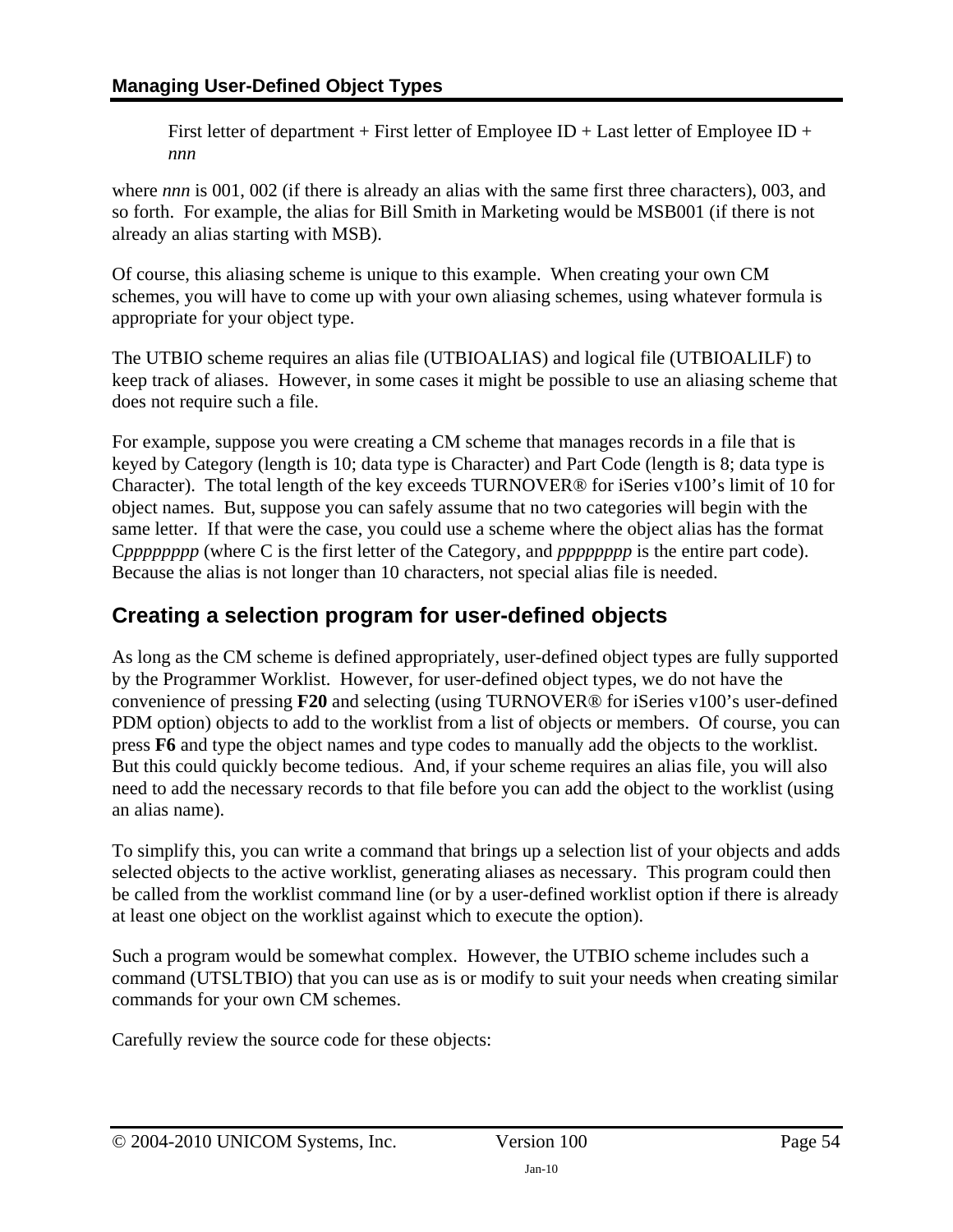First letter of department + First letter of Employee ID + Last letter of Employee ID + *nnn*

where *nnn* is 001, 002 (if there is already an alias with the same first three characters), 003, and so forth. For example, the alias for Bill Smith in Marketing would be MSB001 (if there is not already an alias starting with MSB).

Of course, this aliasing scheme is unique to this example. When creating your own CM schemes, you will have to come up with your own aliasing schemes, using whatever formula is appropriate for your object type.

The UTBIO scheme requires an alias file (UTBIOALIAS) and logical file (UTBIOALILF) to keep track of aliases. However, in some cases it might be possible to use an aliasing scheme that does not require such a file.

For example, suppose you were creating a CM scheme that manages records in a file that is keyed by Category (length is 10; data type is Character) and Part Code (length is 8; data type is Character). The total length of the key exceeds TURNOVER® for iSeries v100's limit of 10 for object names. But, suppose you can safely assume that no two categories will begin with the same letter. If that were the case, you could use a scheme where the object alias has the format C*pppppppp* (where C is the first letter of the Category, and *pppppppp* is the entire part code). Because the alias is not longer than 10 characters, not special alias file is needed.

## Creating a selection program for user-defined objects

As long as the CM scheme is defined appropriately, user-defined object types are fully supported by the Programmer Worklist. However, for user-defined object types, we do not have the convenience of pressing **F20** and selecting (using TURNOVER® for iSeries v100's user-defined PDM option) objects to add to the worklist from a list of objects or members. Of course, you can press **F6** and type the object names and type codes to manually add the objects to the worklist. But this could quickly become tedious. And, if your scheme requires an alias file, you will also need to add the necessary records to that file before you can add the object to the worklist (using an alias name).

To simplify this, you can write a command that brings up a selection list of your objects and adds selected objects to the active worklist, generating aliases as necessary. This program could then be called from the worklist command line (or by a user-defined worklist option if there is already at least one object on the worklist against which to execute the option).

Such a program would be somewhat complex. However, the UTBIO scheme includes such a command (UTSLTBIO) that you can use as is or modify to suit your needs when creating similar commands for your own CM schemes.

Carefully review the source code for these objects: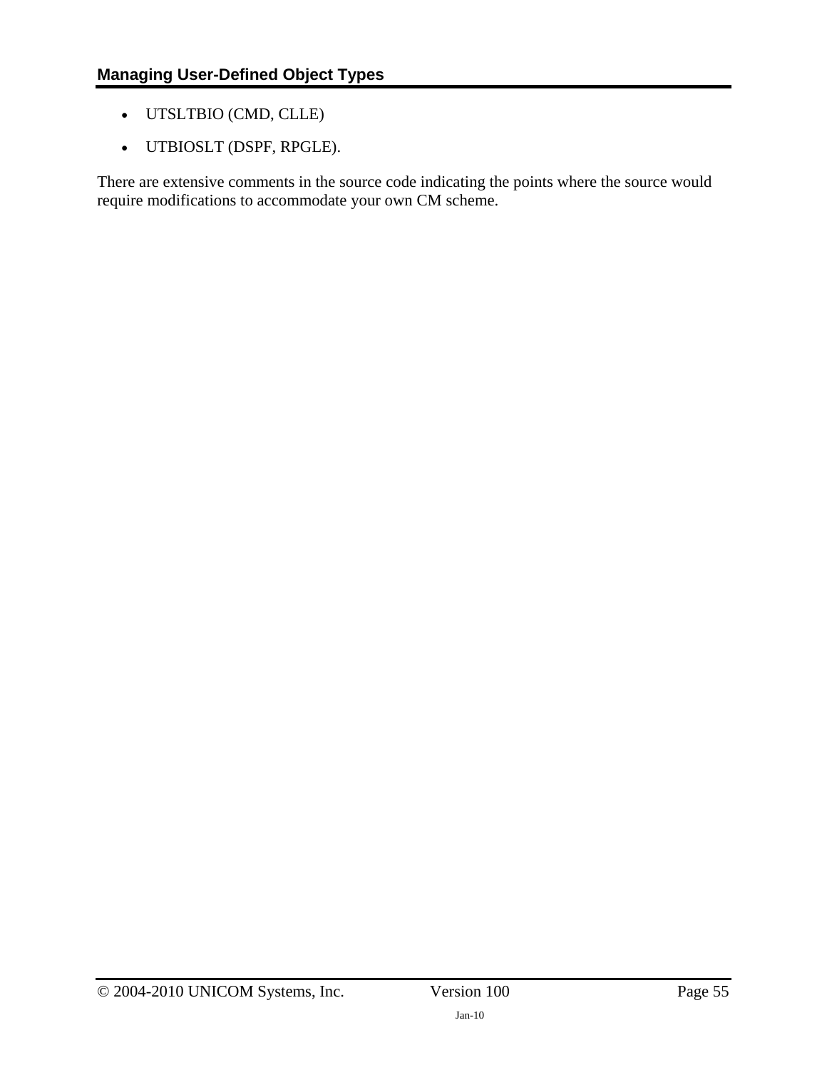- UTSLTBIO (CMD, CLLE)
- UTBIOSLT (DSPF, RPGLE).

There are extensive comments in the source code indicating the points where the source would require modifications to accommodate your own CM scheme.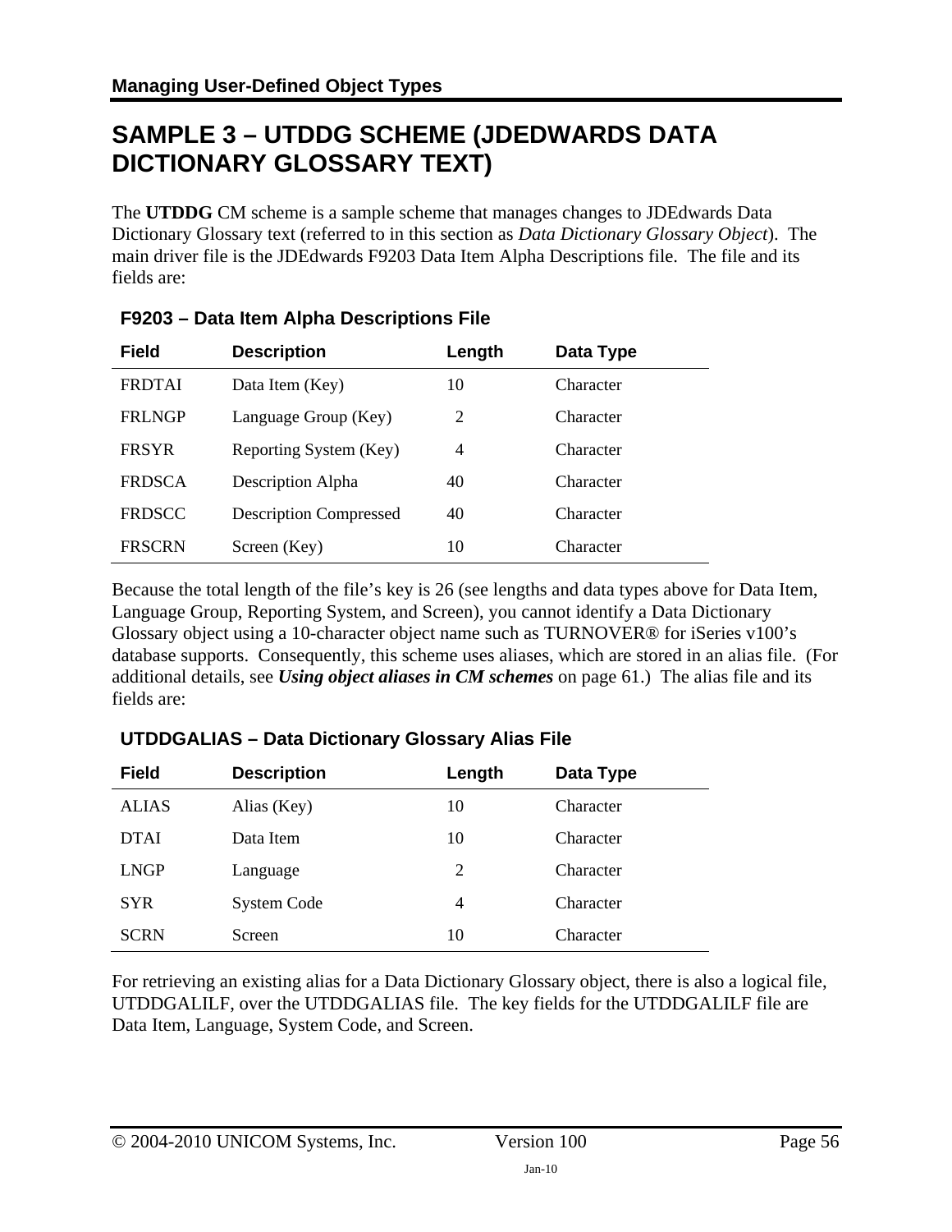# SAMPLE 3 – UTDDG SCHEME (JDEDWARDS DATA DICTIONARY GLOSSARY TEXT)

The **UTDDG** CM scheme is a sample scheme that manages changes to JDEdwards Data Dictionary Glossary text (referred to in this section as *Data Dictionary Glossary Object*). The main driver file is the JDEdwards F9203 Data Item Alpha Descriptions file. The file and its fields are:

**F9203 – Data Item Alpha Descriptions File**

| Field | Description | Length | Data Type |
|---|---|---|---|
| FRDTAI | Data Item (Key) | 10 | Character |
| FRLNGP | Language Group (Key) | 2 | Character |
| FRSYR | Reporting System (Key) | 4 | Character |
| FRDSCA | Description Alpha | 40 | Character |
| FRDSCC | Description Compressed | 40 | Character |
| FRSCRN | Screen (Key) | 10 | Character |

Because the total length of the file's key is 26 (see lengths and data types above for Data Item, Language Group, Reporting System, and Screen), you cannot identify a Data Dictionary Glossary object using a 10-character object name such as TURNOVER® for iSeries v100's database supports. Consequently, this scheme uses aliases, which are stored in an alias file. (For additional details, see ***Using object aliases in CM schemes*** on page 61.) The alias file and its fields are:

**UTDDGALIAS – Data Dictionary Glossary Alias File**

| Field | Description | Length | Data Type |
|---|---|---|---|
| ALIAS | Alias (Key) | 10 | Character |
| DTAI | Data Item | 10 | Character |
| LNGP | Language | 2 | Character |
| SYR | System Code | 4 | Character |
| SCRN | Screen | 10 | Character |

For retrieving an existing alias for a Data Dictionary Glossary object, there is also a logical file, UTDDGALILF, over the UTDDGALIAS file. The key fields for the UTDDGALILF file are Data Item, Language, System Code, and Screen.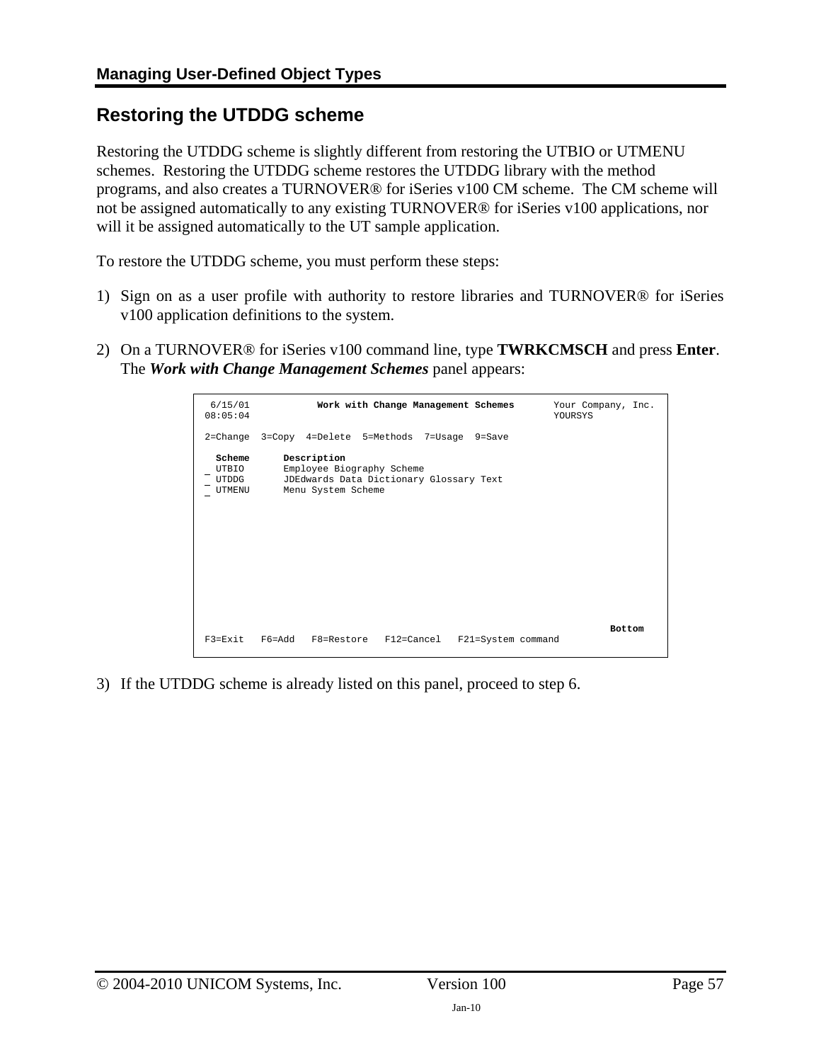## Restoring the UTDDG scheme

Restoring the UTDDG scheme is slightly different from restoring the UTBIO or UTMENU schemes. Restoring the UTDDG scheme restores the UTDDG library with the method programs, and also creates a TURNOVER® for iSeries v100 CM scheme. The CM scheme will not be assigned automatically to any existing TURNOVER® for iSeries v100 applications, nor will it be assigned automatically to the UT sample application.

To restore the UTDDG scheme, you must perform these steps:

1) Sign on as a user profile with authority to restore libraries and TURNOVER® for iSeries v100 application definitions to the system.

2) On a TURNOVER® for iSeries v100 command line, type **TWRKCMSCH** and press **Enter**. The ***Work with Change Management Schemes*** panel appears:

```
 6/15/01           Work with Change Management Schemes       Your Company, Inc.
08:05:04                                                     YOURSYS

2=Change  3=Copy  4=Delete  5=Methods  7=Usage  9=Save

  Scheme      Description
_ UTBIO       Employee Biography Scheme
_ UTDDG       JDEdwards Data Dictionary Glossary Text
_ UTMENU      Menu System Scheme













                                                                       Bottom
F3=Exit   F6=Add   F8=Restore   F12=Cancel   F21=System command
```

3) If the UTDDG scheme is already listed on this panel, proceed to step 6.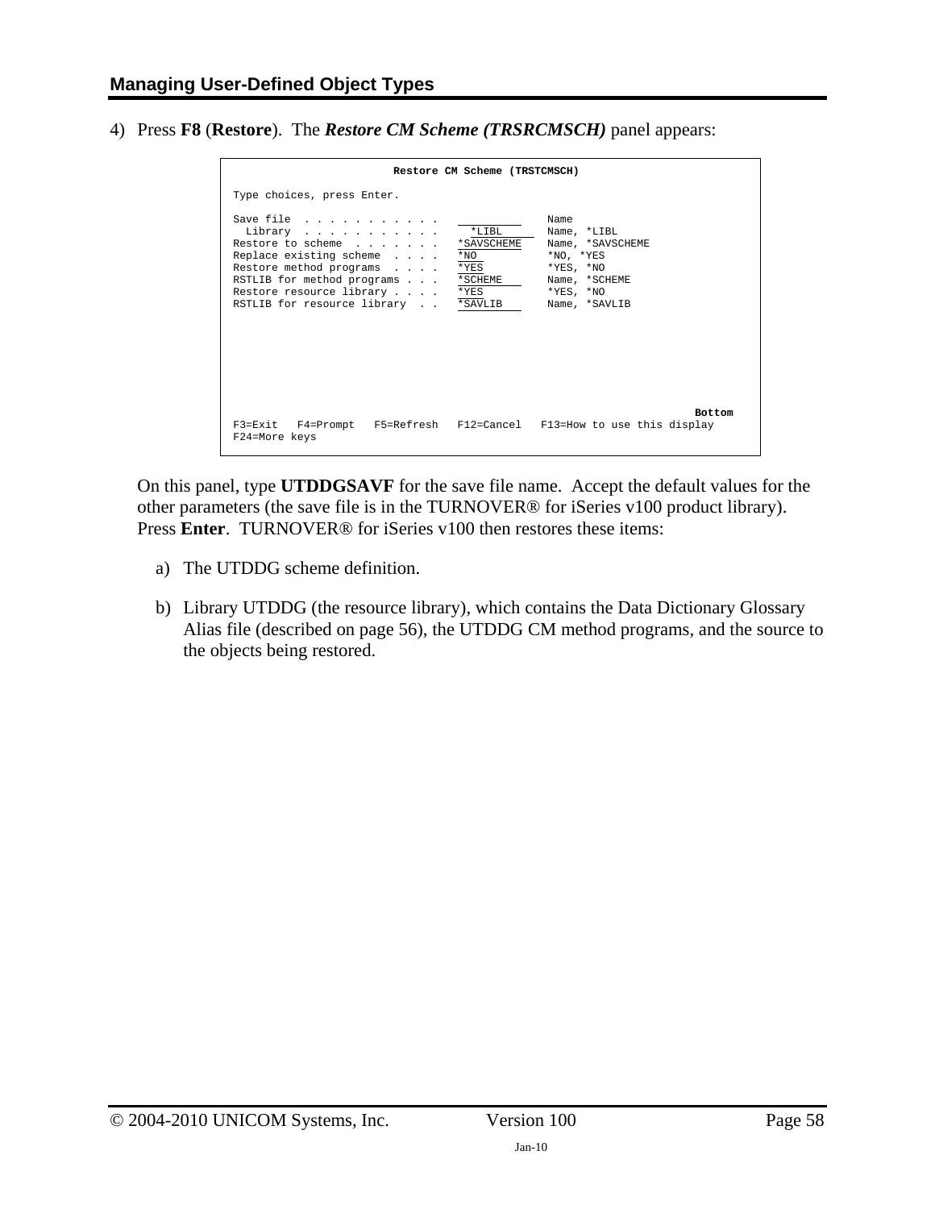4) Press **F8** (**Restore**). The ***Restore CM Scheme (TRSRCMSCH)*** panel appears:

```
                         Restore CM Scheme (TRSTCMSCH)

 Type choices, press Enter.

 Save file  . . . . . . . . . . .   __________    Name
   Library  . . . . . . . . . . .     *LIBL       Name, *LIBL
 Restore to scheme  . . . . . . .   *SAVSCHEME    Name, *SAVSCHEME
 Replace existing scheme  . . . .   *NO           *NO, *YES
 Restore method programs  . . . .   *YES          *YES, *NO
 RSTLIB for method programs . . .   *SCHEME       Name, *SCHEME
 Restore resource library . . . .   *YES          *YES, *NO
 RSTLIB for resource library  . .   *SAVLIB       Name, *SAVLIB







                                                                        Bottom
 F3=Exit   F4=Prompt   F5=Refresh   F12=Cancel   F13=How to use this display
 F24=More keys
```

On this panel, type **UTDDGSAVF** for the save file name. Accept the default values for the other parameters (the save file is in the TURNOVER® for iSeries v100 product library). Press **Enter**. TURNOVER® for iSeries v100 then restores these items:

a) The UTDDG scheme definition.

b) Library UTDDG (the resource library), which contains the Data Dictionary Glossary Alias file (described on page 56), the UTDDG CM method programs, and the source to the objects being restored.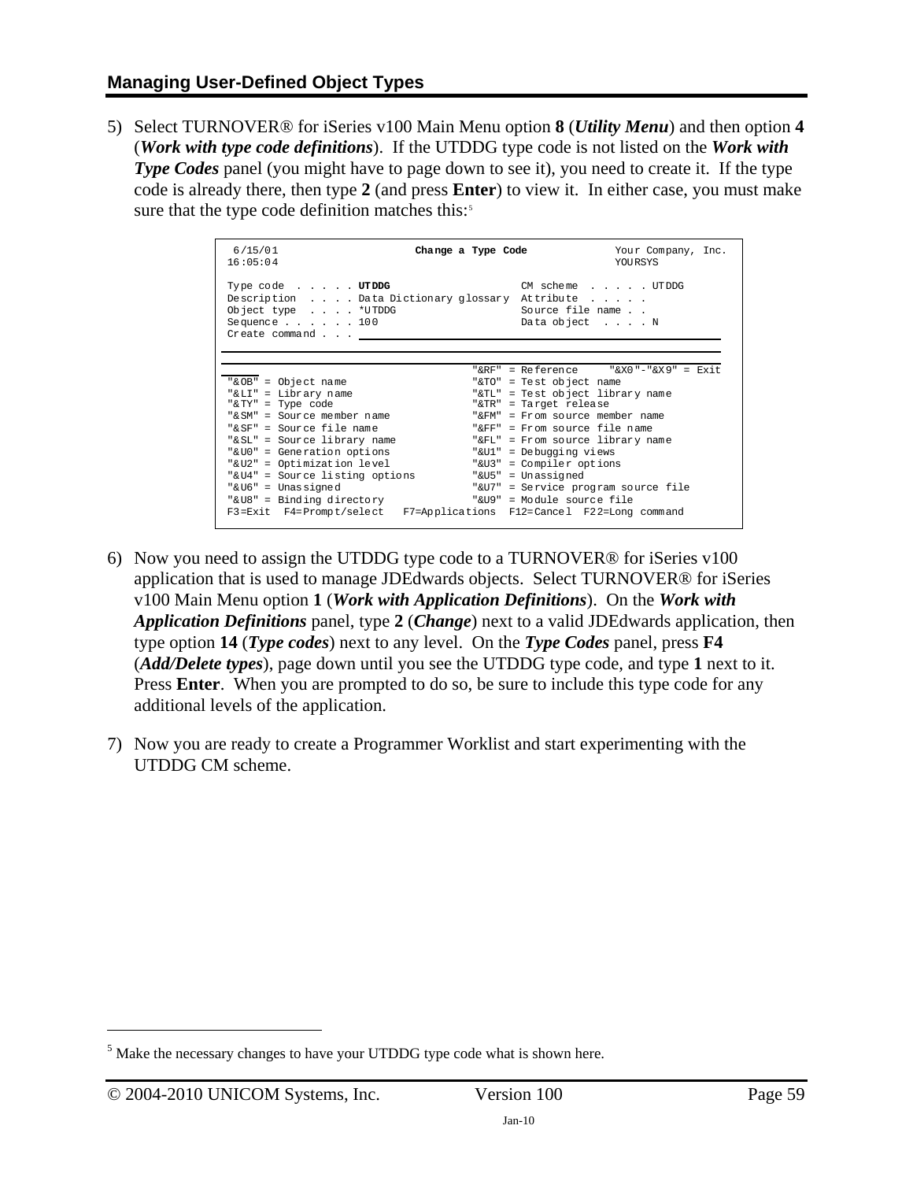## Managing User-Defined Object Types

5) Select TURNOVER® for iSeries v100 Main Menu option **8** (***Utility Menu***) and then option **4** (***Work with type code definitions***). If the UTDDG type code is not listed on the ***Work with Type Codes*** panel (you might have to page down to see it), you need to create it. If the type code is already there, then type **2** (and press **Enter**) to view it. In either case, you must make sure that the type code definition matches this:[5]

```
 6/15/01                        Change a Type Code              Your Company, Inc.
16:05:04                                                        YOURSYS

Type code  . . . . . UTDDG                      CM scheme  . . . . . UTDDG
Description  . . . . Data Dictionary glossary  Attribute  . . . . .
Object type  . . . . *UTDDG                     Source file name . .
Sequence . . . . . . 100                        Data object  . . . . N
Create command . . . 


                                         "&RF" = Reference     "&X0"-"&X9" = Exit
"&OB" = Object name                      "&TO" = Test object name
"&LI" = Library name                     "&TL" = Test object library name
"&TY" = Type code                        "&TR" = Target release
"&SM" = Source member name               "&FM" = From source member name
"&SF" = Source file name                 "&FF" = From source file name
"&SL" = Source library name              "&FL" = From source library name
"&U0" = Generation options               "&U1" = Debugging views
"&U2" = Optimization level               "&U3" = Compiler options
"&U4" = Source listing options           "&U5" = Unassigned
"&U6" = Unassigned                       "&U7" = Service program source file
"&U8" = Binding directory                "&U9" = Module source file
F3=Exit  F4=Prompt/select   F7=Applications  F12=Cancel  F22=Long command
```

6) Now you need to assign the UTDDG type code to a TURNOVER® for iSeries v100 application that is used to manage JDEdwards objects. Select TURNOVER® for iSeries v100 Main Menu option **1** (***Work with Application Definitions***). On the ***Work with Application Definitions*** panel, type **2** (***Change***) next to a valid JDEdwards application, then type option **14** (***Type codes***) next to any level. On the ***Type Codes*** panel, press **F4** (***Add/Delete types***), page down until you see the UTDDG type code, and type **1** next to it. Press **Enter**. When you are prompted to do so, be sure to include this type code for any additional levels of the application.

7) Now you are ready to create a Programmer Worklist and start experimenting with the UTDDG CM scheme.

[5] Make the necessary changes to have your UTDDG type code what is shown here.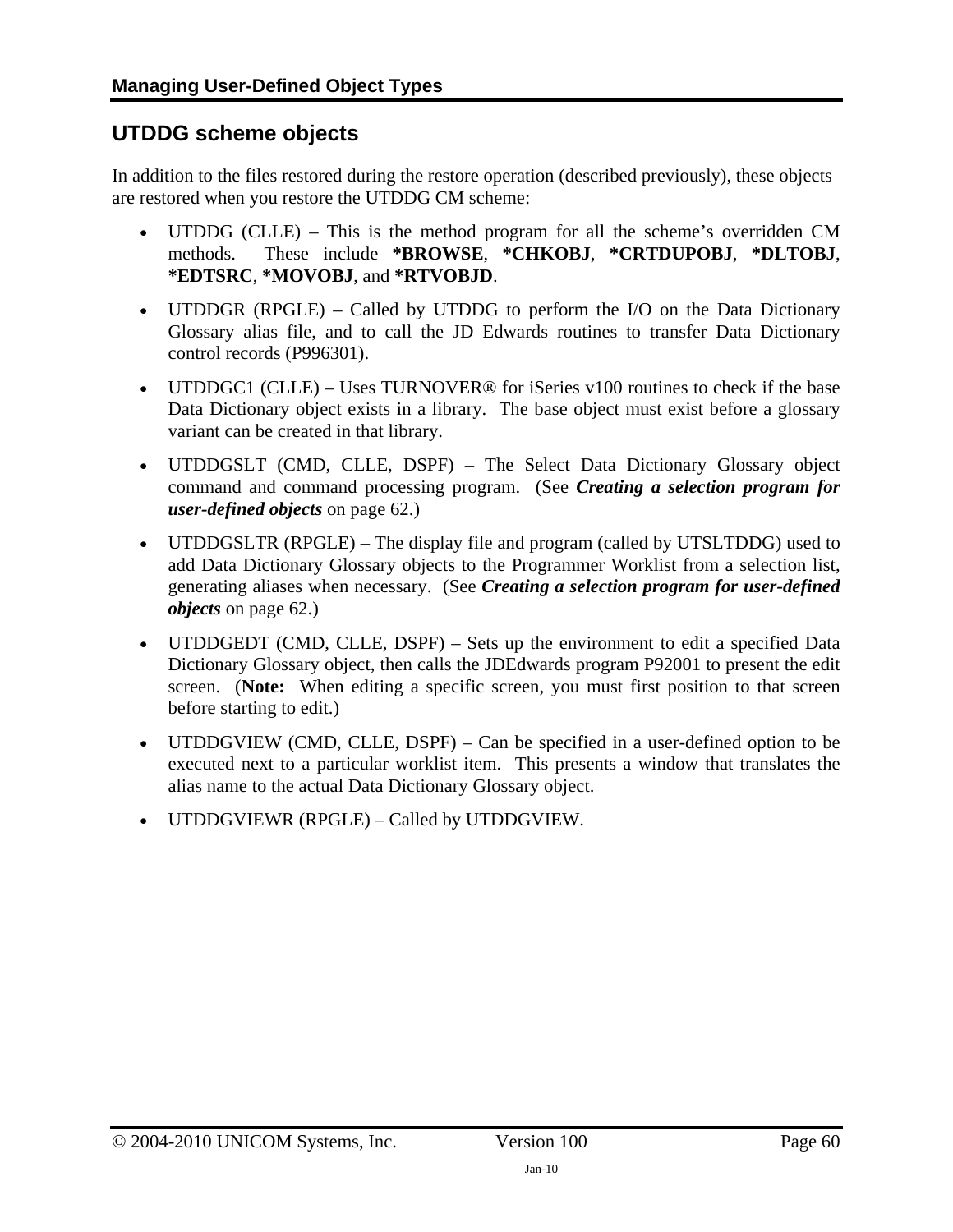## UTDDG scheme objects

In addition to the files restored during the restore operation (described previously), these objects are restored when you restore the UTDDG CM scheme:

- UTDDG (CLLE) – This is the method program for all the scheme's overridden CM methods. These include **\*BROWSE**, **\*CHKOBJ**, **\*CRTDUPOBJ**, **\*DLTOBJ**, **\*EDTSRC**, **\*MOVOBJ**, and **\*RTVOBJD**.
- UTDDGR (RPGLE) – Called by UTDDG to perform the I/O on the Data Dictionary Glossary alias file, and to call the JD Edwards routines to transfer Data Dictionary control records (P996301).
- UTDDGC1 (CLLE) – Uses TURNOVER® for iSeries v100 routines to check if the base Data Dictionary object exists in a library. The base object must exist before a glossary variant can be created in that library.
- UTDDGSLT (CMD, CLLE, DSPF) – The Select Data Dictionary Glossary object command and command processing program. (See ***Creating a selection program for user-defined objects*** on page 62.)
- UTDDGSLTR (RPGLE) – The display file and program (called by UTSLTDDG) used to add Data Dictionary Glossary objects to the Programmer Worklist from a selection list, generating aliases when necessary. (See ***Creating a selection program for user-defined objects*** on page 62.)
- UTDDGEDT (CMD, CLLE, DSPF) – Sets up the environment to edit a specified Data Dictionary Glossary object, then calls the JDEdwards program P92001 to present the edit screen. (**Note:** When editing a specific screen, you must first position to that screen before starting to edit.)
- UTDDGVIEW (CMD, CLLE, DSPF) – Can be specified in a user-defined option to be executed next to a particular worklist item. This presents a window that translates the alias name to the actual Data Dictionary Glossary object.
- UTDDGVIEWR (RPGLE) – Called by UTDDGVIEW.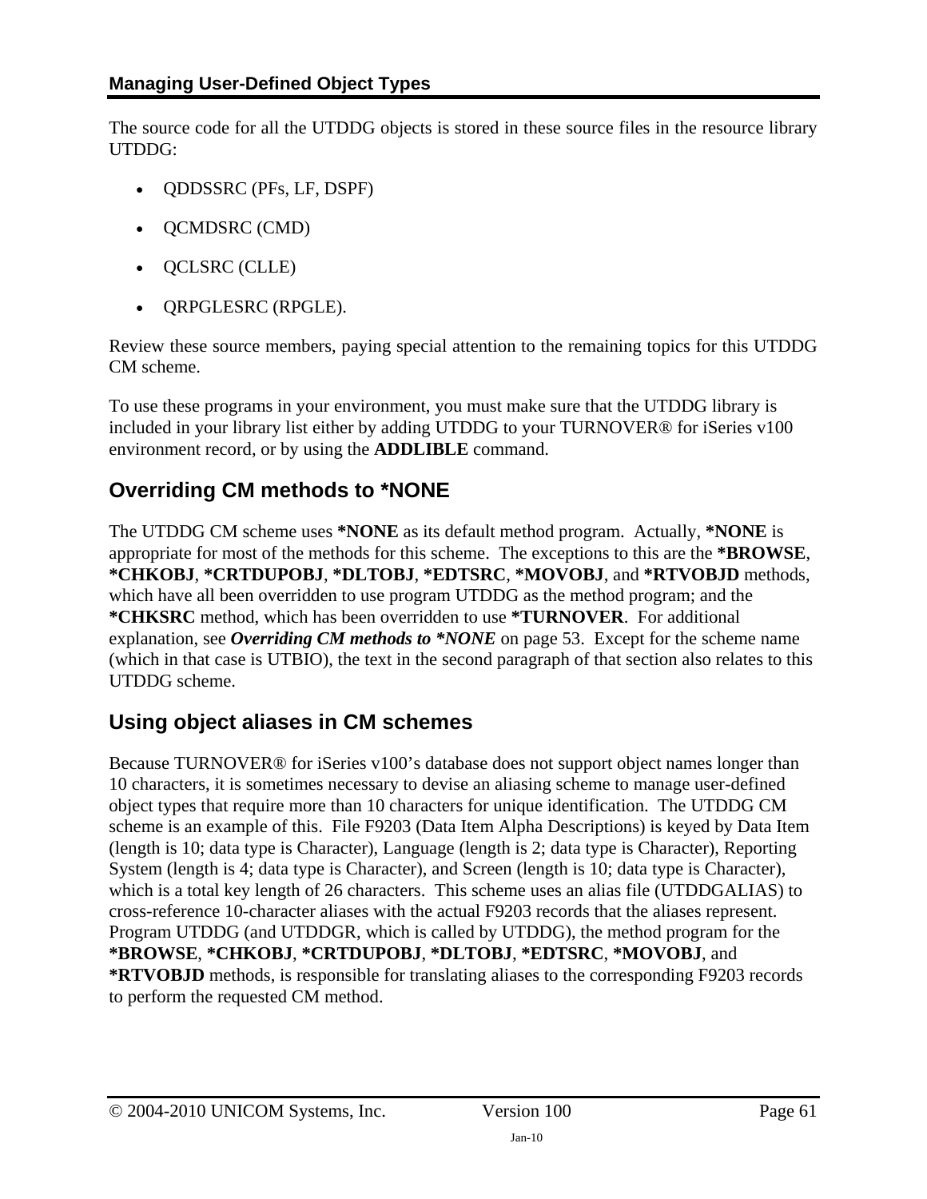The source code for all the UTDDG objects is stored in these source files in the resource library UTDDG:

- QDDSSRC (PFs, LF, DSPF)
- QCMDSRC (CMD)
- QCLSRC (CLLE)
- QRPGLESRC (RPGLE).

Review these source members, paying special attention to the remaining topics for this UTDDG CM scheme.

To use these programs in your environment, you must make sure that the UTDDG library is included in your library list either by adding UTDDG to your TURNOVER® for iSeries v100 environment record, or by using the **ADDLIBLE** command.

## Overriding CM methods to *NONE

The UTDDG CM scheme uses ***NONE** as its default method program. Actually, ***NONE** is appropriate for most of the methods for this scheme. The exceptions to this are the ***BROWSE**, ***CHKOBJ**, ***CRTDUPOBJ**, ***DLTOBJ**, ***EDTSRC**, ***MOVOBJ**, and ***RTVOBJD** methods, which have all been overridden to use program UTDDG as the method program; and the ***CHKSRC** method, which has been overridden to use ***TURNOVER**. For additional explanation, see ***Overriding CM methods to *NONE*** on page 53. Except for the scheme name (which in that case is UTBIO), the text in the second paragraph of that section also relates to this UTDDG scheme.

## Using object aliases in CM schemes

Because TURNOVER® for iSeries v100's database does not support object names longer than 10 characters, it is sometimes necessary to devise an aliasing scheme to manage user-defined object types that require more than 10 characters for unique identification. The UTDDG CM scheme is an example of this. File F9203 (Data Item Alpha Descriptions) is keyed by Data Item (length is 10; data type is Character), Language (length is 2; data type is Character), Reporting System (length is 4; data type is Character), and Screen (length is 10; data type is Character), which is a total key length of 26 characters. This scheme uses an alias file (UTDDGALIAS) to cross-reference 10-character aliases with the actual F9203 records that the aliases represent. Program UTDDG (and UTDDGR, which is called by UTDDG), the method program for the ***BROWSE**, ***CHKOBJ**, ***CRTDUPOBJ**, ***DLTOBJ**, ***EDTSRC**, ***MOVOBJ**, and ***RTVOBJD** methods, is responsible for translating aliases to the corresponding F9203 records to perform the requested CM method.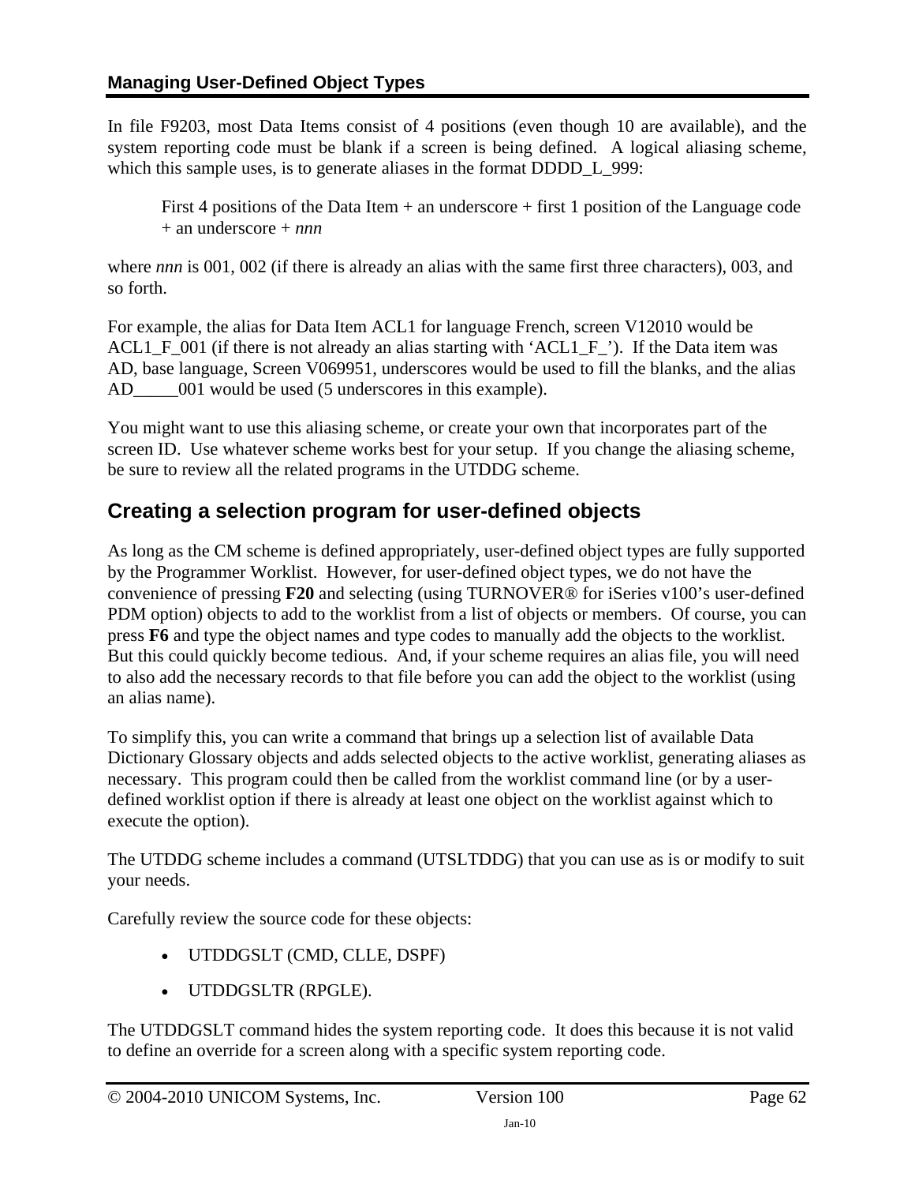## Managing User-Defined Object Types

In file F9203, most Data Items consist of 4 positions (even though 10 are available), and the system reporting code must be blank if a screen is being defined. A logical aliasing scheme, which this sample uses, is to generate aliases in the format DDDD_L_999:

> First 4 positions of the Data Item + an underscore + first 1 position of the Language code + an underscore + *nnn*

where *nnn* is 001, 002 (if there is already an alias with the same first three characters), 003, and so forth.

For example, the alias for Data Item ACL1 for language French, screen V12010 would be ACL1_F_001 (if there is not already an alias starting with 'ACL1_F_'). If the Data item was AD, base language, Screen V069951, underscores would be used to fill the blanks, and the alias AD_____001 would be used (5 underscores in this example).

You might want to use this aliasing scheme, or create your own that incorporates part of the screen ID. Use whatever scheme works best for your setup. If you change the aliasing scheme, be sure to review all the related programs in the UTDDG scheme.

## Creating a selection program for user-defined objects

As long as the CM scheme is defined appropriately, user-defined object types are fully supported by the Programmer Worklist. However, for user-defined object types, we do not have the convenience of pressing **F20** and selecting (using TURNOVER® for iSeries v100's user-defined PDM option) objects to add to the worklist from a list of objects or members. Of course, you can press **F6** and type the object names and type codes to manually add the objects to the worklist. But this could quickly become tedious. And, if your scheme requires an alias file, you will need to also add the necessary records to that file before you can add the object to the worklist (using an alias name).

To simplify this, you can write a command that brings up a selection list of available Data Dictionary Glossary objects and adds selected objects to the active worklist, generating aliases as necessary. This program could then be called from the worklist command line (or by a user-defined worklist option if there is already at least one object on the worklist against which to execute the option).

The UTDDG scheme includes a command (UTSLTDDG) that you can use as is or modify to suit your needs.

Carefully review the source code for these objects:

- UTDDGSLT (CMD, CLLE, DSPF)
- UTDDGSLTR (RPGLE).

The UTDDGSLT command hides the system reporting code. It does this because it is not valid to define an override for a screen along with a specific system reporting code.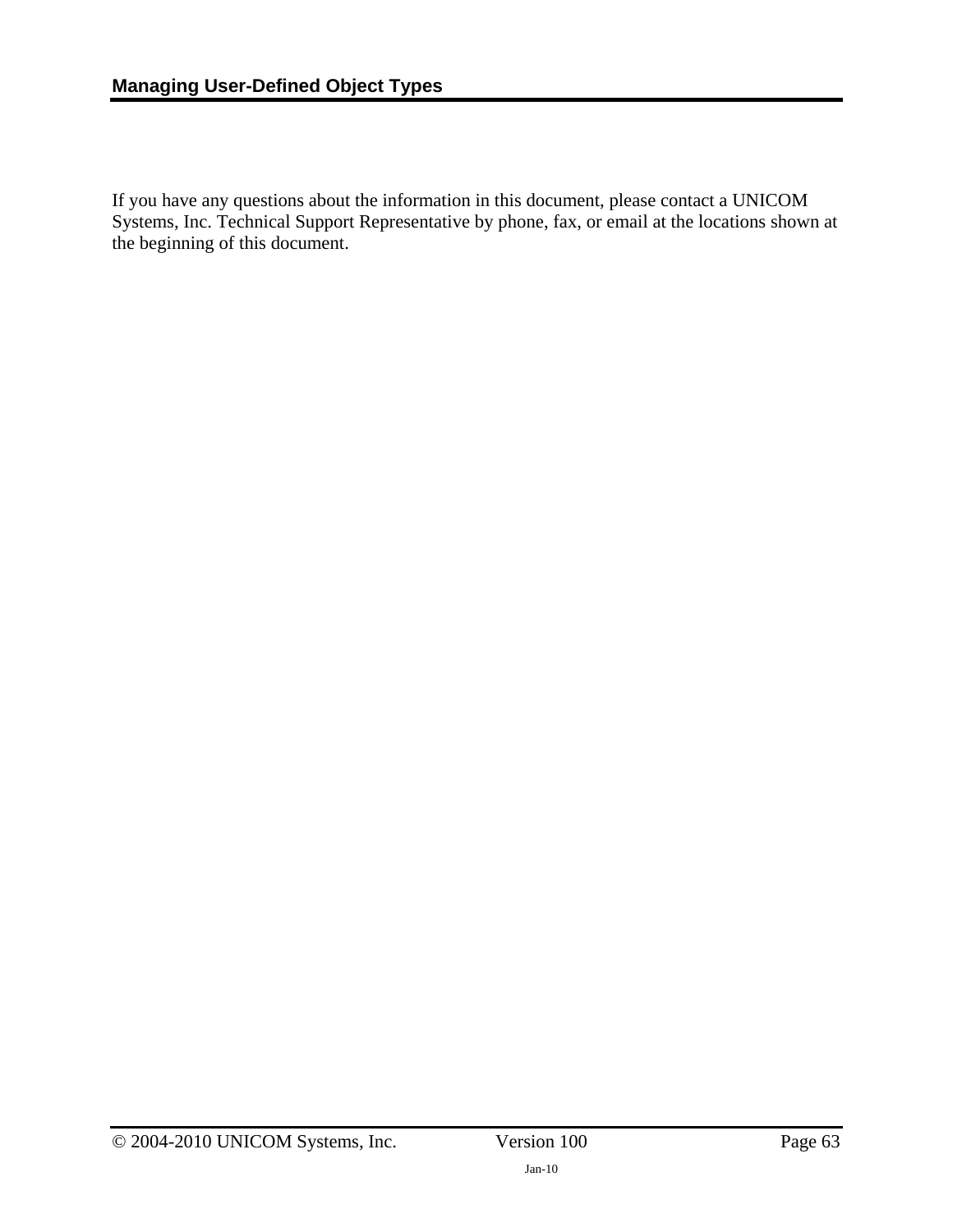If you have any questions about the information in this document, please contact a UNICOM Systems, Inc. Technical Support Representative by phone, fax, or email at the locations shown at the beginning of this document.